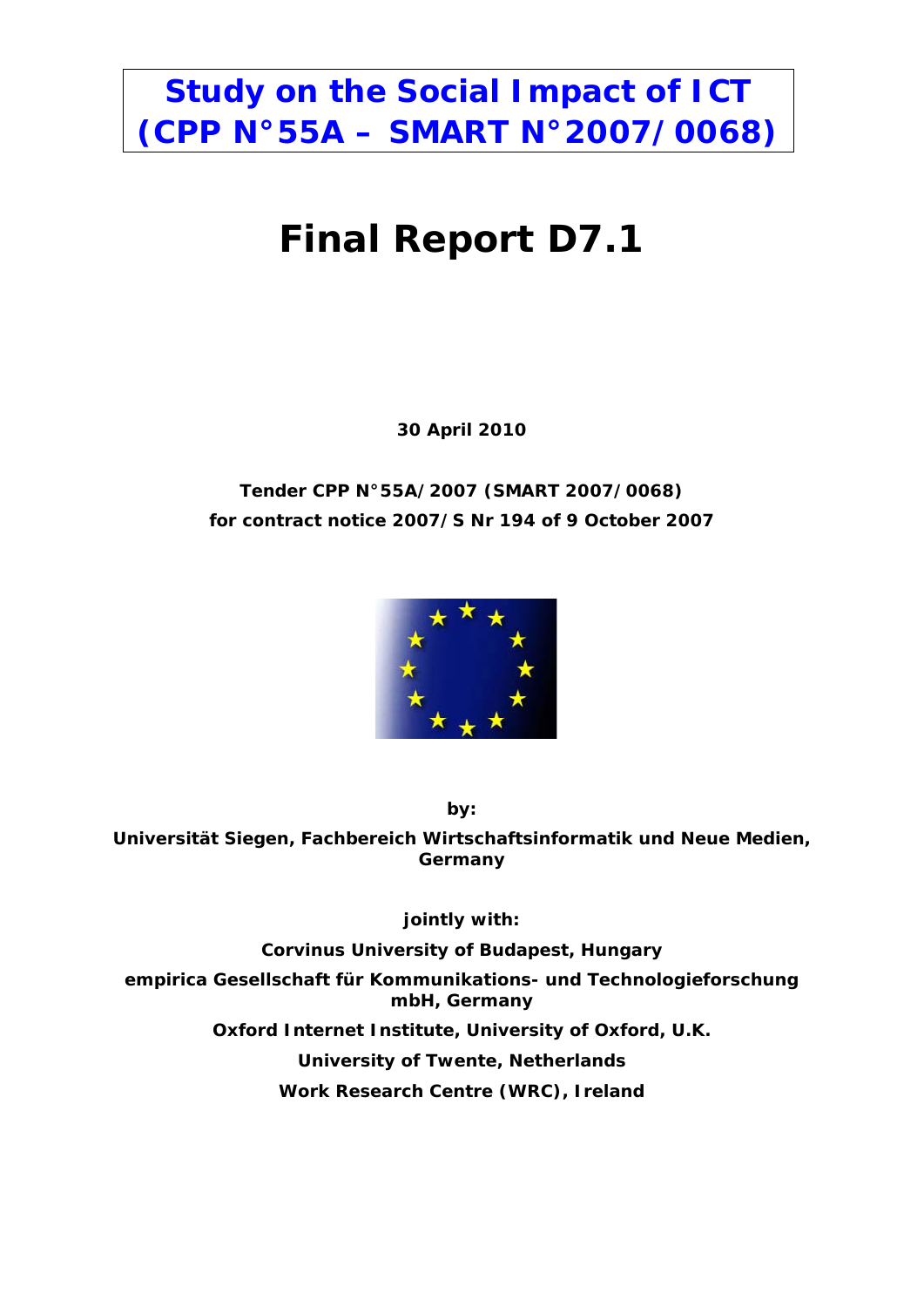# Study on the Social Impact of ICT (CPP N°55A – SMART N°2007/0068)

# Final Report D7.1

**30 April 2010**

**Tender CPP N°55A/2007 (SMART 2007/0068)**
**for contract notice 2007/S Nr 194 of 9 October 2007**

**by:**

**Universität Siegen, Fachbereich Wirtschaftsinformatik und Neue Medien, Germany**

**jointly with:**

**Corvinus University of Budapest, Hungary**

**empirica Gesellschaft für Kommunikations- und Technologieforschung mbH, Germany**

**Oxford Internet Institute, University of Oxford, U.K.**

**University of Twente, Netherlands**

**Work Research Centre (WRC), Ireland**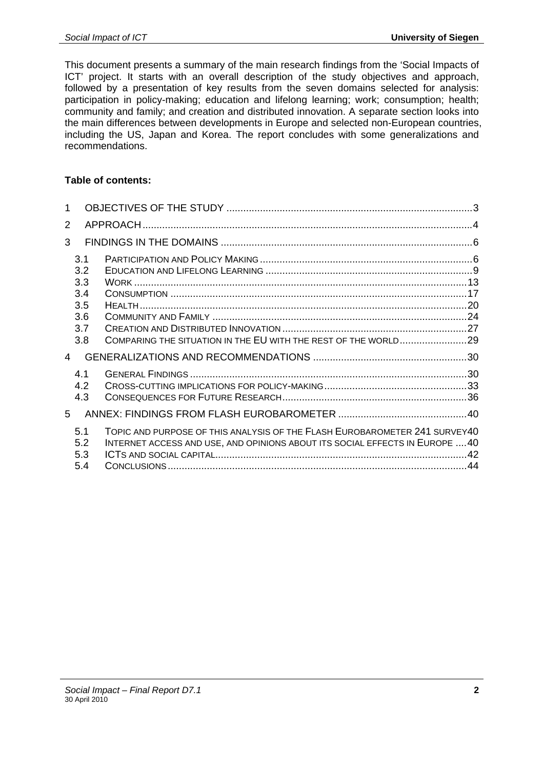This document presents a summary of the main research findings from the 'Social Impacts of ICT' project. It starts with an overall description of the study objectives and approach, followed by a presentation of key results from the seven domains selected for analysis: participation in policy-making; education and lifelong learning; work; consumption; health; community and family; and creation and distributed innovation. A separate section looks into the main differences between developments in Europe and selected non-European countries, including the US, Japan and Korea. The report concludes with some generalizations and recommendations.

**Table of contents:**

1 OBJECTIVES OF THE STUDY .......... 3

2 APPROACH .......... 4

3 FINDINGS IN THE DOMAINS .......... 6

- 3.1 PARTICIPATION AND POLICY MAKING .......... 6
- 3.2 EDUCATION AND LIFELONG LEARNING .......... 9
- 3.3 WORK .......... 13
- 3.4 CONSUMPTION .......... 17
- 3.5 HEALTH .......... 20
- 3.6 COMMUNITY AND FAMILY .......... 24
- 3.7 CREATION AND DISTRIBUTED INNOVATION .......... 27
- 3.8 COMPARING THE SITUATION IN THE EU WITH THE REST OF THE WORLD .......... 29

4 GENERALIZATIONS AND RECOMMENDATIONS .......... 30

- 4.1 GENERAL FINDINGS .......... 30
- 4.2 CROSS-CUTTING IMPLICATIONS FOR POLICY-MAKING .......... 33
- 4.3 CONSEQUENCES FOR FUTURE RESEARCH .......... 36

5 ANNEX: FINDINGS FROM FLASH EUROBAROMETER .......... 40

- 5.1 TOPIC AND PURPOSE OF THIS ANALYSIS OF THE FLASH EUROBAROMETER 241 SURVEY .......... 40
- 5.2 INTERNET ACCESS AND USE, AND OPINIONS ABOUT ITS SOCIAL EFFECTS IN EUROPE .......... 40
- 5.3 ICTS AND SOCIAL CAPITAL .......... 42
- 5.4 CONCLUSIONS .......... 44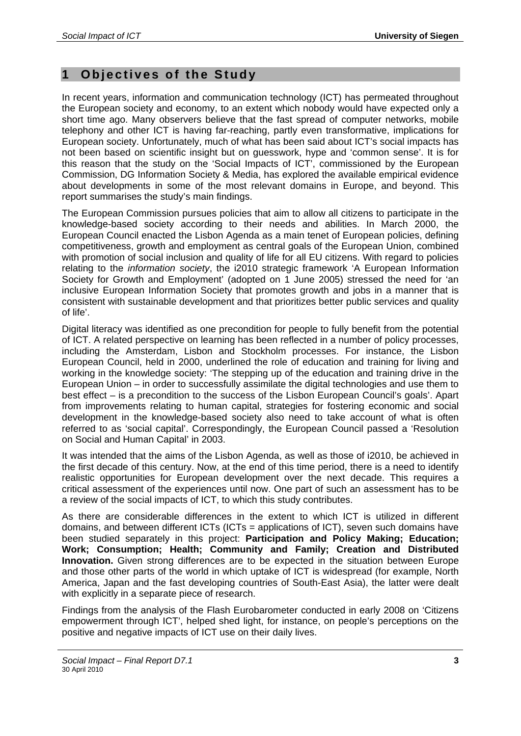# 1 Objectives of the Study

In recent years, information and communication technology (ICT) has permeated throughout the European society and economy, to an extent which nobody would have expected only a short time ago. Many observers believe that the fast spread of computer networks, mobile telephony and other ICT is having far-reaching, partly even transformative, implications for European society. Unfortunately, much of what has been said about ICT's social impacts has not been based on scientific insight but on guesswork, hype and 'common sense'. It is for this reason that the study on the 'Social Impacts of ICT', commissioned by the European Commission, DG Information Society & Media, has explored the available empirical evidence about developments in some of the most relevant domains in Europe, and beyond. This report summarises the study's main findings.

The European Commission pursues policies that aim to allow all citizens to participate in the knowledge-based society according to their needs and abilities. In March 2000, the European Council enacted the Lisbon Agenda as a main tenet of European policies, defining competitiveness, growth and employment as central goals of the European Union, combined with promotion of social inclusion and quality of life for all EU citizens. With regard to policies relating to the *information society*, the i2010 strategic framework 'A European Information Society for Growth and Employment' (adopted on 1 June 2005) stressed the need for 'an inclusive European Information Society that promotes growth and jobs in a manner that is consistent with sustainable development and that prioritizes better public services and quality of life'.

Digital literacy was identified as one precondition for people to fully benefit from the potential of ICT. A related perspective on learning has been reflected in a number of policy processes, including the Amsterdam, Lisbon and Stockholm processes. For instance, the Lisbon European Council, held in 2000, underlined the role of education and training for living and working in the knowledge society: 'The stepping up of the education and training drive in the European Union – in order to successfully assimilate the digital technologies and use them to best effect – is a precondition to the success of the Lisbon European Council's goals'. Apart from improvements relating to human capital, strategies for fostering economic and social development in the knowledge-based society also need to take account of what is often referred to as 'social capital'. Correspondingly, the European Council passed a 'Resolution on Social and Human Capital' in 2003.

It was intended that the aims of the Lisbon Agenda, as well as those of i2010, be achieved in the first decade of this century. Now, at the end of this time period, there is a need to identify realistic opportunities for European development over the next decade. This requires a critical assessment of the experiences until now. One part of such an assessment has to be a review of the social impacts of ICT, to which this study contributes.

As there are considerable differences in the extent to which ICT is utilized in different domains, and between different ICTs (ICTs = applications of ICT), seven such domains have been studied separately in this project: **Participation and Policy Making; Education; Work; Consumption; Health; Community and Family; Creation and Distributed Innovation.** Given strong differences are to be expected in the situation between Europe and those other parts of the world in which uptake of ICT is widespread (for example, North America, Japan and the fast developing countries of South-East Asia), the latter were dealt with explicitly in a separate piece of research.

Findings from the analysis of the Flash Eurobarometer conducted in early 2008 on 'Citizens empowerment through ICT', helped shed light, for instance, on people's perceptions on the positive and negative impacts of ICT use on their daily lives.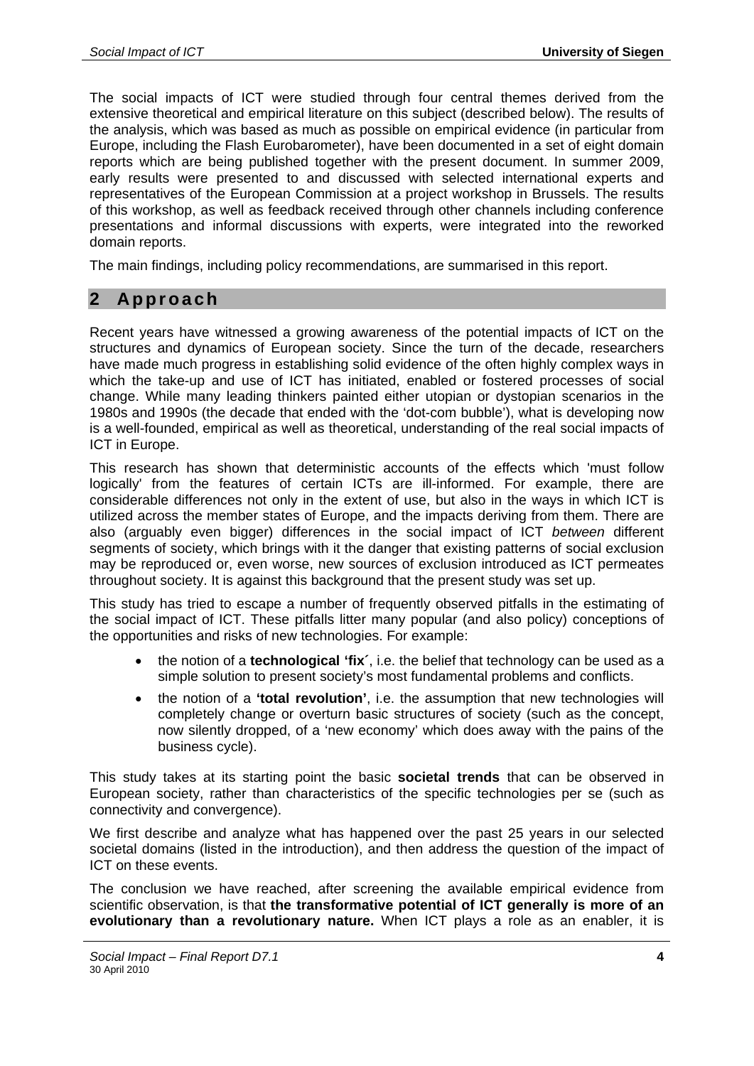The social impacts of ICT were studied through four central themes derived from the extensive theoretical and empirical literature on this subject (described below). The results of the analysis, which was based as much as possible on empirical evidence (in particular from Europe, including the Flash Eurobarometer), have been documented in a set of eight domain reports which are being published together with the present document. In summer 2009, early results were presented to and discussed with selected international experts and representatives of the European Commission at a project workshop in Brussels. The results of this workshop, as well as feedback received through other channels including conference presentations and informal discussions with experts, were integrated into the reworked domain reports.

The main findings, including policy recommendations, are summarised in this report.

## 2 Approach

Recent years have witnessed a growing awareness of the potential impacts of ICT on the structures and dynamics of European society. Since the turn of the decade, researchers have made much progress in establishing solid evidence of the often highly complex ways in which the take-up and use of ICT has initiated, enabled or fostered processes of social change. While many leading thinkers painted either utopian or dystopian scenarios in the 1980s and 1990s (the decade that ended with the 'dot-com bubble'), what is developing now is a well-founded, empirical as well as theoretical, understanding of the real social impacts of ICT in Europe.

This research has shown that deterministic accounts of the effects which 'must follow logically' from the features of certain ICTs are ill-informed. For example, there are considerable differences not only in the extent of use, but also in the ways in which ICT is utilized across the member states of Europe, and the impacts deriving from them. There are also (arguably even bigger) differences in the social impact of ICT *between* different segments of society, which brings with it the danger that existing patterns of social exclusion may be reproduced or, even worse, new sources of exclusion introduced as ICT permeates throughout society. It is against this background that the present study was set up.

This study has tried to escape a number of frequently observed pitfalls in the estimating of the social impact of ICT. These pitfalls litter many popular (and also policy) conceptions of the opportunities and risks of new technologies. For example:

- the notion of a **technological 'fix´**, i.e. the belief that technology can be used as a simple solution to present society's most fundamental problems and conflicts.
- the notion of a **'total revolution'**, i.e. the assumption that new technologies will completely change or overturn basic structures of society (such as the concept, now silently dropped, of a 'new economy' which does away with the pains of the business cycle).

This study takes at its starting point the basic **societal trends** that can be observed in European society, rather than characteristics of the specific technologies per se (such as connectivity and convergence).

We first describe and analyze what has happened over the past 25 years in our selected societal domains (listed in the introduction), and then address the question of the impact of ICT on these events.

The conclusion we have reached, after screening the available empirical evidence from scientific observation, is that **the transformative potential of ICT generally is more of an evolutionary than a revolutionary nature.** When ICT plays a role as an enabler, it is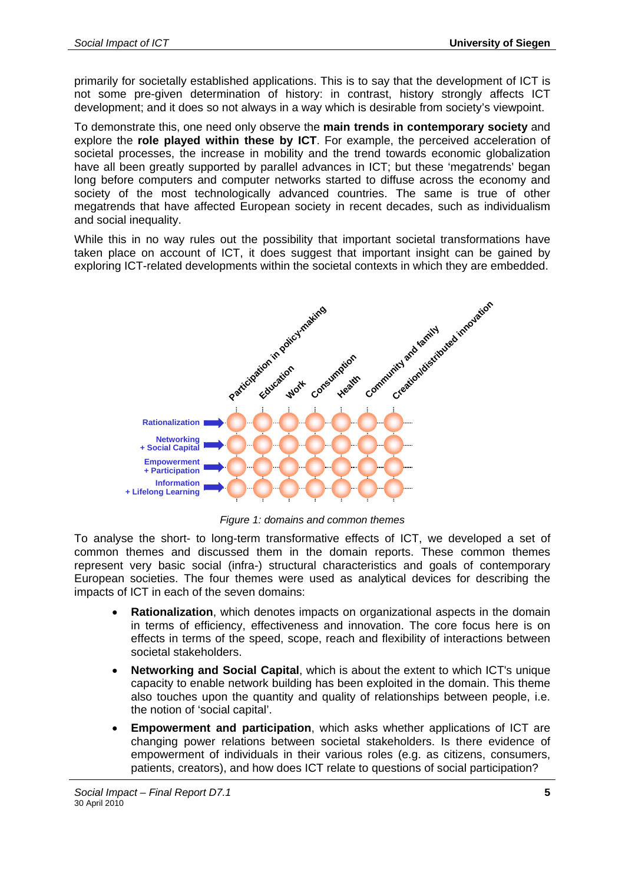primarily for societally established applications. This is to say that the development of ICT is not some pre-given determination of history: in contrast, history strongly affects ICT development; and it does so not always in a way which is desirable from society's viewpoint.

To demonstrate this, one need only observe the **main trends in contemporary society** and explore the **role played within these by ICT**. For example, the perceived acceleration of societal processes, the increase in mobility and the trend towards economic globalization have all been greatly supported by parallel advances in ICT; but these 'megatrends' began long before computers and computer networks started to diffuse across the economy and society of the most technologically advanced countries. The same is true of other megatrends that have affected European society in recent decades, such as individualism and social inequality.

While this in no way rules out the possibility that important societal transformations have taken place on account of ICT, it does suggest that important insight can be gained by exploring ICT-related developments within the societal contexts in which they are embedded.

*Figure 1: domains and common themes*

To analyse the short- to long-term transformative effects of ICT, we developed a set of common themes and discussed them in the domain reports. These common themes represent very basic social (infra-) structural characteristics and goals of contemporary European societies. The four themes were used as analytical devices for describing the impacts of ICT in each of the seven domains:

- **Rationalization**, which denotes impacts on organizational aspects in the domain in terms of efficiency, effectiveness and innovation. The core focus here is on effects in terms of the speed, scope, reach and flexibility of interactions between societal stakeholders.
- **Networking and Social Capital**, which is about the extent to which ICT's unique capacity to enable network building has been exploited in the domain. This theme also touches upon the quantity and quality of relationships between people, i.e. the notion of 'social capital'.
- **Empowerment and participation**, which asks whether applications of ICT are changing power relations between societal stakeholders. Is there evidence of empowerment of individuals in their various roles (e.g. as citizens, consumers, patients, creators), and how does ICT relate to questions of social participation?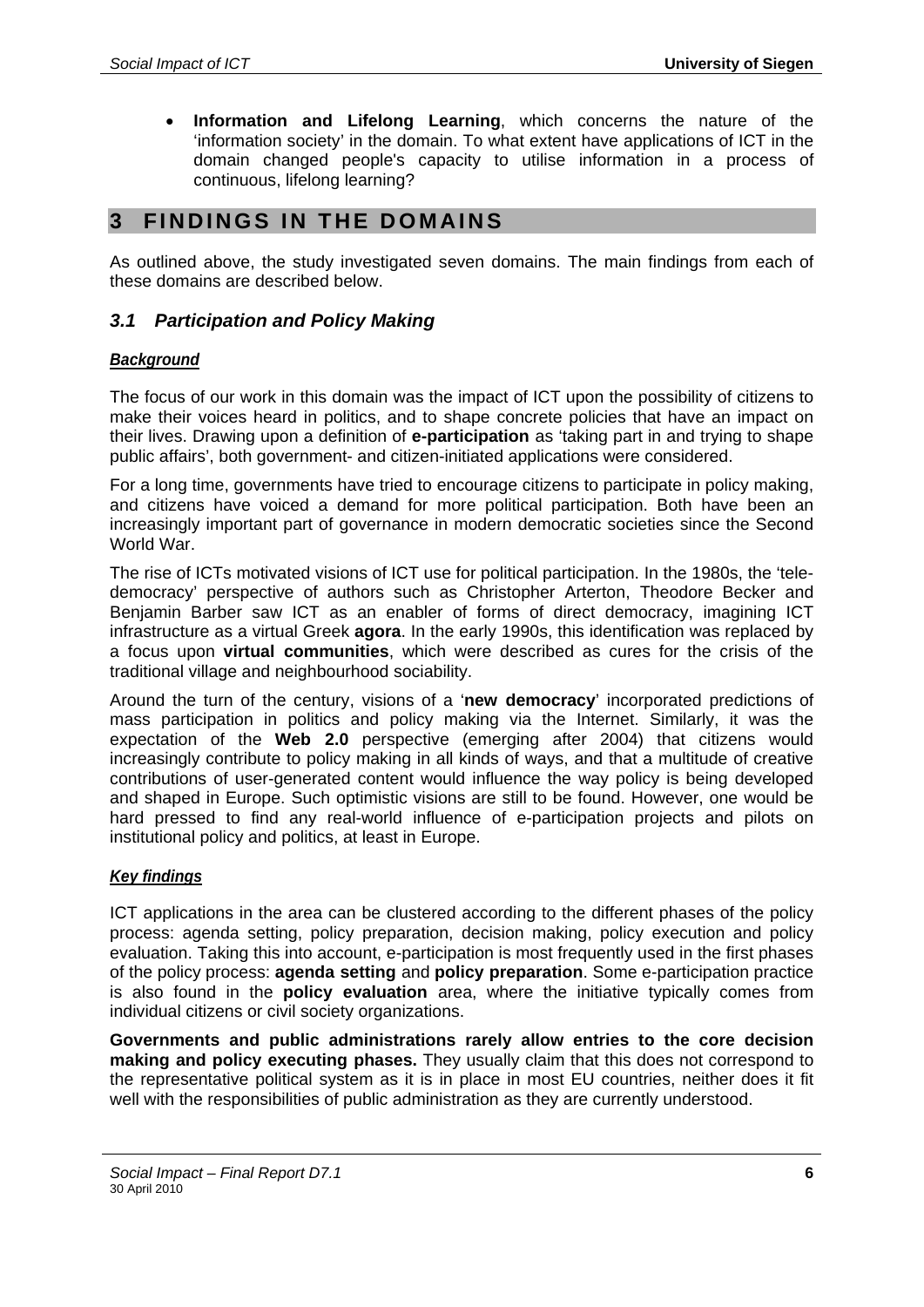- **Information and Lifelong Learning**, which concerns the nature of the 'information society' in the domain. To what extent have applications of ICT in the domain changed people's capacity to utilise information in a process of continuous, lifelong learning?

# 3 FINDINGS IN THE DOMAINS

As outlined above, the study investigated seven domains. The main findings from each of these domains are described below.

## 3.1 Participation and Policy Making

#### *Background*

The focus of our work in this domain was the impact of ICT upon the possibility of citizens to make their voices heard in politics, and to shape concrete policies that have an impact on their lives. Drawing upon a definition of **e-participation** as 'taking part in and trying to shape public affairs', both government- and citizen-initiated applications were considered.

For a long time, governments have tried to encourage citizens to participate in policy making, and citizens have voiced a demand for more political participation. Both have been an increasingly important part of governance in modern democratic societies since the Second World War.

The rise of ICTs motivated visions of ICT use for political participation. In the 1980s, the 'tele-democracy' perspective of authors such as Christopher Arterton, Theodore Becker and Benjamin Barber saw ICT as an enabler of forms of direct democracy, imagining ICT infrastructure as a virtual Greek **agora**. In the early 1990s, this identification was replaced by a focus upon **virtual communities**, which were described as cures for the crisis of the traditional village and neighbourhood sociability.

Around the turn of the century, visions of a '**new democracy**' incorporated predictions of mass participation in politics and policy making via the Internet. Similarly, it was the expectation of the **Web 2.0** perspective (emerging after 2004) that citizens would increasingly contribute to policy making in all kinds of ways, and that a multitude of creative contributions of user-generated content would influence the way policy is being developed and shaped in Europe. Such optimistic visions are still to be found. However, one would be hard pressed to find any real-world influence of e-participation projects and pilots on institutional policy and politics, at least in Europe.

#### *Key findings*

ICT applications in the area can be clustered according to the different phases of the policy process: agenda setting, policy preparation, decision making, policy execution and policy evaluation. Taking this into account, e-participation is most frequently used in the first phases of the policy process: **agenda setting** and **policy preparation**. Some e-participation practice is also found in the **policy evaluation** area, where the initiative typically comes from individual citizens or civil society organizations.

**Governments and public administrations rarely allow entries to the core decision making and policy executing phases.** They usually claim that this does not correspond to the representative political system as it is in place in most EU countries, neither does it fit well with the responsibilities of public administration as they are currently understood.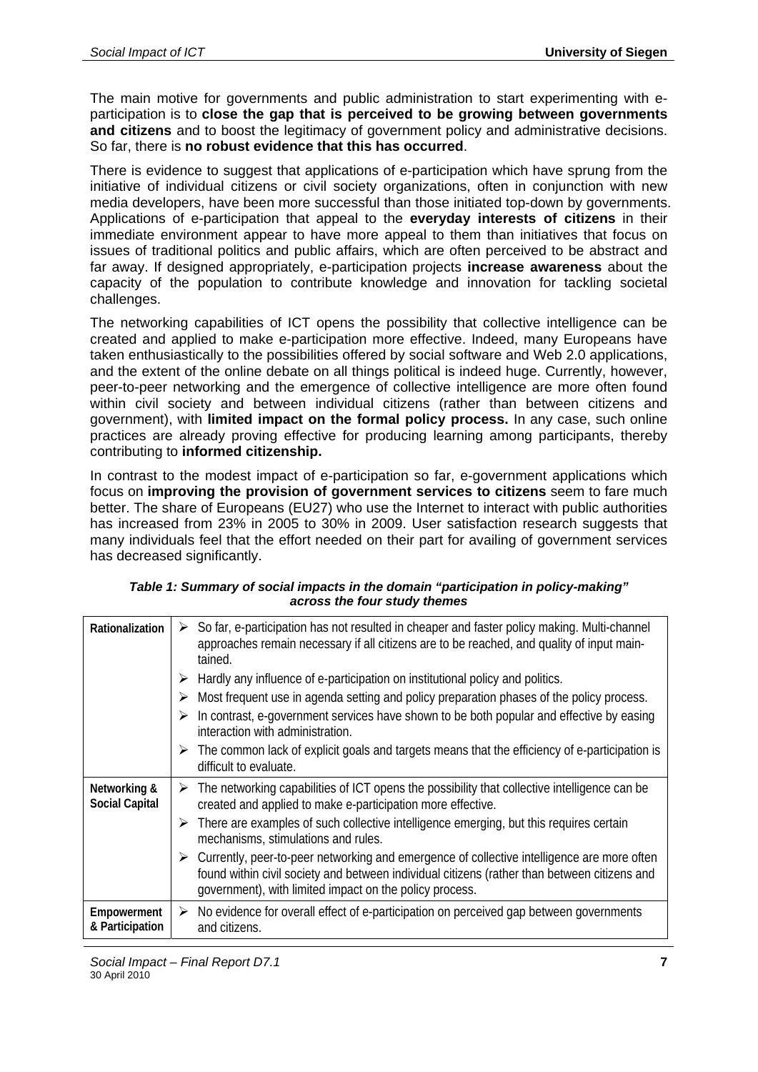The main motive for governments and public administration to start experimenting with e-participation is to **close the gap that is perceived to be growing between governments and citizens** and to boost the legitimacy of government policy and administrative decisions. So far, there is **no robust evidence that this has occurred**.

There is evidence to suggest that applications of e-participation which have sprung from the initiative of individual citizens or civil society organizations, often in conjunction with new media developers, have been more successful than those initiated top-down by governments. Applications of e-participation that appeal to the **everyday interests of citizens** in their immediate environment appear to have more appeal to them than initiatives that focus on issues of traditional politics and public affairs, which are often perceived to be abstract and far away. If designed appropriately, e-participation projects **increase awareness** about the capacity of the population to contribute knowledge and innovation for tackling societal challenges.

The networking capabilities of ICT opens the possibility that collective intelligence can be created and applied to make e-participation more effective. Indeed, many Europeans have taken enthusiastically to the possibilities offered by social software and Web 2.0 applications, and the extent of the online debate on all things political is indeed huge. Currently, however, peer-to-peer networking and the emergence of collective intelligence are more often found within civil society and between individual citizens (rather than between citizens and government), with **limited impact on the formal policy process.** In any case, such online practices are already proving effective for producing learning among participants, thereby contributing to **informed citizenship.**

In contrast to the modest impact of e-participation so far, e-government applications which focus on **improving the provision of government services to citizens** seem to fare much better. The share of Europeans (EU27) who use the Internet to interact with public authorities has increased from 23% in 2005 to 30% in 2009. User satisfaction research suggests that many individuals feel that the effort needed on their part for availing of government services has decreased significantly.

***Table 1: Summary of social impacts in the domain "participation in policy-making" across the four study themes***

| | |
|---|---|
| **Rationalization** | ➢ So far, e-participation has not resulted in cheaper and faster policy making. Multi-channel approaches remain necessary if all citizens are to be reached, and quality of input maintained.<br>➢ Hardly any influence of e-participation on institutional policy and politics.<br>➢ Most frequent use in agenda setting and policy preparation phases of the policy process.<br>➢ In contrast, e-government services have shown to be both popular and effective by easing interaction with administration.<br>➢ The common lack of explicit goals and targets means that the efficiency of e-participation is difficult to evaluate. |
| **Networking & Social Capital** | ➢ The networking capabilities of ICT opens the possibility that collective intelligence can be created and applied to make e-participation more effective.<br>➢ There are examples of such collective intelligence emerging, but this requires certain mechanisms, stimulations and rules.<br>➢ Currently, peer-to-peer networking and emergence of collective intelligence are more often found within civil society and between individual citizens (rather than between citizens and government), with limited impact on the policy process. |
| **Empowerment & Participation** | ➢ No evidence for overall effect of e-participation on perceived gap between governments and citizens. |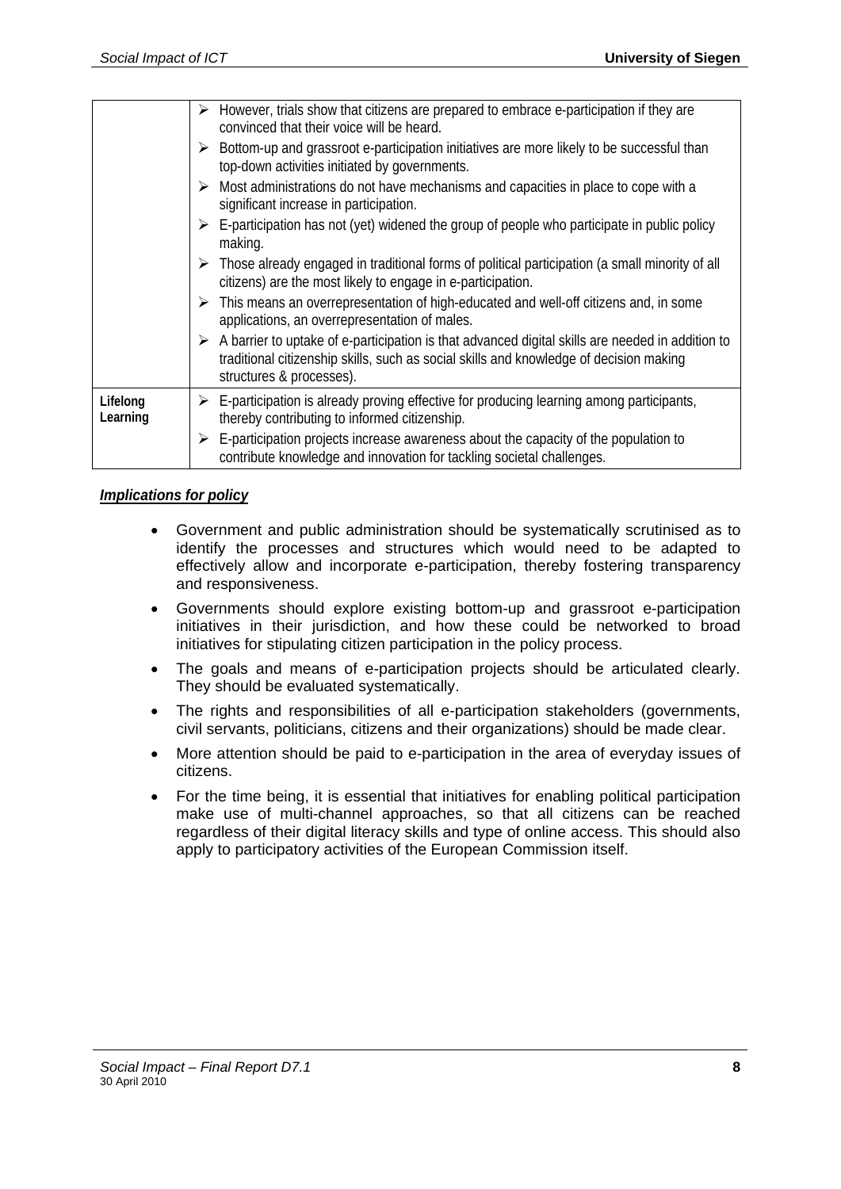| | |
|---|---|
| | ➢ However, trials show that citizens are prepared to embrace e-participation if they are convinced that their voice will be heard.<br>➢ Bottom-up and grassroot e-participation initiatives are more likely to be successful than top-down activities initiated by governments.<br>➢ Most administrations do not have mechanisms and capacities in place to cope with a significant increase in participation.<br>➢ E-participation has not (yet) widened the group of people who participate in public policy making.<br>➢ Those already engaged in traditional forms of political participation (a small minority of all citizens) are the most likely to engage in e-participation.<br>➢ This means an overrepresentation of high-educated and well-off citizens and, in some applications, an overrepresentation of males.<br>➢ A barrier to uptake of e-participation is that advanced digital skills are needed in addition to traditional citizenship skills, such as social skills and knowledge of decision making structures & processes). |
| **Lifelong Learning** | ➢ E-participation is already proving effective for producing learning among participants, thereby contributing to informed citizenship.<br>➢ E-participation projects increase awareness about the capacity of the population to contribute knowledge and innovation for tackling societal challenges. |

***Implications for policy***

- Government and public administration should be systematically scrutinised as to identify the processes and structures which would need to be adapted to effectively allow and incorporate e-participation, thereby fostering transparency and responsiveness.
- Governments should explore existing bottom-up and grassroot e-participation initiatives in their jurisdiction, and how these could be networked to broad initiatives for stipulating citizen participation in the policy process.
- The goals and means of e-participation projects should be articulated clearly. They should be evaluated systematically.
- The rights and responsibilities of all e-participation stakeholders (governments, civil servants, politicians, citizens and their organizations) should be made clear.
- More attention should be paid to e-participation in the area of everyday issues of citizens.
- For the time being, it is essential that initiatives for enabling political participation make use of multi-channel approaches, so that all citizens can be reached regardless of their digital literacy skills and type of online access. This should also apply to participatory activities of the European Commission itself.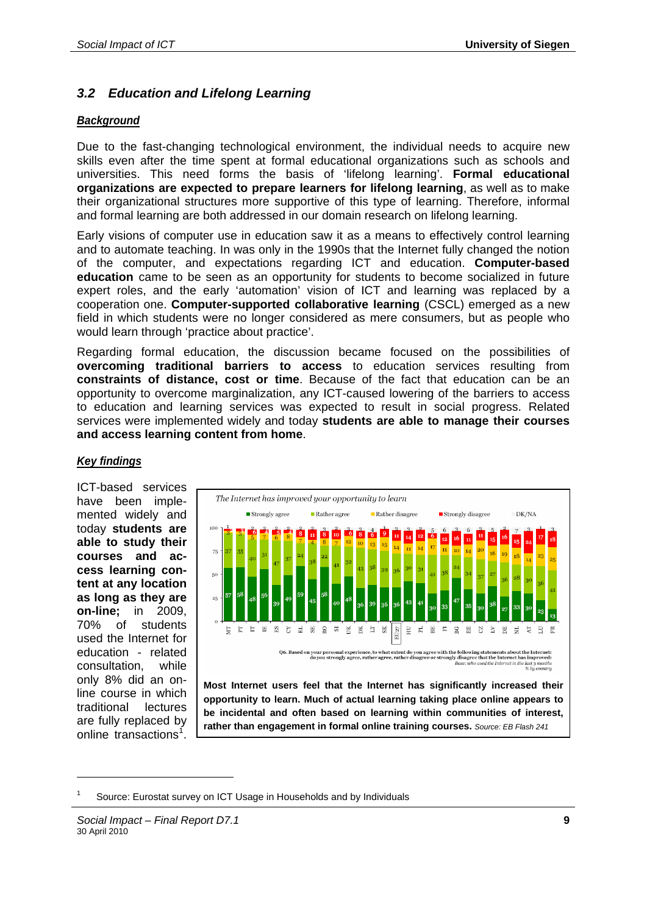## *3.2 Education and Lifelong Learning*

### *Background*

Due to the fast-changing technological environment, the individual needs to acquire new skills even after the time spent at formal educational organizations such as schools and universities. This need forms the basis of 'lifelong learning'. **Formal educational organizations are expected to prepare learners for lifelong learning**, as well as to make their organizational structures more supportive of this type of learning. Therefore, informal and formal learning are both addressed in our domain research on lifelong learning.

Early visions of computer use in education saw it as a means to effectively control learning and to automate teaching. In was only in the 1990s that the Internet fully changed the notion of the computer, and expectations regarding ICT and education. **Computer-based education** came to be seen as an opportunity for students to become socialized in future expert roles, and the early 'automation' vision of ICT and learning was replaced by a cooperation one. **Computer-supported collaborative learning** (CSCL) emerged as a new field in which students were no longer considered as mere consumers, but as people who would learn through 'practice about practice'.

Regarding formal education, the discussion became focused on the possibilities of **overcoming traditional barriers to access** to education services resulting from **constraints of distance, cost or time**. Because of the fact that education can be an opportunity to overcome marginalization, any ICT-caused lowering of the barriers to access to education and learning services was expected to result in social progress. Related services were implemented widely and today **students are able to manage their courses and access learning content from home**.

### *Key findings*

ICT-based services have been implemented widely and today **students are able to study their courses and access learning content at any location as long as they are on-line;** in 2009, 70% of students used the Internet for education - related consultation, while only 8% did an on-line course in which traditional lectures are fully replaced by online transactions[1].

*The Internet has improved your opportunity to learn*

| | MT | PT | IT | IE | ES | CY | EL | SE | RO | SI | UK | DK | LT | SK | EU27 | HU | PL | BE | FI | BG | EE | CZ | LV | DE | NL | AT | LU | FR |
|---|---|---|---|---|---|---|---|---|---|---|---|---|---|---|---|---|---|---|---|---|---|---|---|---|---|---|---|---|
| Strongly agree | 57 | 58 | 48 | 56 | 39 | 49 | 59 | 45 | 58 | 40 | 48 | 36 | 39 | 36 | 36 | 43 | 41 | 30 | 33 | 47 | 35 | 30 | 38 | 27 | 33 | 30 | 23 | 13 |
| Rather agree | 37 | 35 | 40 | 31 | 47 | 37 | 24 | 38 | 22 | 41 | 32 | 43 | 38 | 39 | 36 | 30 | 31 | 41 | 38 | 24 | 34 | 37 | 27 | 36 | 28 | 30 | 36 | 41 |
| Rather disagree | 3 | 3 | 5 | 7 | 6 | 8 | 7 | 4 | 8 | 7 | 12 | 10 | 13 | 15 | 14 | 11 | 14 | 17 | 11 | 10 | 14 | 20 | 16 | 19 | 18 | 14 | 23 | 25 |
| Strongly disagree | 3 | 3 | 6 | 6 | 5 | 8 | 8 | 11 | 8 | 10 | 6 | 8 | 6 | 9 | 11 | 14 | 12 | 6 | 12 | 16 | 11 | 11 | 15 | 16 | 15 | 24 | 17 | 18 |
| DK/NA | 1 | 1 | 2 | 2 | 2 | 1 | 2 | 2 | 3 | 2 | 3 | 3 | 4 | 1 | 3 | 3 | 2 | 5 | 6 | 3 | 6 | 3 | 5 | 2 | 7 | 3 | 1 | 3 |

Q6. Based on your personal experience, to what extent do you agree with the following statements about the Internet: do you strongly agree, rather agree, rather disagree or strongly disagree that the Internet has improved:
Base: who used the Internet in the last 3 months
% by country

**Most Internet users feel that the Internet has significantly increased their opportunity to learn. Much of actual learning taking place online appears to be incidental and often based on learning within communities of interest, rather than engagement in formal online training courses.** *Source: EB Flash 241*

---

[1] Source: Eurostat survey on ICT Usage in Households and by Individuals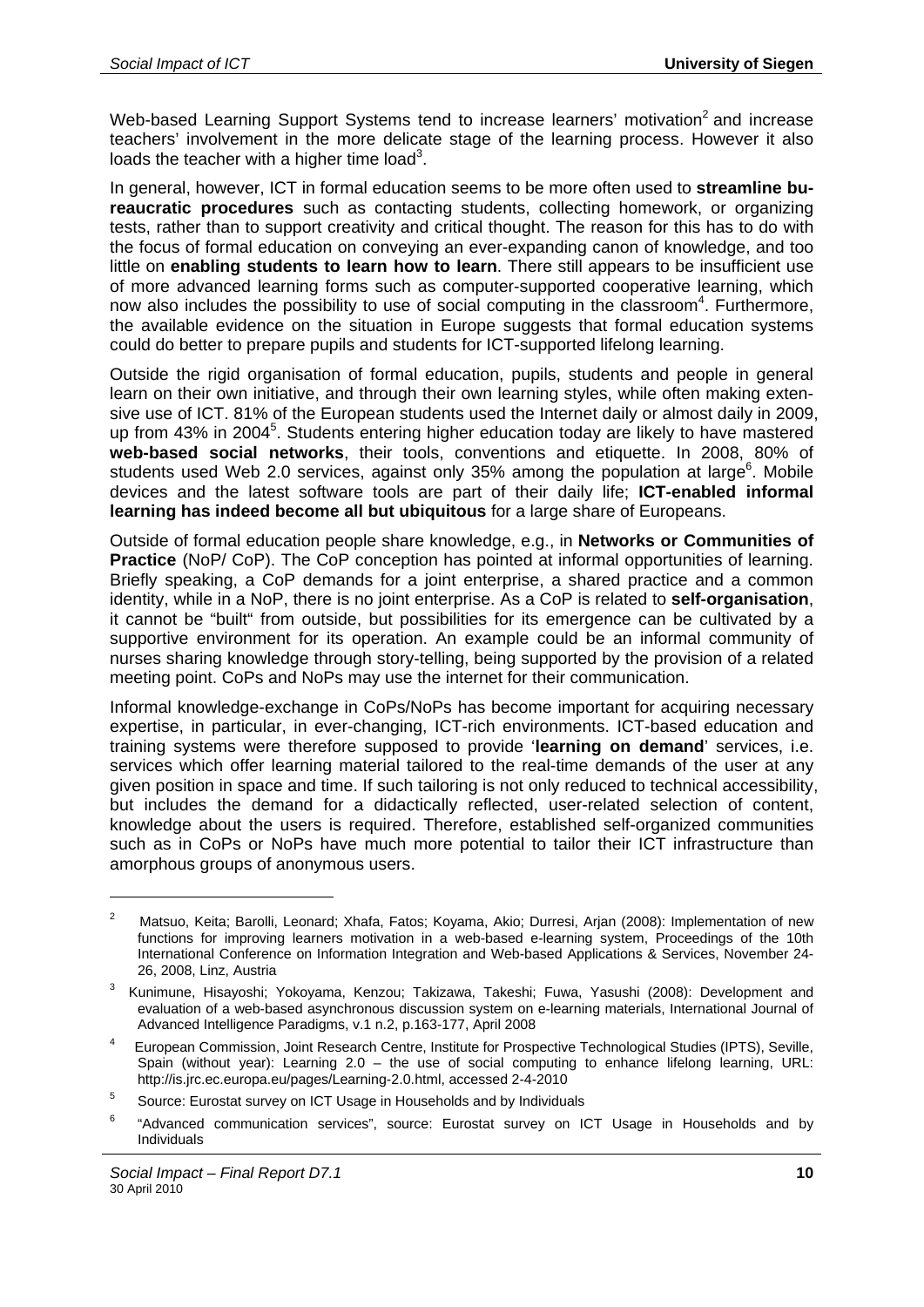Web-based Learning Support Systems tend to increase learners' motivation[2] and increase teachers' involvement in the more delicate stage of the learning process. However it also loads the teacher with a higher time load[3].

In general, however, ICT in formal education seems to be more often used to **streamline bureaucratic procedures** such as contacting students, collecting homework, or organizing tests, rather than to support creativity and critical thought. The reason for this has to do with the focus of formal education on conveying an ever-expanding canon of knowledge, and too little on **enabling students to learn how to learn**. There still appears to be insufficient use of more advanced learning forms such as computer-supported cooperative learning, which now also includes the possibility to use of social computing in the classroom[4]. Furthermore, the available evidence on the situation in Europe suggests that formal education systems could do better to prepare pupils and students for ICT-supported lifelong learning.

Outside the rigid organisation of formal education, pupils, students and people in general learn on their own initiative, and through their own learning styles, while often making extensive use of ICT. 81% of the European students used the Internet daily or almost daily in 2009, up from 43% in 2004[5]. Students entering higher education today are likely to have mastered **web-based social networks**, their tools, conventions and etiquette. In 2008, 80% of students used Web 2.0 services, against only 35% among the population at large[6]. Mobile devices and the latest software tools are part of their daily life; **ICT-enabled informal learning has indeed become all but ubiquitous** for a large share of Europeans.

Outside of formal education people share knowledge, e.g., in **Networks or Communities of Practice** (NoP/ CoP). The CoP conception has pointed at informal opportunities of learning. Briefly speaking, a CoP demands for a joint enterprise, a shared practice and a common identity, while in a NoP, there is no joint enterprise. As a CoP is related to **self-organisation**, it cannot be "built" from outside, but possibilities for its emergence can be cultivated by a supportive environment for its operation. An example could be an informal community of nurses sharing knowledge through story-telling, being supported by the provision of a related meeting point. CoPs and NoPs may use the internet for their communication.

Informal knowledge-exchange in CoPs/NoPs has become important for acquiring necessary expertise, in particular, in ever-changing, ICT-rich environments. ICT-based education and training systems were therefore supposed to provide '**learning on demand**' services, i.e. services which offer learning material tailored to the real-time demands of the user at any given position in space and time. If such tailoring is not only reduced to technical accessibility, but includes the demand for a didactically reflected, user-related selection of content, knowledge about the users is required. Therefore, established self-organized communities such as in CoPs or NoPs have much more potential to tailor their ICT infrastructure than amorphous groups of anonymous users.

---

[2] Matsuo, Keita; Barolli, Leonard; Xhafa, Fatos; Koyama, Akio; Durresi, Arjan (2008): Implementation of new functions for improving learners motivation in a web-based e-learning system, Proceedings of the 10th International Conference on Information Integration and Web-based Applications & Services, November 24-26, 2008, Linz, Austria

[3] Kunimune, Hisayoshi; Yokoyama, Kenzou; Takizawa, Takeshi; Fuwa, Yasushi (2008): Development and evaluation of a web-based asynchronous discussion system on e-learning materials, International Journal of Advanced Intelligence Paradigms, v.1 n.2, p.163-177, April 2008

[4] European Commission, Joint Research Centre, Institute for Prospective Technological Studies (IPTS), Seville, Spain (without year): Learning 2.0 – the use of social computing to enhance lifelong learning, URL: http://is.jrc.ec.europa.eu/pages/Learning-2.0.html, accessed 2-4-2010

[5] Source: Eurostat survey on ICT Usage in Households and by Individuals

[6] "Advanced communication services", source: Eurostat survey on ICT Usage in Households and by Individuals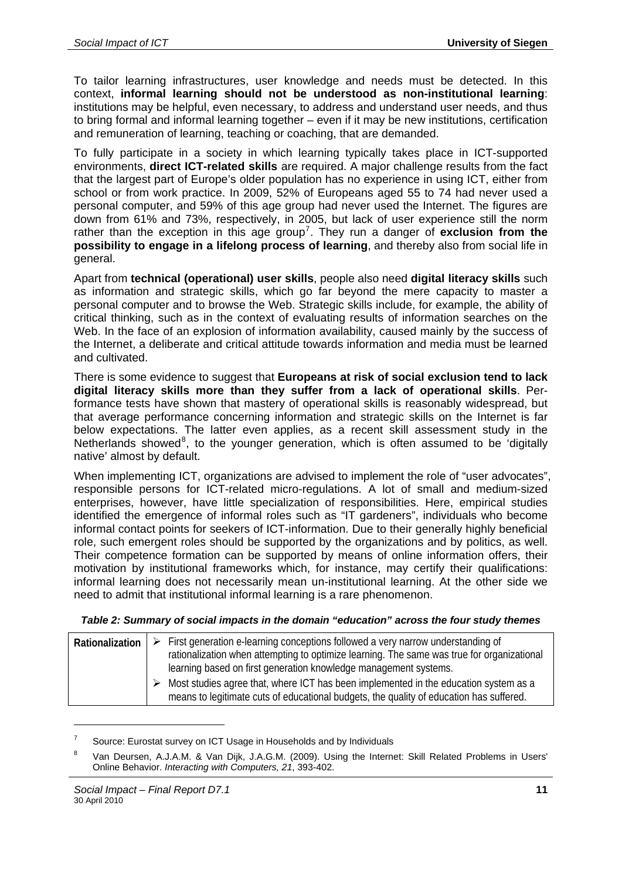To tailor learning infrastructures, user knowledge and needs must be detected. In this context, **informal learning should not be understood as non-institutional learning**: institutions may be helpful, even necessary, to address and understand user needs, and thus to bring formal and informal learning together – even if it may be new institutions, certification and remuneration of learning, teaching or coaching, that are demanded.

To fully participate in a society in which learning typically takes place in ICT-supported environments, **direct ICT-related skills** are required. A major challenge results from the fact that the largest part of Europe's older population has no experience in using ICT, either from school or from work practice. In 2009, 52% of Europeans aged 55 to 74 had never used a personal computer, and 59% of this age group had never used the Internet. The figures are down from 61% and 73%, respectively, in 2005, but lack of user experience still the norm rather than the exception in this age group[7]. They run a danger of **exclusion from the possibility to engage in a lifelong process of learning**, and thereby also from social life in general.

Apart from **technical (operational) user skills**, people also need **digital literacy skills** such as information and strategic skills, which go far beyond the mere capacity to master a personal computer and to browse the Web. Strategic skills include, for example, the ability of critical thinking, such as in the context of evaluating results of information searches on the Web. In the face of an explosion of information availability, caused mainly by the success of the Internet, a deliberate and critical attitude towards information and media must be learned and cultivated.

There is some evidence to suggest that **Europeans at risk of social exclusion tend to lack digital literacy skills more than they suffer from a lack of operational skills**. Performance tests have shown that mastery of operational skills is reasonably widespread, but that average performance concerning information and strategic skills on the Internet is far below expectations. The latter even applies, as a recent skill assessment study in the Netherlands showed[8], to the younger generation, which is often assumed to be 'digitally native' almost by default.

When implementing ICT, organizations are advised to implement the role of "user advocates", responsible persons for ICT-related micro-regulations. A lot of small and medium-sized enterprises, however, have little specialization of responsibilities. Here, empirical studies identified the emergence of informal roles such as "IT gardeners", individuals who become informal contact points for seekers of ICT-information. Due to their generally highly beneficial role, such emergent roles should be supported by the organizations and by politics, as well. Their competence formation can be supported by means of online information offers, their motivation by institutional frameworks which, for instance, may certify their qualifications: informal learning does not necessarily mean un-institutional learning. At the other side we need to admit that institutional informal learning is a rare phenomenon.

***Table 2: Summary of social impacts in the domain "education" across the four study themes***

| Rationalization | ➢ First generation e-learning conceptions followed a very narrow understanding of rationalization when attempting to optimize learning. The same was true for organizational learning based on first generation knowledge management systems.<br>➢ Most studies agree that, where ICT has been implemented in the education system as a means to legitimate cuts of educational budgets, the quality of education has suffered. |
|---|---|

[7] Source: Eurostat survey on ICT Usage in Households and by Individuals

[8] Van Deursen, A.J.A.M. & Van Dijk, J.A.G.M. (2009). Using the Internet: Skill Related Problems in Users' Online Behavior. *Interacting with Computers, 21*, 393-402.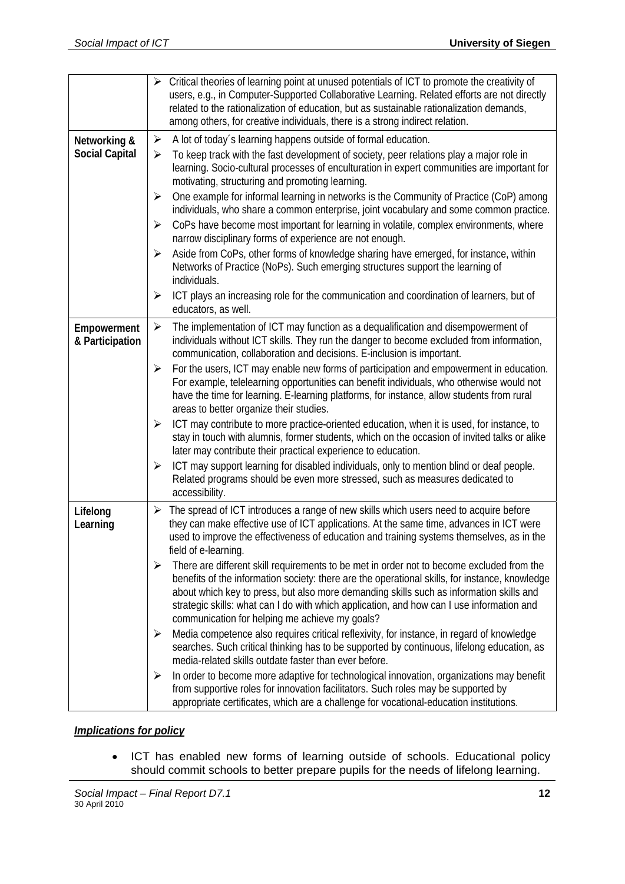| | |
|---|---|
| | ➢ Critical theories of learning point at unused potentials of ICT to promote the creativity of users, e.g., in Computer-Supported Collaborative Learning. Related efforts are not directly related to the rationalization of education, but as sustainable rationalization demands, among others, for creative individuals, there is a strong indirect relation. |
| **Networking & Social Capital** | ➢ A lot of today´s learning happens outside of formal education.<br>➢ To keep track with the fast development of society, peer relations play a major role in learning. Socio-cultural processes of enculturation in expert communities are important for motivating, structuring and promoting learning.<br>➢ One example for informal learning in networks is the Community of Practice (CoP) among individuals, who share a common enterprise, joint vocabulary and some common practice.<br>➢ CoPs have become most important for learning in volatile, complex environments, where narrow disciplinary forms of experience are not enough.<br>➢ Aside from CoPs, other forms of knowledge sharing have emerged, for instance, within Networks of Practice (NoPs). Such emerging structures support the learning of individuals.<br>➢ ICT plays an increasing role for the communication and coordination of learners, but of educators, as well. |
| **Empowerment & Participation** | ➢ The implementation of ICT may function as a dequalification and disempowerment of individuals without ICT skills. They run the danger to become excluded from information, communication, collaboration and decisions. E-inclusion is important.<br>➢ For the users, ICT may enable new forms of participation and empowerment in education. For example, telelearning opportunities can benefit individuals, who otherwise would not have the time for learning. E-learning platforms, for instance, allow students from rural areas to better organize their studies.<br>➢ ICT may contribute to more practice-oriented education, when it is used, for instance, to stay in touch with alumnis, former students, which on the occasion of invited talks or alike later may contribute their practical experience to education.<br>➢ ICT may support learning for disabled individuals, only to mention blind or deaf people. Related programs should be even more stressed, such as measures dedicated to accessibility. |
| **Lifelong Learning** | ➢ The spread of ICT introduces a range of new skills which users need to acquire before they can make effective use of ICT applications. At the same time, advances in ICT were used to improve the effectiveness of education and training systems themselves, as in the field of e-learning.<br>➢ There are different skill requirements to be met in order not to become excluded from the benefits of the information society: there are the operational skills, for instance, knowledge about which key to press, but also more demanding skills such as information skills and strategic skills: what can I do with which application, and how can I use information and communication for helping me achieve my goals?<br>➢ Media competence also requires critical reflexivity, for instance, in regard of knowledge searches. Such critical thinking has to be supported by continuous, lifelong education, as media-related skills outdate faster than ever before.<br>➢ In order to become more adaptive for technological innovation, organizations may benefit from supportive roles for innovation facilitators. Such roles may be supported by appropriate certificates, which are a challenge for vocational-education institutions. |

***Implications for policy***

- ICT has enabled new forms of learning outside of schools. Educational policy should commit schools to better prepare pupils for the needs of lifelong learning.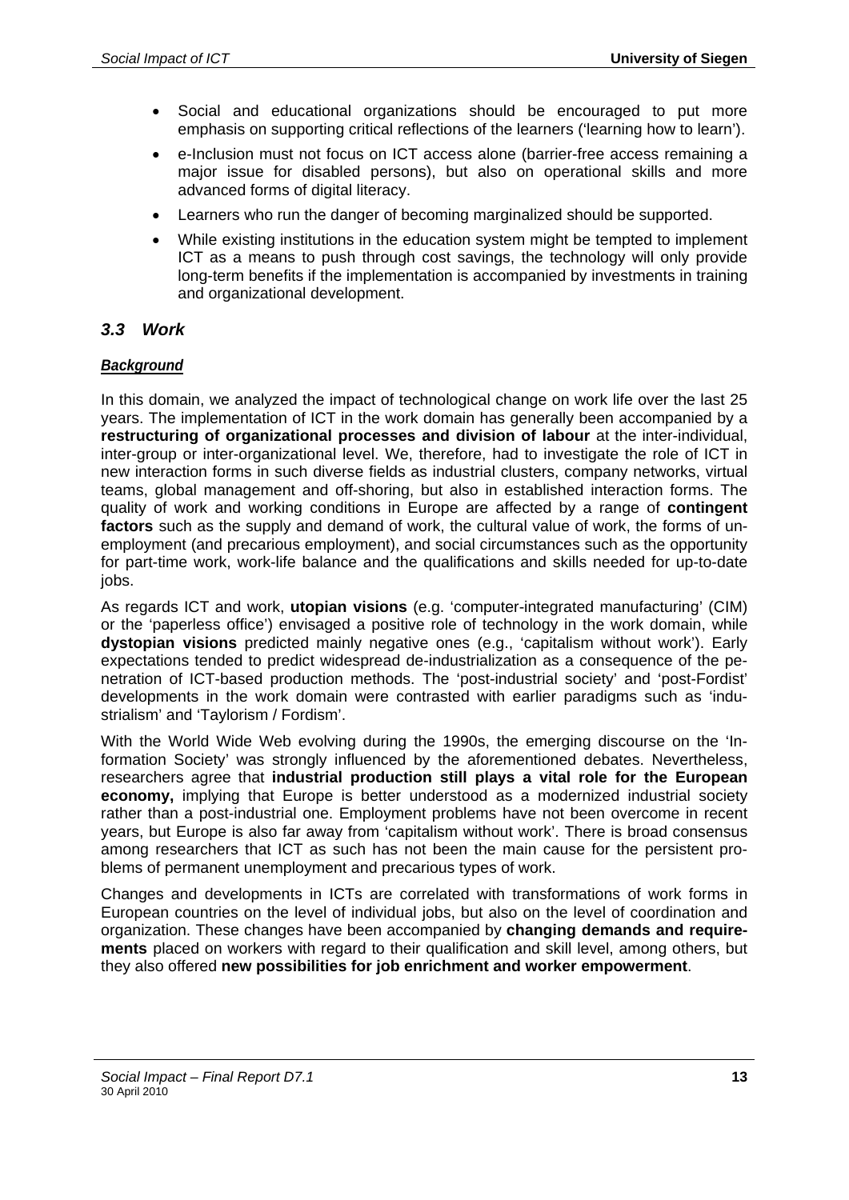- Social and educational organizations should be encouraged to put more emphasis on supporting critical reflections of the learners ('learning how to learn').
- e-Inclusion must not focus on ICT access alone (barrier-free access remaining a major issue for disabled persons), but also on operational skills and more advanced forms of digital literacy.
- Learners who run the danger of becoming marginalized should be supported.
- While existing institutions in the education system might be tempted to implement ICT as a means to push through cost savings, the technology will only provide long-term benefits if the implementation is accompanied by investments in training and organizational development.

## *3.3 Work*

***Background***

In this domain, we analyzed the impact of technological change on work life over the last 25 years. The implementation of ICT in the work domain has generally been accompanied by a **restructuring of organizational processes and division of labour** at the inter-individual, inter-group or inter-organizational level. We, therefore, had to investigate the role of ICT in new interaction forms in such diverse fields as industrial clusters, company networks, virtual teams, global management and off-shoring, but also in established interaction forms. The quality of work and working conditions in Europe are affected by a range of **contingent factors** such as the supply and demand of work, the cultural value of work, the forms of unemployment (and precarious employment), and social circumstances such as the opportunity for part-time work, work-life balance and the qualifications and skills needed for up-to-date jobs.

As regards ICT and work, **utopian visions** (e.g. 'computer-integrated manufacturing' (CIM) or the 'paperless office') envisaged a positive role of technology in the work domain, while **dystopian visions** predicted mainly negative ones (e.g., 'capitalism without work'). Early expectations tended to predict widespread de-industrialization as a consequence of the penetration of ICT-based production methods. The 'post-industrial society' and 'post-Fordist' developments in the work domain were contrasted with earlier paradigms such as 'industrialism' and 'Taylorism / Fordism'.

With the World Wide Web evolving during the 1990s, the emerging discourse on the 'Information Society' was strongly influenced by the aforementioned debates. Nevertheless, researchers agree that **industrial production still plays a vital role for the European economy,** implying that Europe is better understood as a modernized industrial society rather than a post-industrial one. Employment problems have not been overcome in recent years, but Europe is also far away from 'capitalism without work'. There is broad consensus among researchers that ICT as such has not been the main cause for the persistent problems of permanent unemployment and precarious types of work.

Changes and developments in ICTs are correlated with transformations of work forms in European countries on the level of individual jobs, but also on the level of coordination and organization. These changes have been accompanied by **changing demands and requirements** placed on workers with regard to their qualification and skill level, among others, but they also offered **new possibilities for job enrichment and worker empowerment**.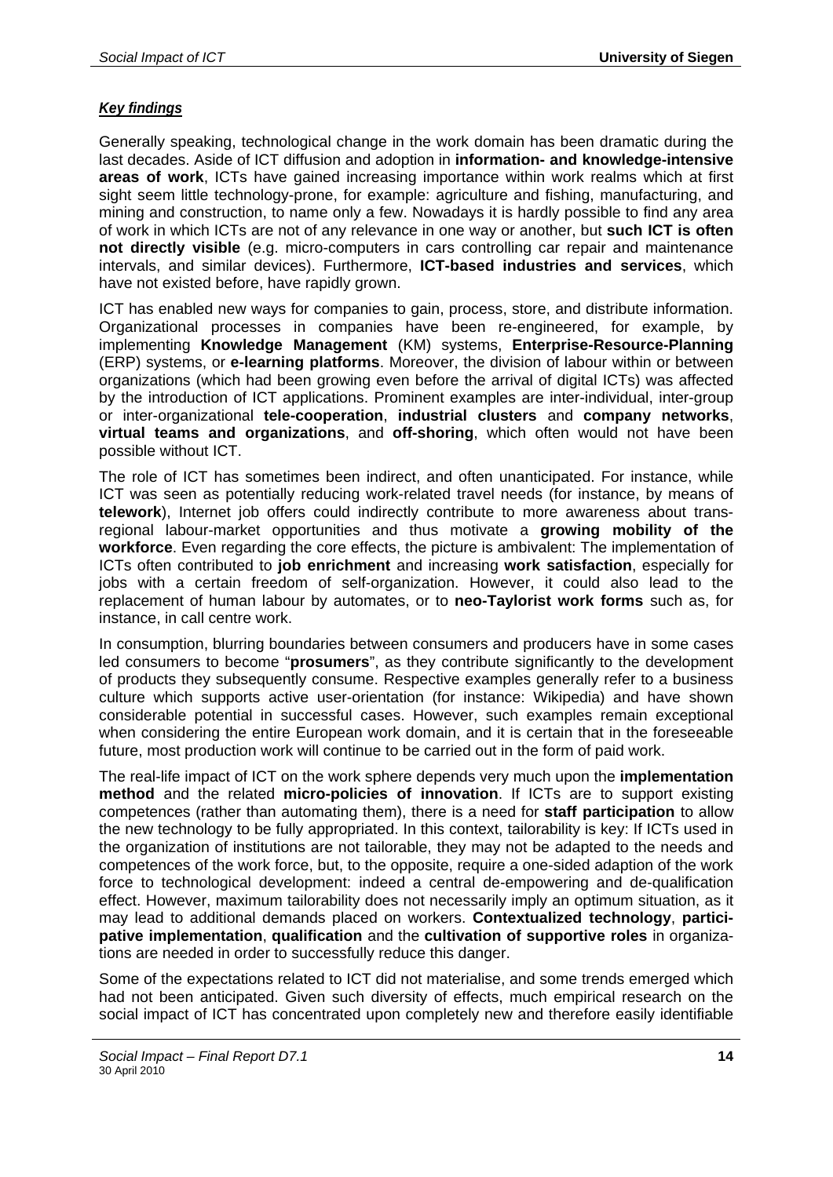***Key findings***

Generally speaking, technological change in the work domain has been dramatic during the last decades. Aside of ICT diffusion and adoption in **information- and knowledge-intensive areas of work**, ICTs have gained increasing importance within work realms which at first sight seem little technology-prone, for example: agriculture and fishing, manufacturing, and mining and construction, to name only a few. Nowadays it is hardly possible to find any area of work in which ICTs are not of any relevance in one way or another, but **such ICT is often not directly visible** (e.g. micro-computers in cars controlling car repair and maintenance intervals, and similar devices). Furthermore, **ICT-based industries and services**, which have not existed before, have rapidly grown.

ICT has enabled new ways for companies to gain, process, store, and distribute information. Organizational processes in companies have been re-engineered, for example, by implementing **Knowledge Management** (KM) systems, **Enterprise-Resource-Planning** (ERP) systems, or **e-learning platforms**. Moreover, the division of labour within or between organizations (which had been growing even before the arrival of digital ICTs) was affected by the introduction of ICT applications. Prominent examples are inter-individual, inter-group or inter-organizational **tele-cooperation**, **industrial clusters** and **company networks**, **virtual teams and organizations**, and **off-shoring**, which often would not have been possible without ICT.

The role of ICT has sometimes been indirect, and often unanticipated. For instance, while ICT was seen as potentially reducing work-related travel needs (for instance, by means of **telework**), Internet job offers could indirectly contribute to more awareness about trans-regional labour-market opportunities and thus motivate a **growing mobility of the workforce**. Even regarding the core effects, the picture is ambivalent: The implementation of ICTs often contributed to **job enrichment** and increasing **work satisfaction**, especially for jobs with a certain freedom of self-organization. However, it could also lead to the replacement of human labour by automates, or to **neo-Taylorist work forms** such as, for instance, in call centre work.

In consumption, blurring boundaries between consumers and producers have in some cases led consumers to become "**prosumers**", as they contribute significantly to the development of products they subsequently consume. Respective examples generally refer to a business culture which supports active user-orientation (for instance: Wikipedia) and have shown considerable potential in successful cases. However, such examples remain exceptional when considering the entire European work domain, and it is certain that in the foreseeable future, most production work will continue to be carried out in the form of paid work.

The real-life impact of ICT on the work sphere depends very much upon the **implementation method** and the related **micro-policies of innovation**. If ICTs are to support existing competences (rather than automating them), there is a need for **staff participation** to allow the new technology to be fully appropriated. In this context, tailorability is key: If ICTs used in the organization of institutions are not tailorable, they may not be adapted to the needs and competences of the work force, but, to the opposite, require a one-sided adaption of the work force to technological development: indeed a central de-empowering and de-qualification effect. However, maximum tailorability does not necessarily imply an optimum situation, as it may lead to additional demands placed on workers. **Contextualized technology**, **participative implementation**, **qualification** and the **cultivation of supportive roles** in organizations are needed in order to successfully reduce this danger.

Some of the expectations related to ICT did not materialise, and some trends emerged which had not been anticipated. Given such diversity of effects, much empirical research on the social impact of ICT has concentrated upon completely new and therefore easily identifiable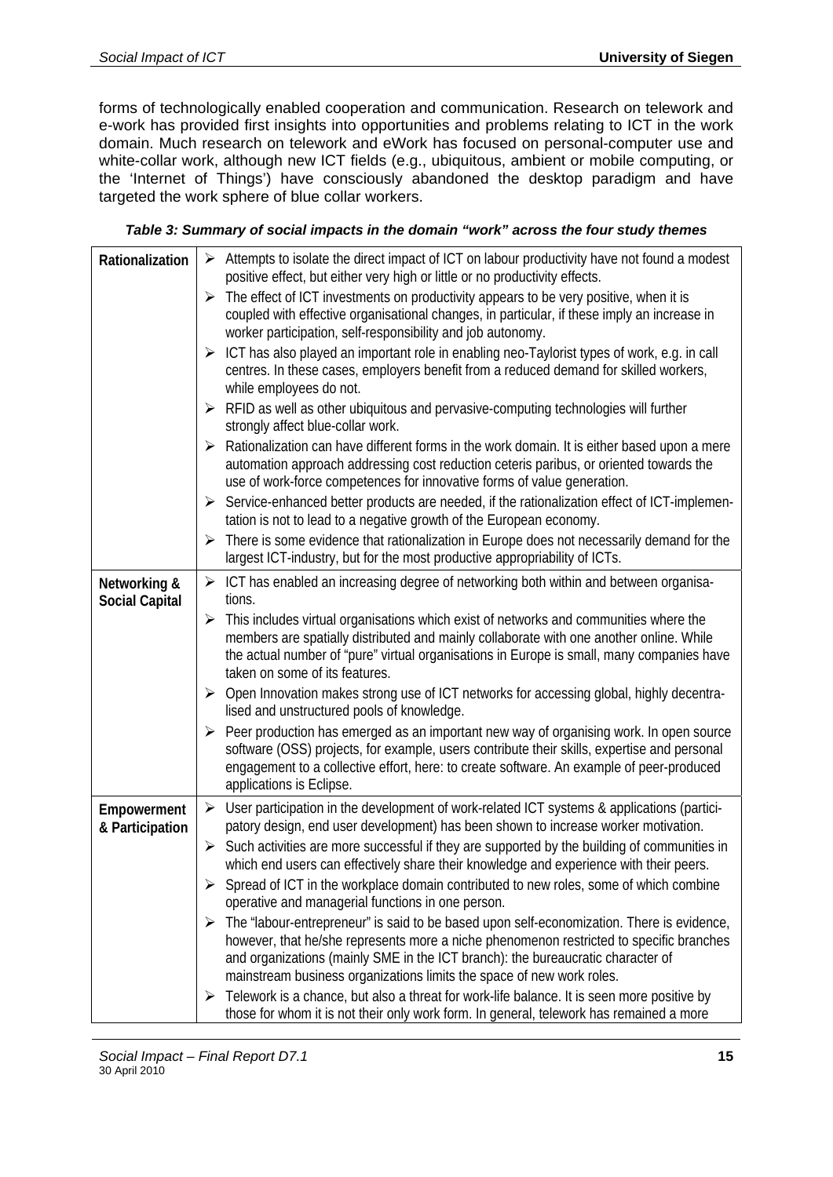forms of technologically enabled cooperation and communication. Research on telework and e-work has provided first insights into opportunities and problems relating to ICT in the work domain. Much research on telework and eWork has focused on personal-computer use and white-collar work, although new ICT fields (e.g., ubiquitous, ambient or mobile computing, or the 'Internet of Things') have consciously abandoned the desktop paradigm and have targeted the work sphere of blue collar workers.

***Table 3: Summary of social impacts in the domain "work" across the four study themes***

| | |
|---|---|
| **Rationalization** | ➢ Attempts to isolate the direct impact of ICT on labour productivity have not found a modest positive effect, but either very high or little or no productivity effects.<br>➢ The effect of ICT investments on productivity appears to be very positive, when it is coupled with effective organisational changes, in particular, if these imply an increase in worker participation, self-responsibility and job autonomy.<br>➢ ICT has also played an important role in enabling neo-Taylorist types of work, e.g. in call centres. In these cases, employers benefit from a reduced demand for skilled workers, while employees do not.<br>➢ RFID as well as other ubiquitous and pervasive-computing technologies will further strongly affect blue-collar work.<br>➢ Rationalization can have different forms in the work domain. It is either based upon a mere automation approach addressing cost reduction ceteris paribus, or oriented towards the use of work-force competences for innovative forms of value generation.<br>➢ Service-enhanced better products are needed, if the rationalization effect of ICT-implementation is not to lead to a negative growth of the European economy.<br>➢ There is some evidence that rationalization in Europe does not necessarily demand for the largest ICT-industry, but for the most productive appropriability of ICTs. |
| **Networking & Social Capital** | ➢ ICT has enabled an increasing degree of networking both within and between organisations.<br>➢ This includes virtual organisations which exist of networks and communities where the members are spatially distributed and mainly collaborate with one another online. While the actual number of "pure" virtual organisations in Europe is small, many companies have taken on some of its features.<br>➢ Open Innovation makes strong use of ICT networks for accessing global, highly decentralised and unstructured pools of knowledge.<br>➢ Peer production has emerged as an important new way of organising work. In open source software (OSS) projects, for example, users contribute their skills, expertise and personal engagement to a collective effort, here: to create software. An example of peer-produced applications is Eclipse. |
| **Empowerment & Participation** | ➢ User participation in the development of work-related ICT systems & applications (participatory design, end user development) has been shown to increase worker motivation.<br>➢ Such activities are more successful if they are supported by the building of communities in which end users can effectively share their knowledge and experience with their peers.<br>➢ Spread of ICT in the workplace domain contributed to new roles, some of which combine operative and managerial functions in one person.<br>➢ The "labour-entrepreneur" is said to be based upon self-economization. There is evidence, however, that he/she represents more a niche phenomenon restricted to specific branches and organizations (mainly SME in the ICT branch): the bureaucratic character of mainstream business organizations limits the space of new work roles.<br>➢ Telework is a chance, but also a threat for work-life balance. It is seen more positive by those for whom it is not their only work form. In general, telework has remained a more |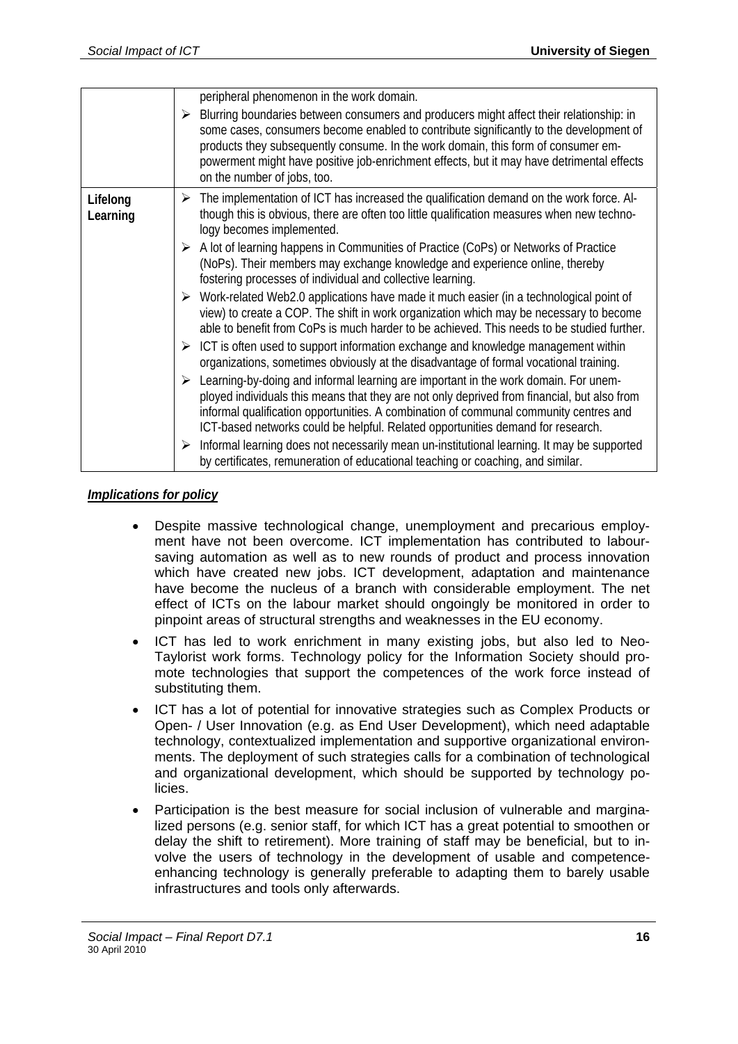| | |
|---|---|
| | peripheral phenomenon in the work domain.<br>➢ Blurring boundaries between consumers and producers might affect their relationship: in some cases, consumers become enabled to contribute significantly to the development of products they subsequently consume. In the work domain, this form of consumer empowerment might have positive job-enrichment effects, but it may have detrimental effects on the number of jobs, too. |
| **Lifelong Learning** | ➢ The implementation of ICT has increased the qualification demand on the work force. Although this is obvious, there are often too little qualification measures when new technology becomes implemented.<br>➢ A lot of learning happens in Communities of Practice (CoPs) or Networks of Practice (NoPs). Their members may exchange knowledge and experience online, thereby fostering processes of individual and collective learning.<br>➢ Work-related Web2.0 applications have made it much easier (in a technological point of view) to create a COP. The shift in work organization which may be necessary to become able to benefit from CoPs is much harder to be achieved. This needs to be studied further.<br>➢ ICT is often used to support information exchange and knowledge management within organizations, sometimes obviously at the disadvantage of formal vocational training.<br>➢ Learning-by-doing and informal learning are important in the work domain. For unemployed individuals this means that they are not only deprived from financial, but also from informal qualification opportunities. A combination of communal community centres and ICT-based networks could be helpful. Related opportunities demand for research.<br>➢ Informal learning does not necessarily mean un-institutional learning. It may be supported by certificates, remuneration of educational teaching or coaching, and similar. |

***Implications for policy***

- Despite massive technological change, unemployment and precarious employment have not been overcome. ICT implementation has contributed to labour-saving automation as well as to new rounds of product and process innovation which have created new jobs. ICT development, adaptation and maintenance have become the nucleus of a branch with considerable employment. The net effect of ICTs on the labour market should ongoingly be monitored in order to pinpoint areas of structural strengths and weaknesses in the EU economy.
- ICT has led to work enrichment in many existing jobs, but also led to Neo-Taylorist work forms. Technology policy for the Information Society should promote technologies that support the competences of the work force instead of substituting them.
- ICT has a lot of potential for innovative strategies such as Complex Products or Open- / User Innovation (e.g. as End User Development), which need adaptable technology, contextualized implementation and supportive organizational environments. The deployment of such strategies calls for a combination of technological and organizational development, which should be supported by technology policies.
- Participation is the best measure for social inclusion of vulnerable and marginalized persons (e.g. senior staff, for which ICT has a great potential to smoothen or delay the shift to retirement). More training of staff may be beneficial, but to involve the users of technology in the development of usable and competence-enhancing technology is generally preferable to adapting them to barely usable infrastructures and tools only afterwards.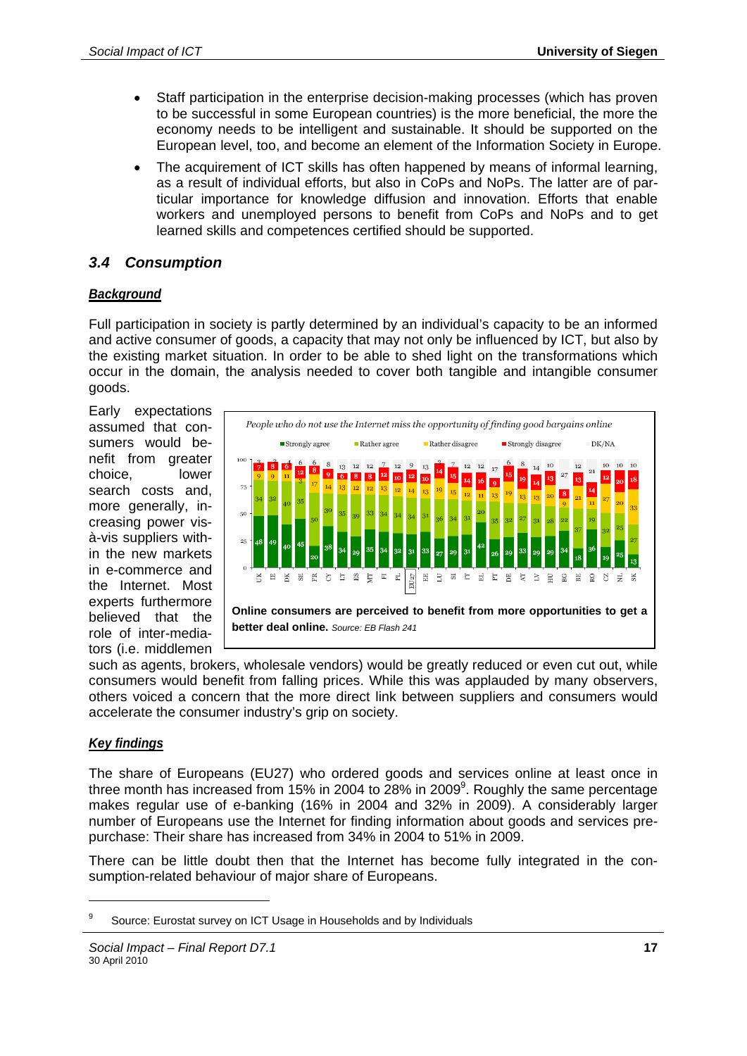- Staff participation in the enterprise decision-making processes (which has proven to be successful in some European countries) is the more beneficial, the more the economy needs to be intelligent and sustainable. It should be supported on the European level, too, and become an element of the Information Society in Europe.
- The acquirement of ICT skills has often happened by means of informal learning, as a result of individual efforts, but also in CoPs and NoPs. The latter are of particular importance for knowledge diffusion and innovation. Efforts that enable workers and unemployed persons to benefit from CoPs and NoPs and to get learned skills and competences certified should be supported.

## *3.4 Consumption*

***Background***

Full participation in society is partly determined by an individual's capacity to be an informed and active consumer of goods, a capacity that may not only be influenced by ICT, but also by the existing market situation. In order to be able to shed light on the transformations which occur in the domain, the analysis needed to cover both tangible and intangible consumer goods.

Early expectations assumed that consumers would benefit from greater choice, lower search costs and, more generally, increasing power vis-à-vis suppliers within the new markets in e-commerce and the Internet. Most experts furthermore believed that the role of inter-mediators (i.e. middlemen such as agents, brokers, wholesale vendors) would be greatly reduced or even cut out, while consumers would benefit from falling prices. While this was applauded by many observers, others voiced a concern that the more direct link between suppliers and consumers would accelerate the consumer industry's grip on society.

*People who do not use the Internet miss the opportunity of finding good bargains online*

**Online consumers are perceived to benefit from more opportunities to get a better deal online.** *Source: EB Flash 241*

***Key findings***

The share of Europeans (EU27) who ordered goods and services online at least once in three month has increased from 15% in 2004 to 28% in 2009[9]. Roughly the same percentage makes regular use of e-banking (16% in 2004 and 32% in 2009). A considerably larger number of Europeans use the Internet for finding information about goods and services pre-purchase: Their share has increased from 34% in 2004 to 51% in 2009.

There can be little doubt then that the Internet has become fully integrated in the consumption-related behaviour of major share of Europeans.

[9] Source: Eurostat survey on ICT Usage in Households and by Individuals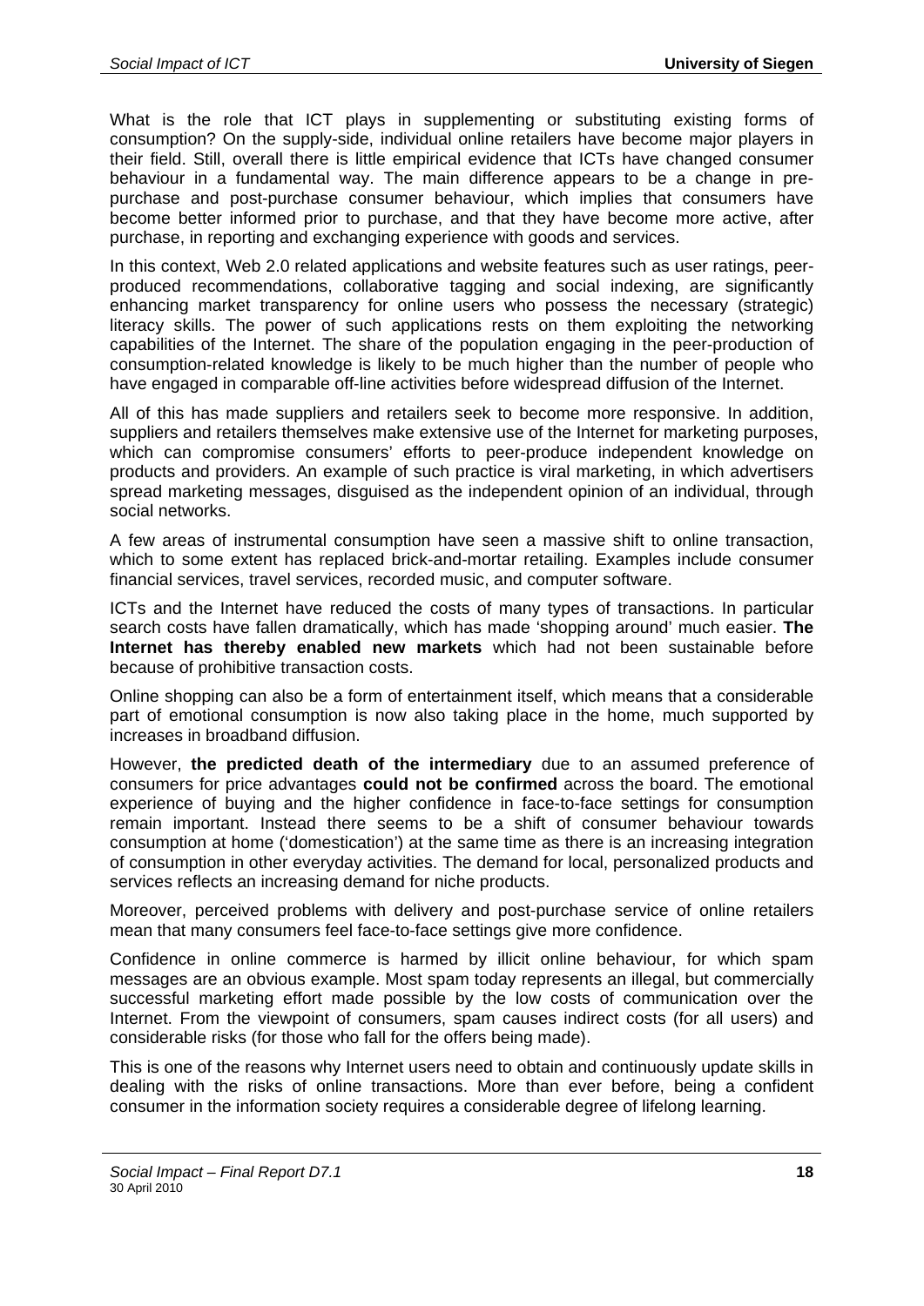What is the role that ICT plays in supplementing or substituting existing forms of consumption? On the supply-side, individual online retailers have become major players in their field. Still, overall there is little empirical evidence that ICTs have changed consumer behaviour in a fundamental way. The main difference appears to be a change in pre-purchase and post-purchase consumer behaviour, which implies that consumers have become better informed prior to purchase, and that they have become more active, after purchase, in reporting and exchanging experience with goods and services.

In this context, Web 2.0 related applications and website features such as user ratings, peer-produced recommendations, collaborative tagging and social indexing, are significantly enhancing market transparency for online users who possess the necessary (strategic) literacy skills. The power of such applications rests on them exploiting the networking capabilities of the Internet. The share of the population engaging in the peer-production of consumption-related knowledge is likely to be much higher than the number of people who have engaged in comparable off-line activities before widespread diffusion of the Internet.

All of this has made suppliers and retailers seek to become more responsive. In addition, suppliers and retailers themselves make extensive use of the Internet for marketing purposes, which can compromise consumers' efforts to peer-produce independent knowledge on products and providers. An example of such practice is viral marketing, in which advertisers spread marketing messages, disguised as the independent opinion of an individual, through social networks.

A few areas of instrumental consumption have seen a massive shift to online transaction, which to some extent has replaced brick-and-mortar retailing. Examples include consumer financial services, travel services, recorded music, and computer software.

ICTs and the Internet have reduced the costs of many types of transactions. In particular search costs have fallen dramatically, which has made 'shopping around' much easier. **The Internet has thereby enabled new markets** which had not been sustainable before because of prohibitive transaction costs.

Online shopping can also be a form of entertainment itself, which means that a considerable part of emotional consumption is now also taking place in the home, much supported by increases in broadband diffusion.

However, **the predicted death of the intermediary** due to an assumed preference of consumers for price advantages **could not be confirmed** across the board. The emotional experience of buying and the higher confidence in face-to-face settings for consumption remain important. Instead there seems to be a shift of consumer behaviour towards consumption at home ('domestication') at the same time as there is an increasing integration of consumption in other everyday activities. The demand for local, personalized products and services reflects an increasing demand for niche products.

Moreover, perceived problems with delivery and post-purchase service of online retailers mean that many consumers feel face-to-face settings give more confidence.

Confidence in online commerce is harmed by illicit online behaviour, for which spam messages are an obvious example. Most spam today represents an illegal, but commercially successful marketing effort made possible by the low costs of communication over the Internet. From the viewpoint of consumers, spam causes indirect costs (for all users) and considerable risks (for those who fall for the offers being made).

This is one of the reasons why Internet users need to obtain and continuously update skills in dealing with the risks of online transactions. More than ever before, being a confident consumer in the information society requires a considerable degree of lifelong learning.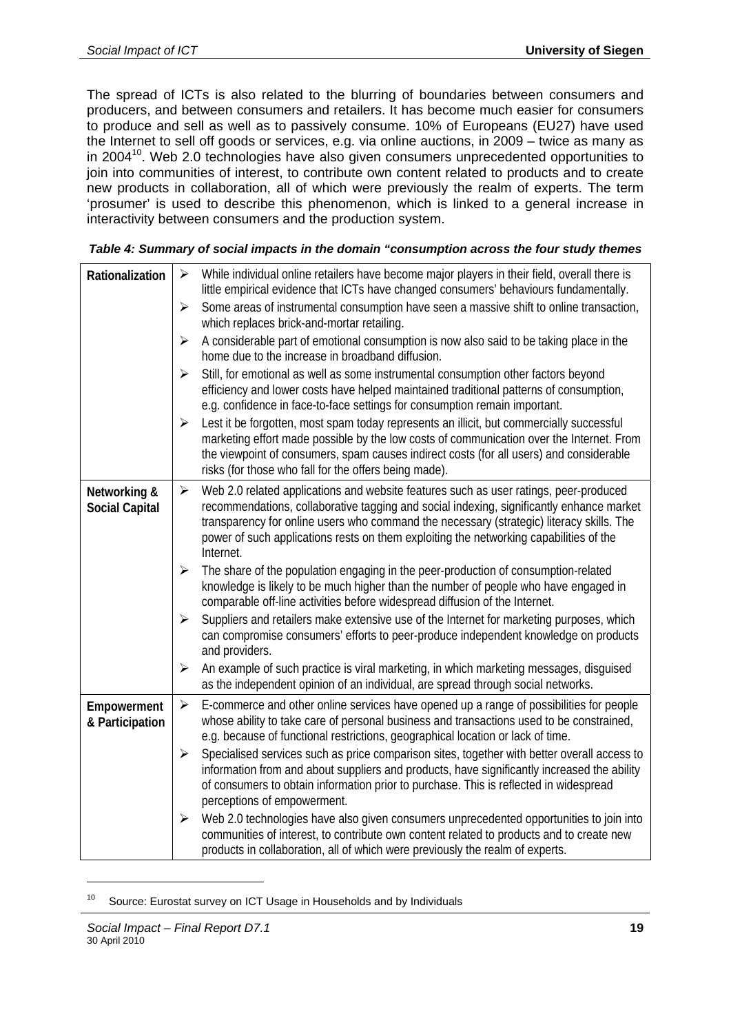The spread of ICTs is also related to the blurring of boundaries between consumers and producers, and between consumers and retailers. It has become much easier for consumers to produce and sell as well as to passively consume. 10% of Europeans (EU27) have used the Internet to sell off goods or services, e.g. via online auctions, in 2009 – twice as many as in 2004[10]. Web 2.0 technologies have also given consumers unprecedented opportunities to join into communities of interest, to contribute own content related to products and to create new products in collaboration, all of which were previously the realm of experts. The term 'prosumer' is used to describe this phenomenon, which is linked to a general increase in interactivity between consumers and the production system.

***Table 4: Summary of social impacts in the domain "consumption across the four study themes***

| | |
|---|---|
| **Rationalization** | ➢ While individual online retailers have become major players in their field, overall there is little empirical evidence that ICTs have changed consumers' behaviours fundamentally.<br>➢ Some areas of instrumental consumption have seen a massive shift to online transaction, which replaces brick-and-mortar retailing.<br>➢ A considerable part of emotional consumption is now also said to be taking place in the home due to the increase in broadband diffusion.<br>➢ Still, for emotional as well as some instrumental consumption other factors beyond efficiency and lower costs have helped maintained traditional patterns of consumption, e.g. confidence in face-to-face settings for consumption remain important.<br>➢ Lest it be forgotten, most spam today represents an illicit, but commercially successful marketing effort made possible by the low costs of communication over the Internet. From the viewpoint of consumers, spam causes indirect costs (for all users) and considerable risks (for those who fall for the offers being made). |
| **Networking & Social Capital** | ➢ Web 2.0 related applications and website features such as user ratings, peer-produced recommendations, collaborative tagging and social indexing, significantly enhance market transparency for online users who command the necessary (strategic) literacy skills. The power of such applications rests on them exploiting the networking capabilities of the Internet.<br>➢ The share of the population engaging in the peer-production of consumption-related knowledge is likely to be much higher than the number of people who have engaged in comparable off-line activities before widespread diffusion of the Internet.<br>➢ Suppliers and retailers make extensive use of the Internet for marketing purposes, which can compromise consumers' efforts to peer-produce independent knowledge on products and providers.<br>➢ An example of such practice is viral marketing, in which marketing messages, disguised as the independent opinion of an individual, are spread through social networks. |
| **Empowerment & Participation** | ➢ E-commerce and other online services have opened up a range of possibilities for people whose ability to take care of personal business and transactions used to be constrained, e.g. because of functional restrictions, geographical location or lack of time.<br>➢ Specialised services such as price comparison sites, together with better overall access to information from and about suppliers and products, have significantly increased the ability of consumers to obtain information prior to purchase. This is reflected in widespread perceptions of empowerment.<br>➢ Web 2.0 technologies have also given consumers unprecedented opportunities to join into communities of interest, to contribute own content related to products and to create new products in collaboration, all of which were previously the realm of experts. |

[10] Source: Eurostat survey on ICT Usage in Households and by Individuals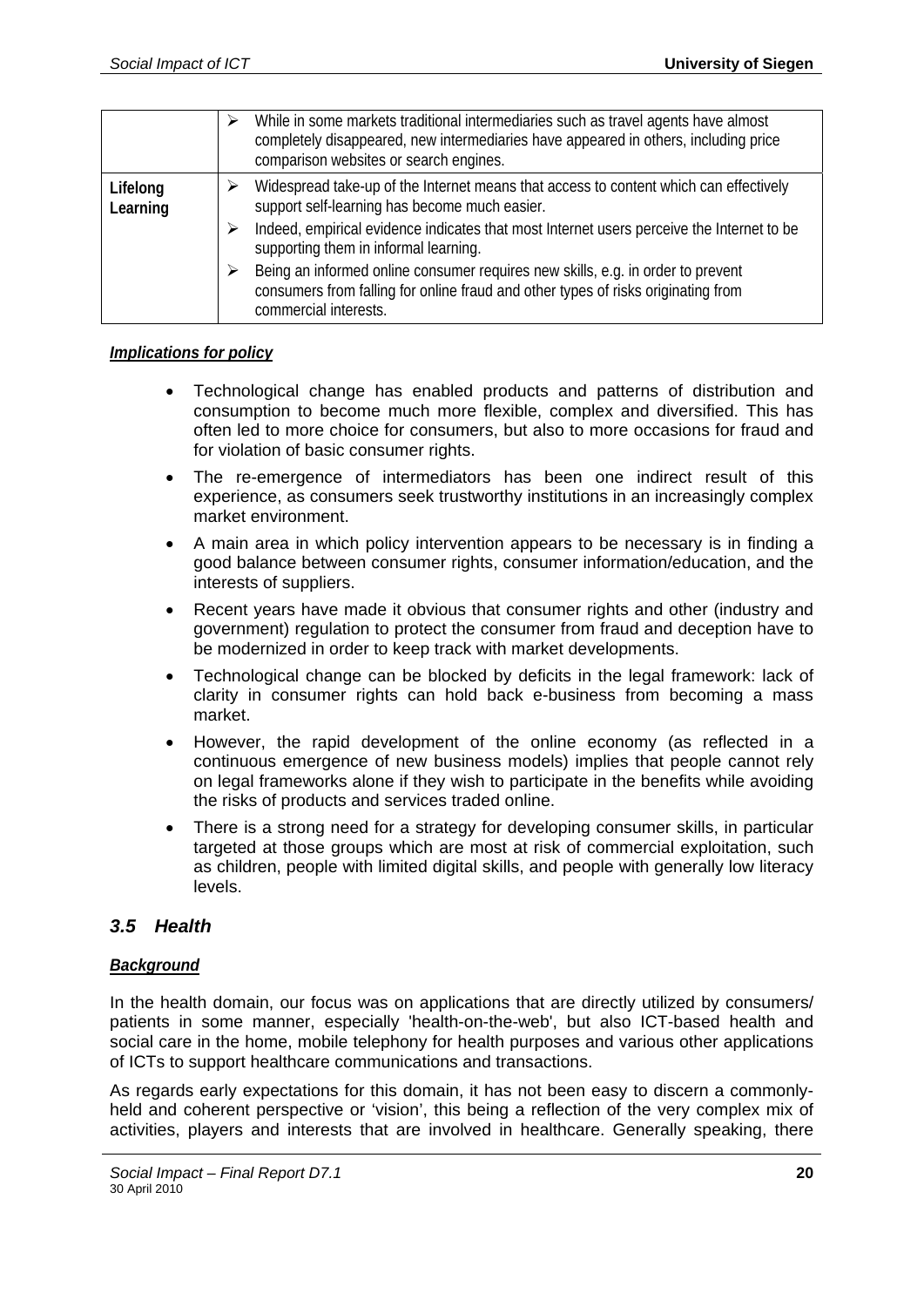| | |
|---|---|
| | ➢ While in some markets traditional intermediaries such as travel agents have almost completely disappeared, new intermediaries have appeared in others, including price comparison websites or search engines. |
| Lifelong Learning | ➢ Widespread take-up of the Internet means that access to content which can effectively support self-learning has become much easier.<br>➢ Indeed, empirical evidence indicates that most Internet users perceive the Internet to be supporting them in informal learning.<br>➢ Being an informed online consumer requires new skills, e.g. in order to prevent consumers from falling for online fraud and other types of risks originating from commercial interests. |

***Implications for policy***

- Technological change has enabled products and patterns of distribution and consumption to become much more flexible, complex and diversified. This has often led to more choice for consumers, but also to more occasions for fraud and for violation of basic consumer rights.
- The re-emergence of intermediators has been one indirect result of this experience, as consumers seek trustworthy institutions in an increasingly complex market environment.
- A main area in which policy intervention appears to be necessary is in finding a good balance between consumer rights, consumer information/education, and the interests of suppliers.
- Recent years have made it obvious that consumer rights and other (industry and government) regulation to protect the consumer from fraud and deception have to be modernized in order to keep track with market developments.
- Technological change can be blocked by deficits in the legal framework: lack of clarity in consumer rights can hold back e-business from becoming a mass market.
- However, the rapid development of the online economy (as reflected in a continuous emergence of new business models) implies that people cannot rely on legal frameworks alone if they wish to participate in the benefits while avoiding the risks of products and services traded online.
- There is a strong need for a strategy for developing consumer skills, in particular targeted at those groups which are most at risk of commercial exploitation, such as children, people with limited digital skills, and people with generally low literacy levels.

## *3.5 Health*

***Background***

In the health domain, our focus was on applications that are directly utilized by consumers/ patients in some manner, especially 'health-on-the-web', but also ICT-based health and social care in the home, mobile telephony for health purposes and various other applications of ICTs to support healthcare communications and transactions.

As regards early expectations for this domain, it has not been easy to discern a commonly-held and coherent perspective or 'vision', this being a reflection of the very complex mix of activities, players and interests that are involved in healthcare. Generally speaking, there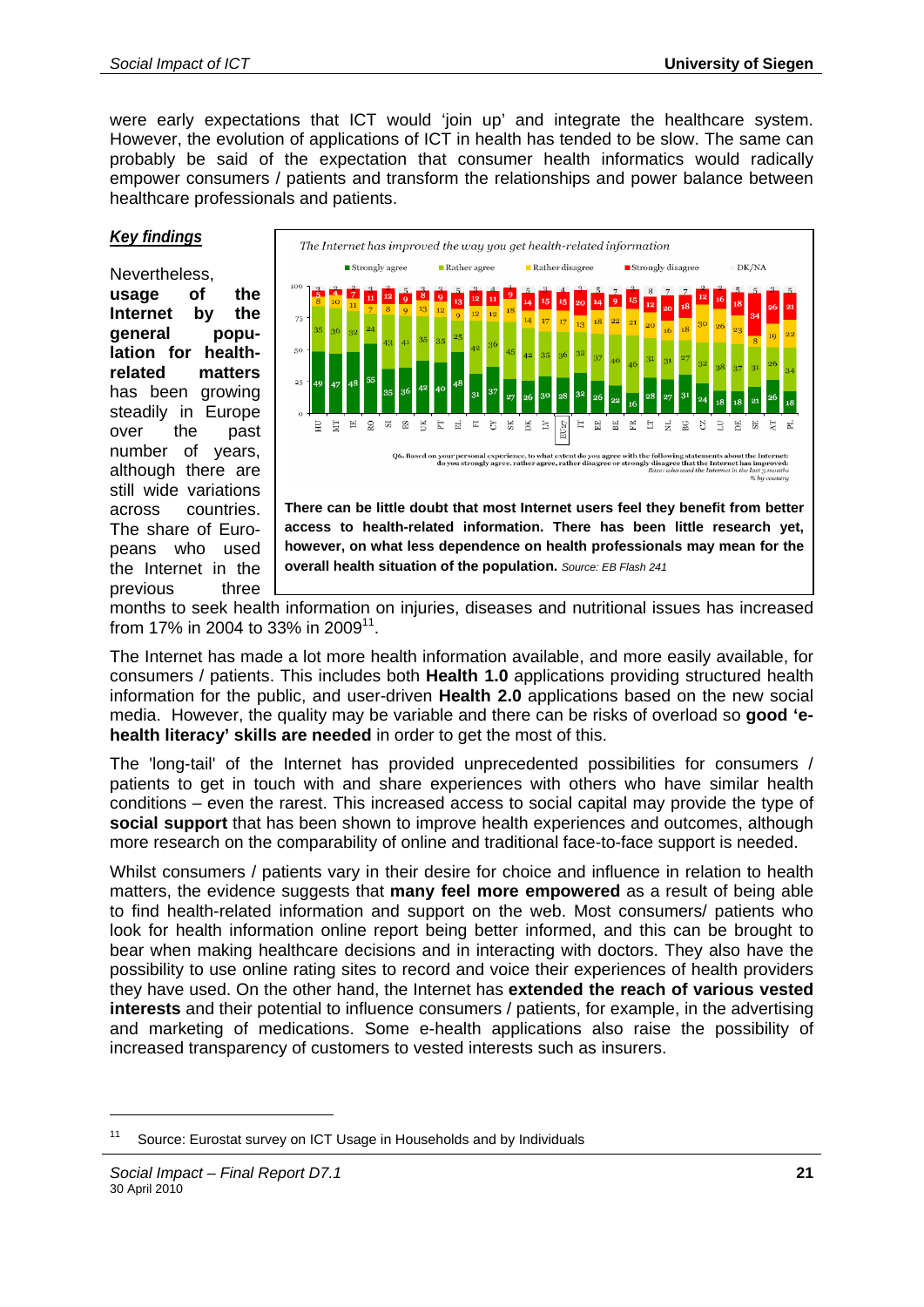were early expectations that ICT would 'join up' and integrate the healthcare system. However, the evolution of applications of ICT in health has tended to be slow. The same can probably be said of the expectation that consumer health informatics would radically empower consumers / patients and transform the relationships and power balance between healthcare professionals and patients.

***Key findings***

Nevertheless, **usage of the Internet by the general population for health-related matters** has been growing steadily in Europe over the past number of years, although there are still wide variations across countries. The share of Europeans who used the Internet in the previous three months to seek health information on injuries, diseases and nutritional issues has increased from 17% in 2004 to 33% in 2009[11].

*The Internet has improved the way you get health-related information*

| Country | Strongly agree | Rather agree | Rather disagree | Strongly disagree | DK/NA |
|---|---|---|---|---|---|
| HU | 49 | 35 | 8 | 5 | 3 |
| MT | 47 | 36 | 10 | 4 | 2 |
| IE | 48 | 32 | 11 | 7 | 2 |
| RO | 55 | 24 | 7 | 11 | 3 |
| SI | 35 | 43 | 8 | 12 | 2 |
| ES | 36 | 41 | 9 | 9 | 5 |
| UK | 42 | 35 | 13 | 8 | 3 |
| PT | 40 | 35 | 12 | 9 | 3 |
| EL | 48 | 25 | 9 | 13 | 5 |
| FI | 31 | 42 | 12 | 12 | 3 |
| CY | 37 | 36 | 12 | 11 | 4 |
| SK | 27 | 45 | 18 | 9 | 1 |
| DK | 26 | 42 | 14 | 14 | 5 |
| LV | 30 | 35 | 17 | 15 | 3 |
| EU27 | 28 | 36 | 17 | 15 | 4 |
| IT | 32 | 32 | 13 | 20 | 3 |
| EE | 26 | 37 | 18 | 14 | 5 |
| BE | 22 | 40 | 22 | 9 | 7 |
| FR | 16 | 46 | 21 | 15 | 2 |
| LT | 28 | 31 | 20 | 12 | 8 |
| NL | 27 | 31 | 16 | 20 | 7 |
| BG | 31 | 27 | 18 | 18 | 7 |
| CZ | 24 | 32 | 30 | 12 | 2 |
| LU | 18 | 38 | 26 | 16 | 2 |
| DE | 18 | 37 | 23 | 18 | 5 |
| SE | 21 | 31 | 8 | 34 | 5 |
| AT | 26 | 26 | 19 | 26 | 3 |
| PL | 18 | 34 | 22 | 21 | 5 |

Q6. Based on your personal experience, to what extent do you agree with the following statements about the Internet: do you strongly agree, rather agree, rather disagree or strongly disagree that the Internet has improved: Base: who used the Internet in the last 3 months % by country

**There can be little doubt that most Internet users feel they benefit from better access to health-related information. There has been little research yet, however, on what less dependence on health professionals may mean for the overall health situation of the population.** *Source: EB Flash 241*

The Internet has made a lot more health information available, and more easily available, for consumers / patients. This includes both **Health 1.0** applications providing structured health information for the public, and user-driven **Health 2.0** applications based on the new social media. However, the quality may be variable and there can be risks of overload so **good 'e-health literacy' skills are needed** in order to get the most of this.

The 'long-tail' of the Internet has provided unprecedented possibilities for consumers / patients to get in touch with and share experiences with others who have similar health conditions – even the rarest. This increased access to social capital may provide the type of **social support** that has been shown to improve health experiences and outcomes, although more research on the comparability of online and traditional face-to-face support is needed.

Whilst consumers / patients vary in their desire for choice and influence in relation to health matters, the evidence suggests that **many feel more empowered** as a result of being able to find health-related information and support on the web. Most consumers/ patients who look for health information online report being better informed, and this can be brought to bear when making healthcare decisions and in interacting with doctors. They also have the possibility to use online rating sites to record and voice their experiences of health providers they have used. On the other hand, the Internet has **extended the reach of various vested interests** and their potential to influence consumers / patients, for example, in the advertising and marketing of medications. Some e-health applications also raise the possibility of increased transparency of customers to vested interests such as insurers.

[11] Source: Eurostat survey on ICT Usage in Households and by Individuals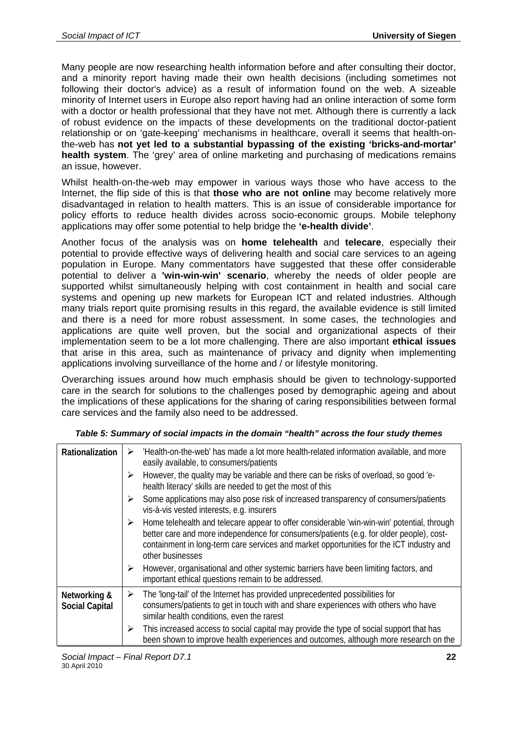Many people are now researching health information before and after consulting their doctor, and a minority report having made their own health decisions (including sometimes not following their doctor's advice) as a result of information found on the web. A sizeable minority of Internet users in Europe also report having had an online interaction of some form with a doctor or health professional that they have not met. Although there is currently a lack of robust evidence on the impacts of these developments on the traditional doctor-patient relationship or on 'gate-keeping' mechanisms in healthcare, overall it seems that health-on-the-web has **not yet led to a substantial bypassing of the existing 'bricks-and-mortar' health system**. The 'grey' area of online marketing and purchasing of medications remains an issue, however.

Whilst health-on-the-web may empower in various ways those who have access to the Internet, the flip side of this is that **those who are not online** may become relatively more disadvantaged in relation to health matters. This is an issue of considerable importance for policy efforts to reduce health divides across socio-economic groups. Mobile telephony applications may offer some potential to help bridge the **'e-health divide'**.

Another focus of the analysis was on **home telehealth** and **telecare**, especially their potential to provide effective ways of delivering health and social care services to an ageing population in Europe. Many commentators have suggested that these offer considerable potential to deliver a **'win-win-win' scenario**, whereby the needs of older people are supported whilst simultaneously helping with cost containment in health and social care systems and opening up new markets for European ICT and related industries. Although many trials report quite promising results in this regard, the available evidence is still limited and there is a need for more robust assessment. In some cases, the technologies and applications are quite well proven, but the social and organizational aspects of their implementation seem to be a lot more challenging. There are also important **ethical issues** that arise in this area, such as maintenance of privacy and dignity when implementing applications involving surveillance of the home and / or lifestyle monitoring.

Overarching issues around how much emphasis should be given to technology-supported care in the search for solutions to the challenges posed by demographic ageing and about the implications of these applications for the sharing of caring responsibilities between formal care services and the family also need to be addressed.

***Table 5: Summary of social impacts in the domain "health" across the four study themes***

| | |
|---|---|
| **Rationalization** | ➢ 'Health-on-the-web' has made a lot more health-related information available, and more easily available, to consumers/patients<br>➢ However, the quality may be variable and there can be risks of overload, so good 'e-health literacy' skills are needed to get the most of this<br>➢ Some applications may also pose risk of increased transparency of consumers/patients vis-à-vis vested interests, e.g. insurers<br>➢ Home telehealth and telecare appear to offer considerable 'win-win-win' potential, through better care and more independence for consumers/patients (e.g. for older people), cost-containment in long-term care services and market opportunities for the ICT industry and other businesses<br>➢ However, organisational and other systemic barriers have been limiting factors, and important ethical questions remain to be addressed. |
| **Networking & Social Capital** | ➢ The 'long-tail' of the Internet has provided unprecedented possibilities for consumers/patients to get in touch with and share experiences with others who have similar health conditions, even the rarest<br>➢ This increased access to social capital may provide the type of social support that has been shown to improve health experiences and outcomes, although more research on the |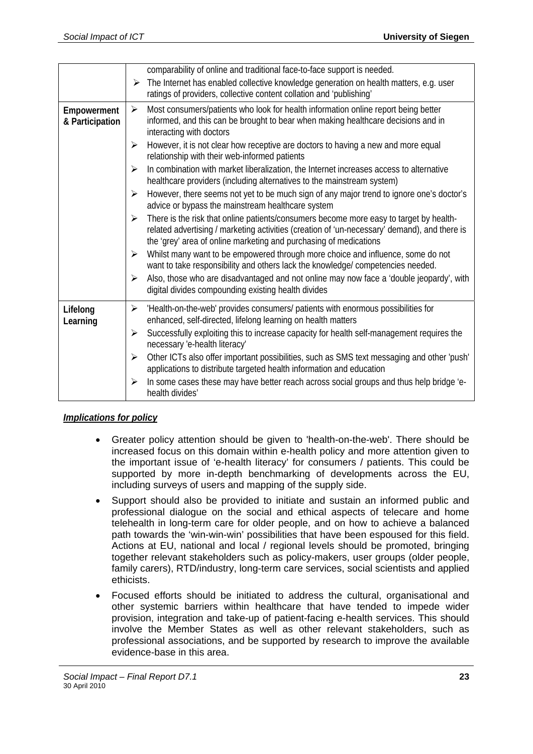| | |
|---|---|
| | comparability of online and traditional face-to-face support is needed.<br>➢ The Internet has enabled collective knowledge generation on health matters, e.g. user ratings of providers, collective content collation and 'publishing' |
| **Empowerment & Participation** | ➢ Most consumers/patients who look for health information online report being better informed, and this can be brought to bear when making healthcare decisions and in interacting with doctors<br>➢ However, it is not clear how receptive are doctors to having a new and more equal relationship with their web-informed patients<br>➢ In combination with market liberalization, the Internet increases access to alternative healthcare providers (including alternatives to the mainstream system)<br>➢ However, there seems not yet to be much sign of any major trend to ignore one's doctor's advice or bypass the mainstream healthcare system<br>➢ There is the risk that online patients/consumers become more easy to target by health-related advertising / marketing activities (creation of 'un-necessary' demand), and there is the 'grey' area of online marketing and purchasing of medications<br>➢ Whilst many want to be empowered through more choice and influence, some do not want to take responsibility and others lack the knowledge/ competencies needed.<br>➢ Also, those who are disadvantaged and not online may now face a 'double jeopardy', with digital divides compounding existing health divides |
| **Lifelong Learning** | ➢ 'Health-on-the-web' provides consumers/ patients with enormous possibilities for enhanced, self-directed, lifelong learning on health matters<br>➢ Successfully exploiting this to increase capacity for health self-management requires the necessary 'e-health literacy'<br>➢ Other ICTs also offer important possibilities, such as SMS text messaging and other 'push' applications to distribute targeted health information and education<br>➢ In some cases these may have better reach across social groups and thus help bridge 'e-health divides' |

***Implications for policy***

- Greater policy attention should be given to 'health-on-the-web'. There should be increased focus on this domain within e-health policy and more attention given to the important issue of 'e-health literacy' for consumers / patients. This could be supported by more in-depth benchmarking of developments across the EU, including surveys of users and mapping of the supply side.
- Support should also be provided to initiate and sustain an informed public and professional dialogue on the social and ethical aspects of telecare and home telehealth in long-term care for older people, and on how to achieve a balanced path towards the 'win-win-win' possibilities that have been espoused for this field. Actions at EU, national and local / regional levels should be promoted, bringing together relevant stakeholders such as policy-makers, user groups (older people, family carers), RTD/industry, long-term care services, social scientists and applied ethicists.
- Focused efforts should be initiated to address the cultural, organisational and other systemic barriers within healthcare that have tended to impede wider provision, integration and take-up of patient-facing e-health services. This should involve the Member States as well as other relevant stakeholders, such as professional associations, and be supported by research to improve the available evidence-base in this area.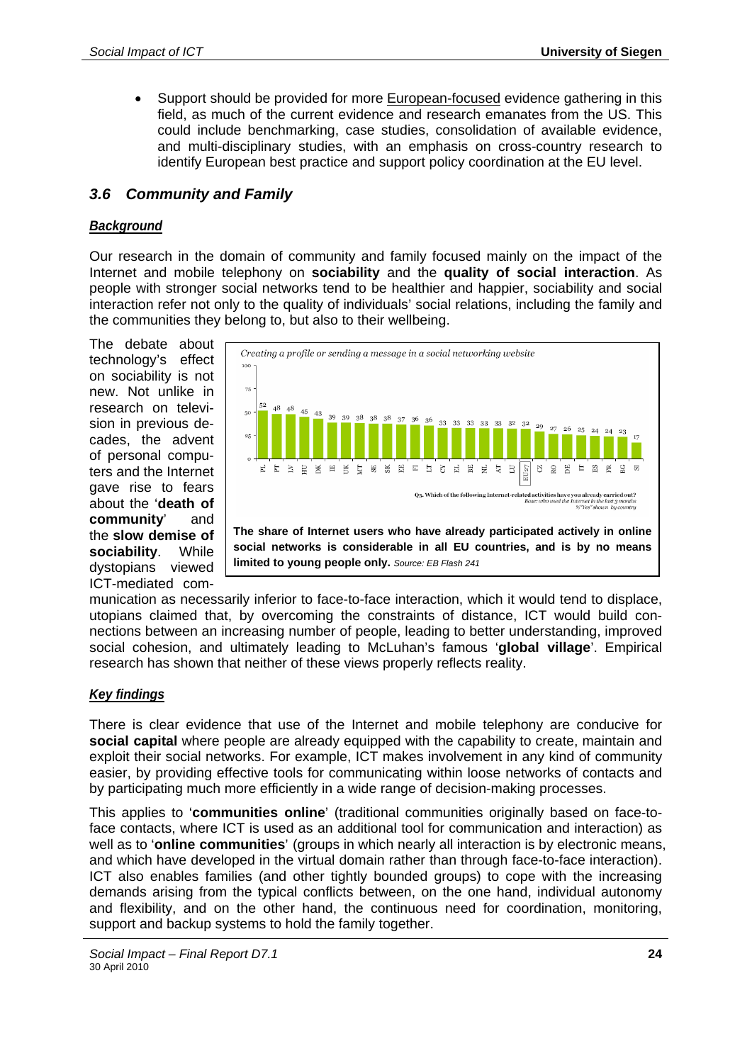- Support should be provided for more European-focused evidence gathering in this field, as much of the current evidence and research emanates from the US. This could include benchmarking, case studies, consolidation of available evidence, and multi-disciplinary studies, with an emphasis on cross-country research to identify European best practice and support policy coordination at the EU level.

## 3.6 Community and Family

### *Background*

Our research in the domain of community and family focused mainly on the impact of the Internet and mobile telephony on **sociability** and the **quality of social interaction**. As people with stronger social networks tend to be healthier and happier, sociability and social interaction refer not only to the quality of individuals' social relations, including the family and the communities they belong to, but also to their wellbeing.

The debate about technology's effect on sociability is not new. Not unlike in research on television in previous decades, the advent of personal computers and the Internet gave rise to fears about the '**death of community**' and the **slow demise of sociability**. While dystopians viewed ICT-mediated communication as necessarily inferior to face-to-face interaction, which it would tend to displace, utopians claimed that, by overcoming the constraints of distance, ICT would build connections between an increasing number of people, leading to better understanding, improved social cohesion, and ultimately leading to McLuhan's famous '**global village**'. Empirical research has shown that neither of these views properly reflects reality.

*Creating a profile or sending a message in a social networking website*

| PL | PT | LV | HU | DK | IE | UK | MT | SE | SK | EE | FI | LT | CY | EL | BE | NL | AT | LU | EU27 | CZ | RO | DE | IT | ES | FR | BG | SI |
|---|---|---|---|---|---|---|---|---|---|---|---|---|---|---|---|---|---|---|---|---|---|---|---|---|---|---|---|
| 52 | 48 | 48 | 45 | 43 | 39 | 39 | 38 | 38 | 38 | 37 | 36 | 36 | 33 | 33 | 33 | 33 | 33 | 32 | 32 | 29 | 27 | 26 | 25 | 24 | 24 | 23 | 17 |

Q5. Which of the following Internet-related activities have you already carried out? *Base: who used the Internet in the last 3 months %"Yes" shown by country*

**The share of Internet users who have already participated actively in online social networks is considerable in all EU countries, and is by no means limited to young people only.** *Source: EB Flash 241*

### *Key findings*

There is clear evidence that use of the Internet and mobile telephony are conducive for **social capital** where people are already equipped with the capability to create, maintain and exploit their social networks. For example, ICT makes involvement in any kind of community easier, by providing effective tools for communicating within loose networks of contacts and by participating much more efficiently in a wide range of decision-making processes.

This applies to '**communities online**' (traditional communities originally based on face-to-face contacts, where ICT is used as an additional tool for communication and interaction) as well as to '**online communities**' (groups in which nearly all interaction is by electronic means, and which have developed in the virtual domain rather than through face-to-face interaction). ICT also enables families (and other tightly bounded groups) to cope with the increasing demands arising from the typical conflicts between, on the one hand, individual autonomy and flexibility, and on the other hand, the continuous need for coordination, monitoring, support and backup systems to hold the family together.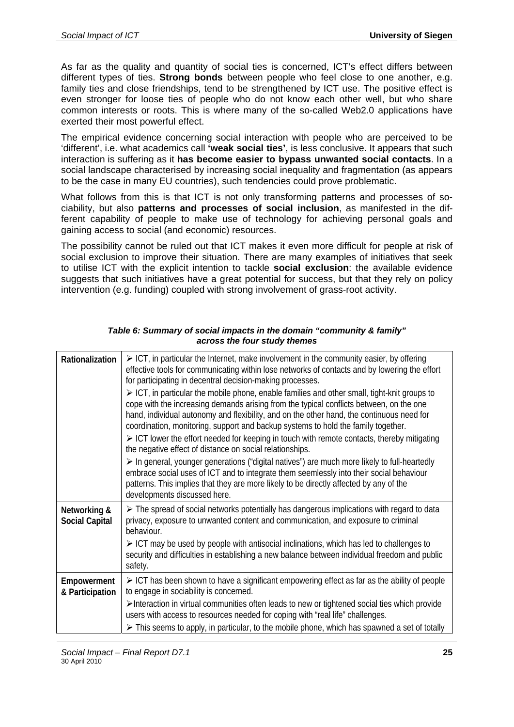As far as the quality and quantity of social ties is concerned, ICT's effect differs between different types of ties. **Strong bonds** between people who feel close to one another, e.g. family ties and close friendships, tend to be strengthened by ICT use. The positive effect is even stronger for loose ties of people who do not know each other well, but who share common interests or roots. This is where many of the so-called Web2.0 applications have exerted their most powerful effect.

The empirical evidence concerning social interaction with people who are perceived to be 'different', i.e. what academics call **'weak social ties'**, is less conclusive. It appears that such interaction is suffering as it **has become easier to bypass unwanted social contacts**. In a social landscape characterised by increasing social inequality and fragmentation (as appears to be the case in many EU countries), such tendencies could prove problematic.

What follows from this is that ICT is not only transforming patterns and processes of sociability, but also **patterns and processes of social inclusion**, as manifested in the different capability of people to make use of technology for achieving personal goals and gaining access to social (and economic) resources.

The possibility cannot be ruled out that ICT makes it even more difficult for people at risk of social exclusion to improve their situation. There are many examples of initiatives that seek to utilise ICT with the explicit intention to tackle **social exclusion**: the available evidence suggests that such initiatives have a great potential for success, but that they rely on policy intervention (e.g. funding) coupled with strong involvement of grass-root activity.

***Table 6: Summary of social impacts in the domain "community & family" across the four study themes***

| | |
|---|---|
| **Rationalization** | ➢ ICT, in particular the Internet, make involvement in the community easier, by offering effective tools for communicating within lose networks of contacts and by lowering the effort for participating in decentral decision-making processes.<br>➢ ICT, in particular the mobile phone, enable families and other small, tight-knit groups to cope with the increasing demands arising from the typical conflicts between, on the one hand, individual autonomy and flexibility, and on the other hand, the continuous need for coordination, monitoring, support and backup systems to hold the family together.<br>➢ ICT lower the effort needed for keeping in touch with remote contacts, thereby mitigating the negative effect of distance on social relationships.<br>➢ In general, younger generations ("digital natives") are much more likely to full-heartedly embrace social uses of ICT and to integrate them seemlessly into their social behaviour patterns. This implies that they are more likely to be directly affected by any of the developments discussed here. |
| **Networking & Social Capital** | ➢ The spread of social networks potentially has dangerous implications with regard to data privacy, exposure to unwanted content and communication, and exposure to criminal behaviour.<br>➢ ICT may be used by people with antisocial inclinations, which has led to challenges to security and difficulties in establishing a new balance between individual freedom and public safety. |
| **Empowerment & Participation** | ➢ ICT has been shown to have a significant empowering effect as far as the ability of people to engage in sociability is concerned.<br>➢ Interaction in virtual communities often leads to new or tightened social ties which provide users with access to resources needed for coping with "real life" challenges.<br>➢ This seems to apply, in particular, to the mobile phone, which has spawned a set of totally |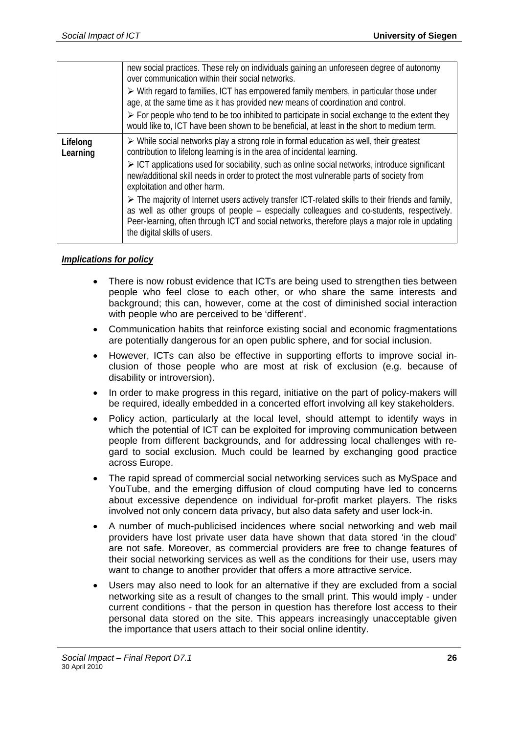| | |
|---|---|
| | new social practices. These rely on individuals gaining an unforeseen degree of autonomy over communication within their social networks.<br>➢ With regard to families, ICT has empowered family members, in particular those under age, at the same time as it has provided new means of coordination and control.<br>➢ For people who tend to be too inhibited to participate in social exchange to the extent they would like to, ICT have been shown to be beneficial, at least in the short to medium term. |
| **Lifelong Learning** | ➢ While social networks play a strong role in formal education as well, their greatest contribution to lifelong learning is in the area of incidental learning.<br>➢ ICT applications used for sociability, such as online social networks, introduce significant new/additional skill needs in order to protect the most vulnerable parts of society from exploitation and other harm.<br>➢ The majority of Internet users actively transfer ICT-related skills to their friends and family, as well as other groups of people – especially colleagues and co-students, respectively. Peer-learning, often through ICT and social networks, therefore plays a major role in updating the digital skills of users. |

***Implications for policy***

- There is now robust evidence that ICTs are being used to strengthen ties between people who feel close to each other, or who share the same interests and background; this can, however, come at the cost of diminished social interaction with people who are perceived to be 'different'.
- Communication habits that reinforce existing social and economic fragmentations are potentially dangerous for an open public sphere, and for social inclusion.
- However, ICTs can also be effective in supporting efforts to improve social inclusion of those people who are most at risk of exclusion (e.g. because of disability or introversion).
- In order to make progress in this regard, initiative on the part of policy-makers will be required, ideally embedded in a concerted effort involving all key stakeholders.
- Policy action, particularly at the local level, should attempt to identify ways in which the potential of ICT can be exploited for improving communication between people from different backgrounds, and for addressing local challenges with regard to social exclusion. Much could be learned by exchanging good practice across Europe.
- The rapid spread of commercial social networking services such as MySpace and YouTube, and the emerging diffusion of cloud computing have led to concerns about excessive dependence on individual for-profit market players. The risks involved not only concern data privacy, but also data safety and user lock-in.
- A number of much-publicised incidences where social networking and web mail providers have lost private user data have shown that data stored 'in the cloud' are not safe. Moreover, as commercial providers are free to change features of their social networking services as well as the conditions for their use, users may want to change to another provider that offers a more attractive service.
- Users may also need to look for an alternative if they are excluded from a social networking site as a result of changes to the small print. This would imply - under current conditions - that the person in question has therefore lost access to their personal data stored on the site. This appears increasingly unacceptable given the importance that users attach to their social online identity.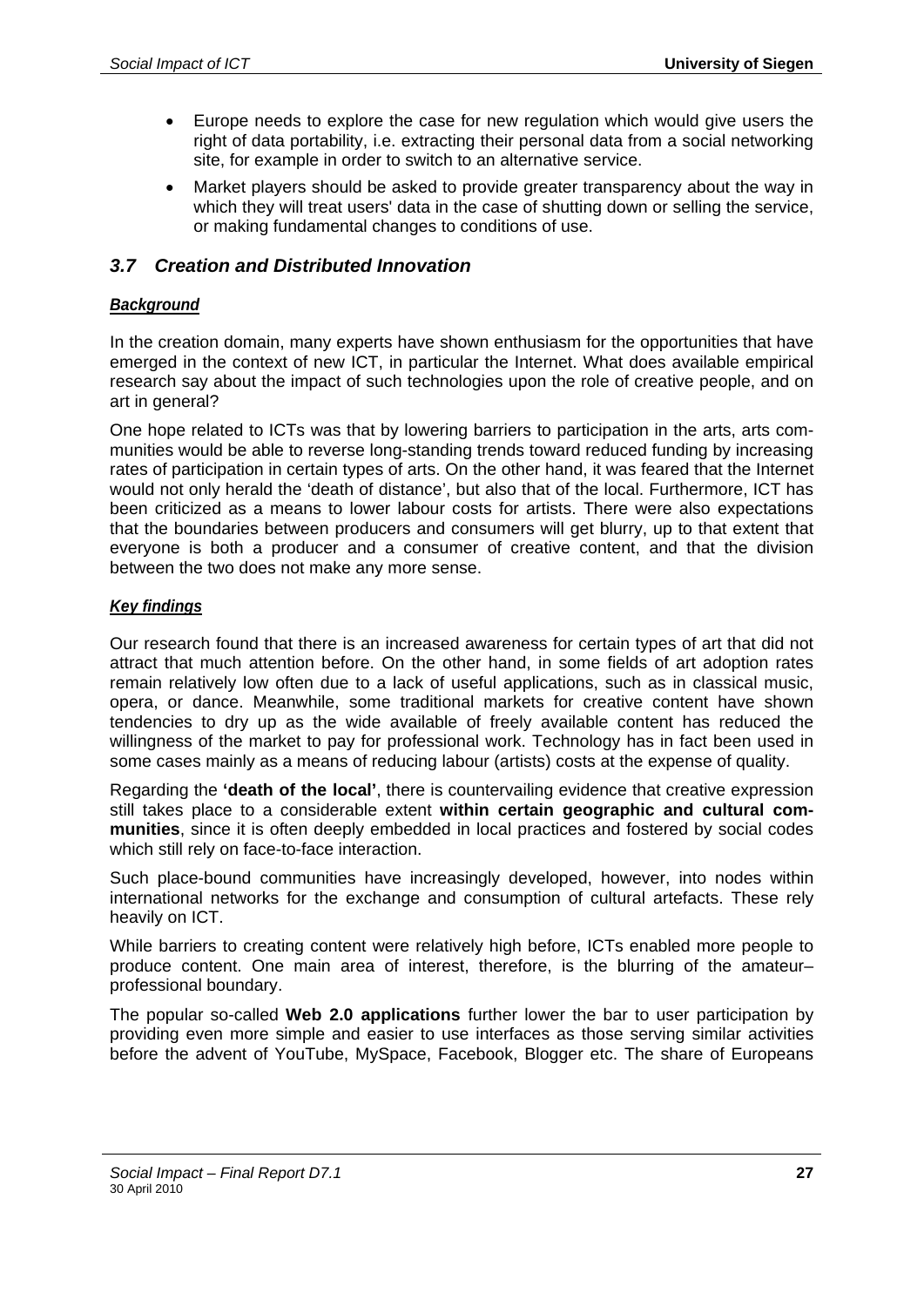- Europe needs to explore the case for new regulation which would give users the right of data portability, i.e. extracting their personal data from a social networking site, for example in order to switch to an alternative service.
- Market players should be asked to provide greater transparency about the way in which they will treat users' data in the case of shutting down or selling the service, or making fundamental changes to conditions of use.

## *3.7 Creation and Distributed Innovation*

***Background***

In the creation domain, many experts have shown enthusiasm for the opportunities that have emerged in the context of new ICT, in particular the Internet. What does available empirical research say about the impact of such technologies upon the role of creative people, and on art in general?

One hope related to ICTs was that by lowering barriers to participation in the arts, arts communities would be able to reverse long-standing trends toward reduced funding by increasing rates of participation in certain types of arts. On the other hand, it was feared that the Internet would not only herald the 'death of distance', but also that of the local. Furthermore, ICT has been criticized as a means to lower labour costs for artists. There were also expectations that the boundaries between producers and consumers will get blurry, up to that extent that everyone is both a producer and a consumer of creative content, and that the division between the two does not make any more sense.

***Key findings***

Our research found that there is an increased awareness for certain types of art that did not attract that much attention before. On the other hand, in some fields of art adoption rates remain relatively low often due to a lack of useful applications, such as in classical music, opera, or dance. Meanwhile, some traditional markets for creative content have shown tendencies to dry up as the wide available of freely available content has reduced the willingness of the market to pay for professional work. Technology has in fact been used in some cases mainly as a means of reducing labour (artists) costs at the expense of quality.

Regarding the **'death of the local'**, there is countervailing evidence that creative expression still takes place to a considerable extent **within certain geographic and cultural communities**, since it is often deeply embedded in local practices and fostered by social codes which still rely on face-to-face interaction.

Such place-bound communities have increasingly developed, however, into nodes within international networks for the exchange and consumption of cultural artefacts. These rely heavily on ICT.

While barriers to creating content were relatively high before, ICTs enabled more people to produce content. One main area of interest, therefore, is the blurring of the amateur–professional boundary.

The popular so-called **Web 2.0 applications** further lower the bar to user participation by providing even more simple and easier to use interfaces as those serving similar activities before the advent of YouTube, MySpace, Facebook, Blogger etc. The share of Europeans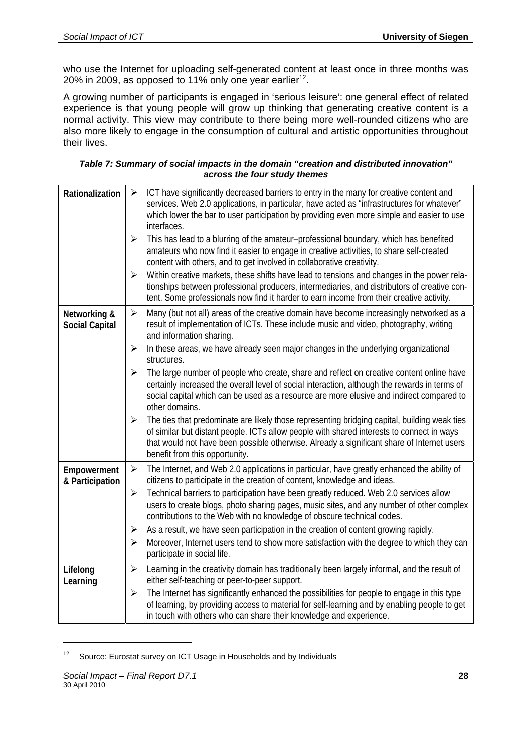who use the Internet for uploading self-generated content at least once in three months was 20% in 2009, as opposed to 11% only one year earlier[12].

A growing number of participants is engaged in 'serious leisure': one general effect of related experience is that young people will grow up thinking that generating creative content is a normal activity. This view may contribute to there being more well-rounded citizens who are also more likely to engage in the consumption of cultural and artistic opportunities throughout their lives.

***Table 7: Summary of social impacts in the domain "creation and distributed innovation" across the four study themes***

| | |
|---|---|
| **Rationalization** | ➢ ICT have significantly decreased barriers to entry in the many for creative content and services. Web 2.0 applications, in particular, have acted as "infrastructures for whatever" which lower the bar to user participation by providing even more simple and easier to use interfaces.<br>➢ This has lead to a blurring of the amateur–professional boundary, which has benefited amateurs who now find it easier to engage in creative activities, to share self-created content with others, and to get involved in collaborative creativity.<br>➢ Within creative markets, these shifts have lead to tensions and changes in the power relationships between professional producers, intermediaries, and distributors of creative content. Some professionals now find it harder to earn income from their creative activity. |
| **Networking & Social Capital** | ➢ Many (but not all) areas of the creative domain have become increasingly networked as a result of implementation of ICTs. These include music and video, photography, writing and information sharing.<br>➢ In these areas, we have already seen major changes in the underlying organizational structures.<br>➢ The large number of people who create, share and reflect on creative content online have certainly increased the overall level of social interaction, although the rewards in terms of social capital which can be used as a resource are more elusive and indirect compared to other domains.<br>➢ The ties that predominate are likely those representing bridging capital, building weak ties of similar but distant people. ICTs allow people with shared interests to connect in ways that would not have been possible otherwise. Already a significant share of Internet users benefit from this opportunity. |
| **Empowerment & Participation** | ➢ The Internet, and Web 2.0 applications in particular, have greatly enhanced the ability of citizens to participate in the creation of content, knowledge and ideas.<br>➢ Technical barriers to participation have been greatly reduced. Web 2.0 services allow users to create blogs, photo sharing pages, music sites, and any number of other complex contributions to the Web with no knowledge of obscure technical codes.<br>➢ As a result, we have seen participation in the creation of content growing rapidly.<br>➢ Moreover, Internet users tend to show more satisfaction with the degree to which they can participate in social life. |
| **Lifelong Learning** | ➢ Learning in the creativity domain has traditionally been largely informal, and the result of either self-teaching or peer-to-peer support.<br>➢ The Internet has significantly enhanced the possibilities for people to engage in this type of learning, by providing access to material for self-learning and by enabling people to get in touch with others who can share their knowledge and experience. |

[12] Source: Eurostat survey on ICT Usage in Households and by Individuals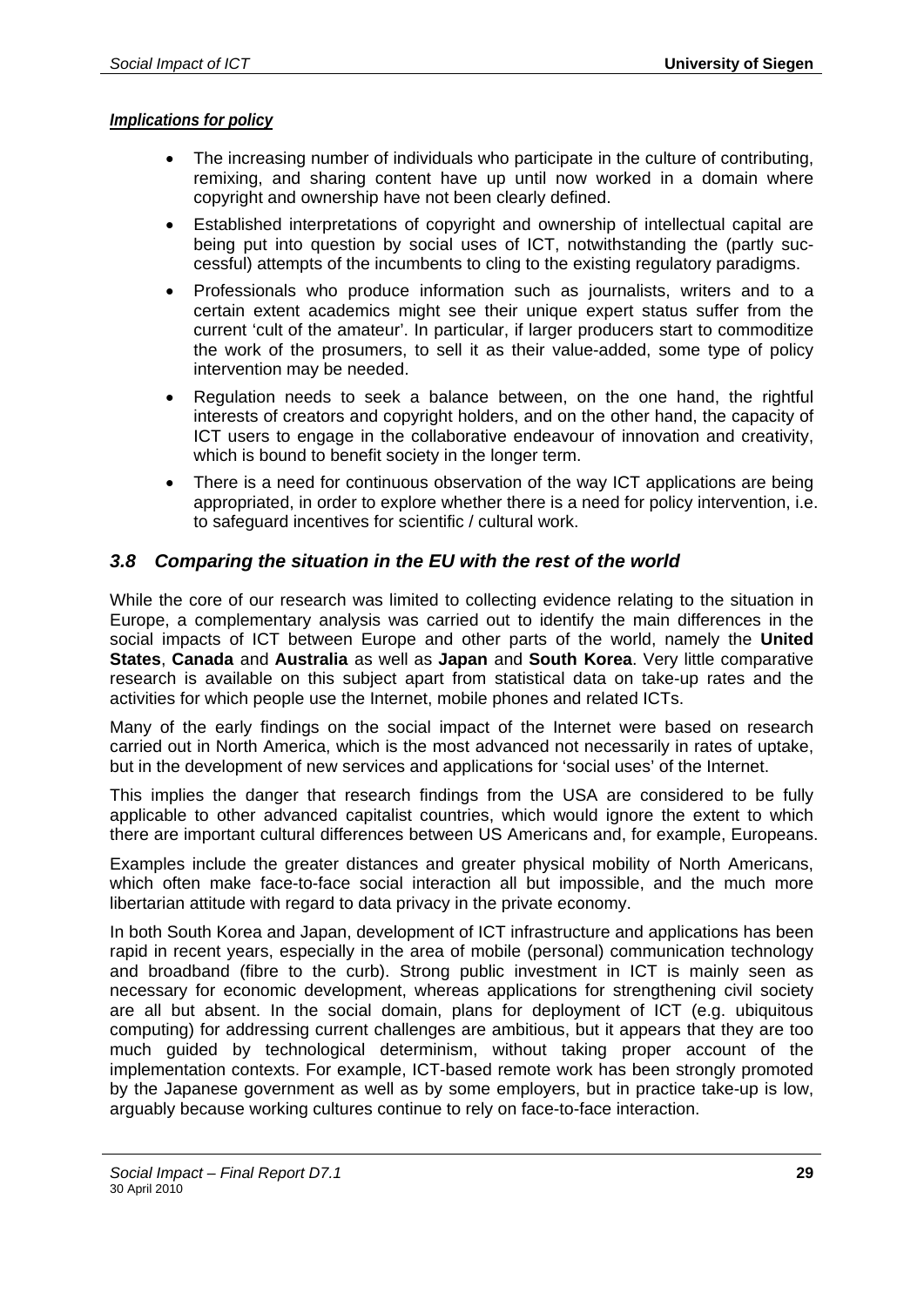***Implications for policy***

- The increasing number of individuals who participate in the culture of contributing, remixing, and sharing content have up until now worked in a domain where copyright and ownership have not been clearly defined.
- Established interpretations of copyright and ownership of intellectual capital are being put into question by social uses of ICT, notwithstanding the (partly successful) attempts of the incumbents to cling to the existing regulatory paradigms.
- Professionals who produce information such as journalists, writers and to a certain extent academics might see their unique expert status suffer from the current 'cult of the amateur'. In particular, if larger producers start to commoditize the work of the prosumers, to sell it as their value-added, some type of policy intervention may be needed.
- Regulation needs to seek a balance between, on the one hand, the rightful interests of creators and copyright holders, and on the other hand, the capacity of ICT users to engage in the collaborative endeavour of innovation and creativity, which is bound to benefit society in the longer term.
- There is a need for continuous observation of the way ICT applications are being appropriated, in order to explore whether there is a need for policy intervention, i.e. to safeguard incentives for scientific / cultural work.

## *3.8 Comparing the situation in the EU with the rest of the world*

While the core of our research was limited to collecting evidence relating to the situation in Europe, a complementary analysis was carried out to identify the main differences in the social impacts of ICT between Europe and other parts of the world, namely the **United States**, **Canada** and **Australia** as well as **Japan** and **South Korea**. Very little comparative research is available on this subject apart from statistical data on take-up rates and the activities for which people use the Internet, mobile phones and related ICTs.

Many of the early findings on the social impact of the Internet were based on research carried out in North America, which is the most advanced not necessarily in rates of uptake, but in the development of new services and applications for 'social uses' of the Internet.

This implies the danger that research findings from the USA are considered to be fully applicable to other advanced capitalist countries, which would ignore the extent to which there are important cultural differences between US Americans and, for example, Europeans.

Examples include the greater distances and greater physical mobility of North Americans, which often make face-to-face social interaction all but impossible, and the much more libertarian attitude with regard to data privacy in the private economy.

In both South Korea and Japan, development of ICT infrastructure and applications has been rapid in recent years, especially in the area of mobile (personal) communication technology and broadband (fibre to the curb). Strong public investment in ICT is mainly seen as necessary for economic development, whereas applications for strengthening civil society are all but absent. In the social domain, plans for deployment of ICT (e.g. ubiquitous computing) for addressing current challenges are ambitious, but it appears that they are too much guided by technological determinism, without taking proper account of the implementation contexts. For example, ICT-based remote work has been strongly promoted by the Japanese government as well as by some employers, but in practice take-up is low, arguably because working cultures continue to rely on face-to-face interaction.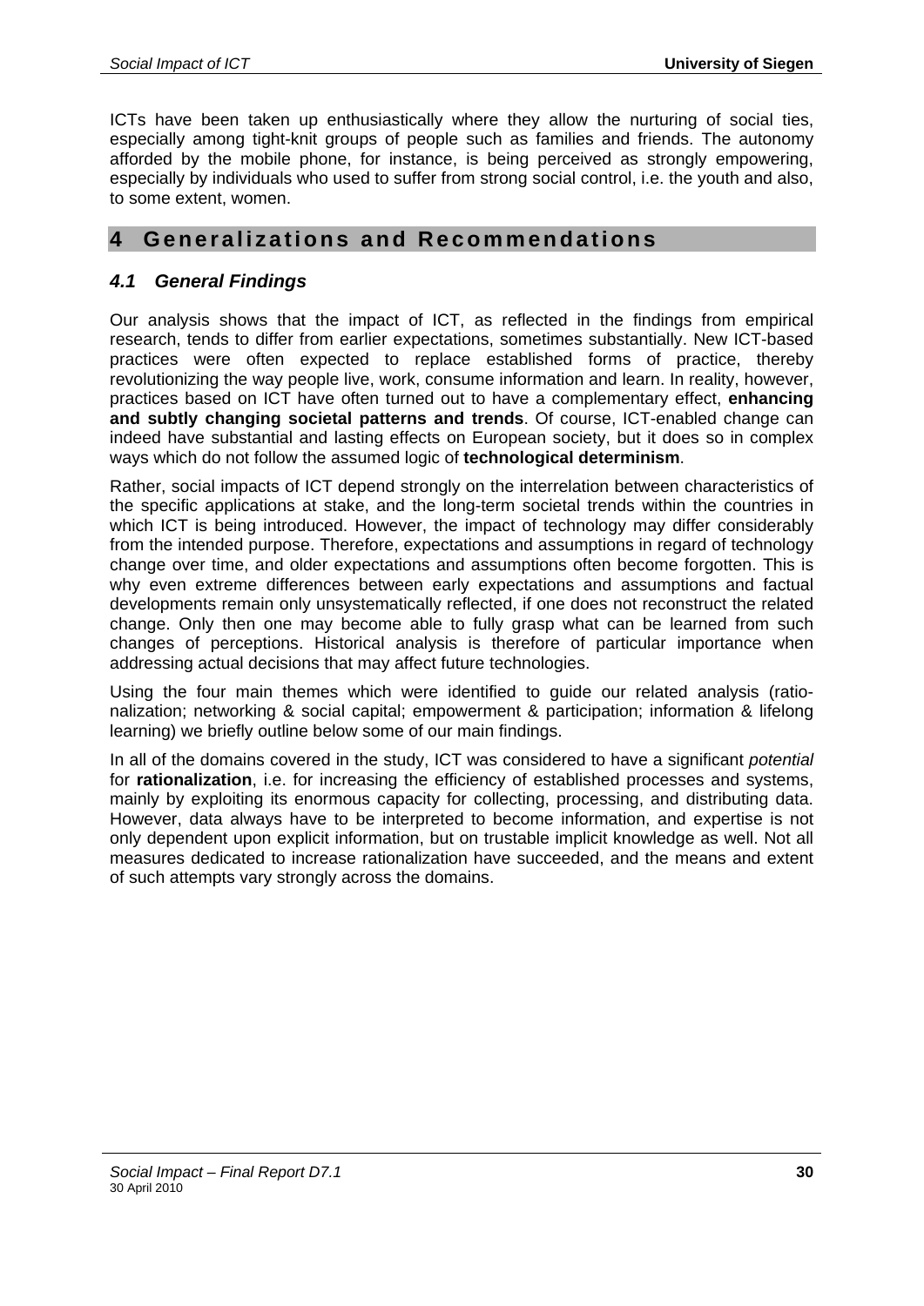ICTs have been taken up enthusiastically where they allow the nurturing of social ties, especially among tight-knit groups of people such as families and friends. The autonomy afforded by the mobile phone, for instance, is being perceived as strongly empowering, especially by individuals who used to suffer from strong social control, i.e. the youth and also, to some extent, women.

# 4 Generalizations and Recommendations

## *4.1 General Findings*

Our analysis shows that the impact of ICT, as reflected in the findings from empirical research, tends to differ from earlier expectations, sometimes substantially. New ICT-based practices were often expected to replace established forms of practice, thereby revolutionizing the way people live, work, consume information and learn. In reality, however, practices based on ICT have often turned out to have a complementary effect, **enhancing and subtly changing societal patterns and trends**. Of course, ICT-enabled change can indeed have substantial and lasting effects on European society, but it does so in complex ways which do not follow the assumed logic of **technological determinism**.

Rather, social impacts of ICT depend strongly on the interrelation between characteristics of the specific applications at stake, and the long-term societal trends within the countries in which ICT is being introduced. However, the impact of technology may differ considerably from the intended purpose. Therefore, expectations and assumptions in regard of technology change over time, and older expectations and assumptions often become forgotten. This is why even extreme differences between early expectations and assumptions and factual developments remain only unsystematically reflected, if one does not reconstruct the related change. Only then one may become able to fully grasp what can be learned from such changes of perceptions. Historical analysis is therefore of particular importance when addressing actual decisions that may affect future technologies.

Using the four main themes which were identified to guide our related analysis (rationalization; networking & social capital; empowerment & participation; information & lifelong learning) we briefly outline below some of our main findings.

In all of the domains covered in the study, ICT was considered to have a significant *potential* for **rationalization**, i.e. for increasing the efficiency of established processes and systems, mainly by exploiting its enormous capacity for collecting, processing, and distributing data. However, data always have to be interpreted to become information, and expertise is not only dependent upon explicit information, but on trustable implicit knowledge as well. Not all measures dedicated to increase rationalization have succeeded, and the means and extent of such attempts vary strongly across the domains.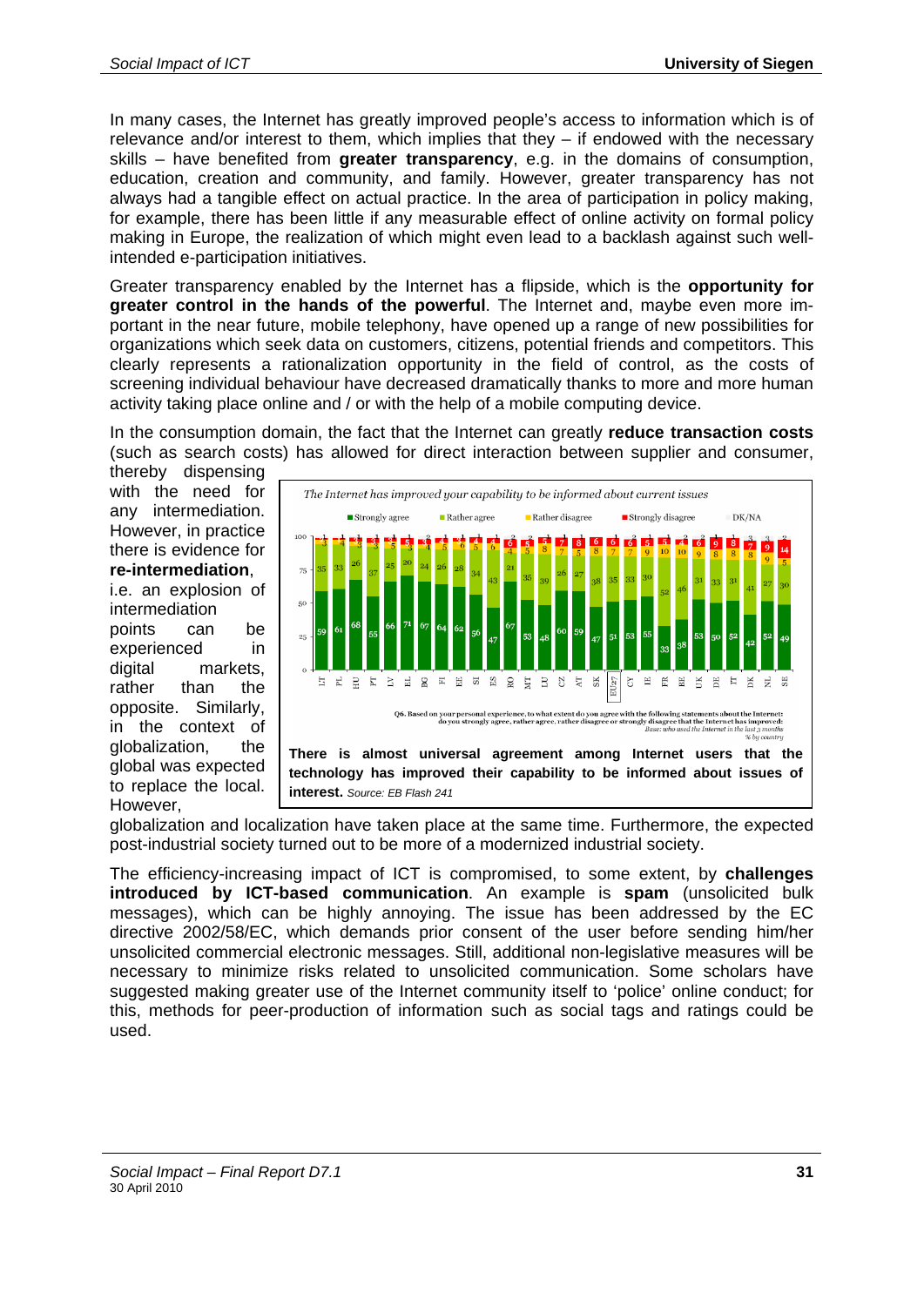In many cases, the Internet has greatly improved people's access to information which is of relevance and/or interest to them, which implies that they – if endowed with the necessary skills – have benefited from **greater transparency**, e.g. in the domains of consumption, education, creation and community, and family. However, greater transparency has not always had a tangible effect on actual practice. In the area of participation in policy making, for example, there has been little if any measurable effect of online activity on formal policy making in Europe, the realization of which might even lead to a backlash against such well-intended e-participation initiatives.

Greater transparency enabled by the Internet has a flipside, which is the **opportunity for greater control in the hands of the powerful**. The Internet and, maybe even more important in the near future, mobile telephony, have opened up a range of new possibilities for organizations which seek data on customers, citizens, potential friends and competitors. This clearly represents a rationalization opportunity in the field of control, as the costs of screening individual behaviour have decreased dramatically thanks to more and more human activity taking place online and / or with the help of a mobile computing device.

In the consumption domain, the fact that the Internet can greatly **reduce transaction costs** (such as search costs) has allowed for direct interaction between supplier and consumer, thereby dispensing with the need for any intermediation. However, in practice there is evidence for **re-intermediation**, i.e. an explosion of intermediation points can be experienced in digital markets, rather than the opposite. Similarly, in the context of globalization, the global was expected to replace the local. However, globalization and localization have taken place at the same time. Furthermore, the expected post-industrial society turned out to be more of a modernized industrial society.

*The Internet has improved your capability to be informed about current issues*

| Country | Strongly agree | Rather agree | Rather disagree | Strongly disagree | DK/NA |
|---|---|---|---|---|---|
| LT | 59 | 35 | 3 | | 1 |
| PL | 61 | 33 | 4 | | 1 |
| HU | 68 | 26 | 3 | 1 | 1 |
| PT | 55 | 37 | 3 | 3 | |
| LV | 66 | 25 | 5 | 1 | 1 |
| EL | 71 | 20 | 3 | 5 | 1 |
| BG | 67 | 24 | 4 | 3 | 2 |
| FI | 64 | 26 | 5 | 4 | 1 |
| EE | 62 | 28 | 6 | 4 | 1 |
| SI | 56 | 34 | 5 | 4 | |
| ES | 47 | 43 | 6 | 4 | 1 |
| RO | 67 | 21 | 4 | 6 | 2 |
| MT | 53 | 35 | 5 | 5 | 2 |
| LU | 48 | 39 | 8 | 5 | 1 |
| CZ | 60 | 26 | 7 | 7 | |
| AT | 59 | 27 | 5 | 8 | 1 |
| SK | 47 | 38 | 8 | 6 | |
| EU27 | 51 | 35 | 7 | 6 | 1 |
| CY | 53 | 33 | 7 | 6 | 2 |
| IE | 55 | 30 | 9 | 5 | 1 |
| FR | 33 | 52 | 10 | 5 | 1 |
| BE | 38 | 46 | 10 | 4 | 2 |
| UK | 53 | 31 | 9 | 6 | 2 |
| DE | 50 | 33 | 8 | 9 | |
| IT | 52 | 31 | 8 | 8 | 1 |
| DK | 42 | 41 | 8 | 7 | 3 |
| NL | 52 | 27 | 9 | 9 | 3 |
| SE | 49 | 30 | 5 | 14 | 2 |

Q6. Based on your personal experience, to what extent do you agree with the following statements about the Internet: do you strongly agree, rather agree, rather disagree or strongly disagree that the Internet has improved:
*Base: who used the Internet in the last 3 months*
*% by country*

**There is almost universal agreement among Internet users that the technology has improved their capability to be informed about issues of interest.** *Source: EB Flash 241*

The efficiency-increasing impact of ICT is compromised, to some extent, by **challenges introduced by ICT-based communication**. An example is **spam** (unsolicited bulk messages), which can be highly annoying. The issue has been addressed by the EC directive 2002/58/EC, which demands prior consent of the user before sending him/her unsolicited commercial electronic messages. Still, additional non-legislative measures will be necessary to minimize risks related to unsolicited communication. Some scholars have suggested making greater use of the Internet community itself to 'police' online conduct; for this, methods for peer-production of information such as social tags and ratings could be used.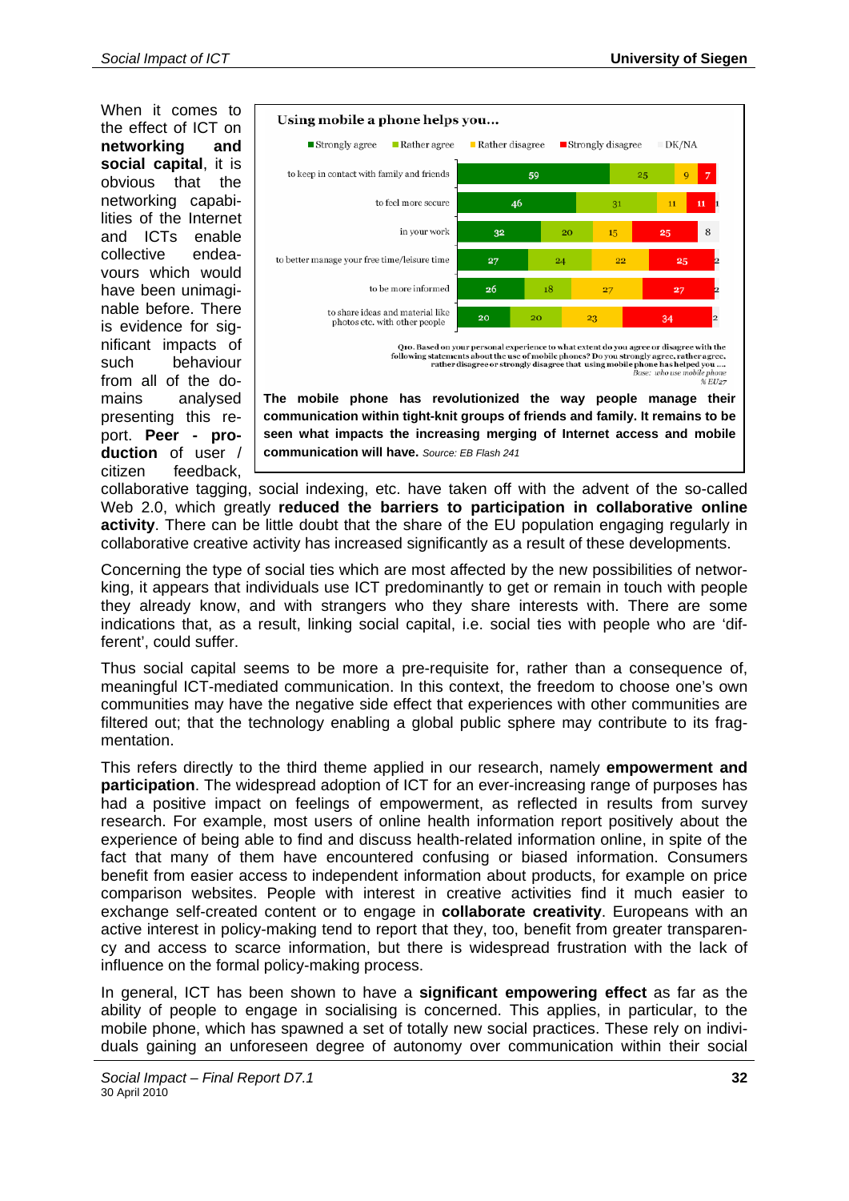When it comes to the effect of ICT on **networking and social capital**, it is obvious that the networking capabilities of the Internet and ICTs enable collective endeavours which would have been unimaginable before. There is evidence for significant impacts of such behaviour from all of the domains analysed presenting this report. **Peer - production** of user / citizen feedback, collaborative tagging, social indexing, etc. have taken off with the advent of the so-called Web 2.0, which greatly **reduced the barriers to participation in collaborative online activity**. There can be little doubt that the share of the EU population engaging regularly in collaborative creative activity has increased significantly as a result of these developments.

**Using mobile a phone helps you…**

| | Strongly agree | Rather agree | Rather disagree | Strongly disagree | DK/NA |
|---|---|---|---|---|---|
| to keep in contact with family and friends | 59 | 25 | 9 | 7 | |
| to feel more secure | 46 | 31 | 11 | 11 | 1 |
| in your work | 32 | 20 | 15 | 25 | 8 |
| to better manage your free time/leisure time | 27 | 24 | 22 | 25 | 2 |
| to be more informed | 26 | 18 | 27 | 27 | 2 |
| to share ideas and material like photos etc. with other people | 20 | 20 | 23 | 34 | 2 |

Q10. Based on your personal experience to what extent do you agree or disagree with the following statements about the use of mobile phones? Do you strongly agree, rather agree, rather disagree or strongly disagree that using mobile phone has helped you ….
*Base: who use mobile phone*
*% EU27*

**The mobile phone has revolutionized the way people manage their communication within tight-knit groups of friends and family. It remains to be seen what impacts the increasing merging of Internet access and mobile communication will have.** *Source: EB Flash 241*

Concerning the type of social ties which are most affected by the new possibilities of networking, it appears that individuals use ICT predominantly to get or remain in touch with people they already know, and with strangers who they share interests with. There are some indications that, as a result, linking social capital, i.e. social ties with people who are 'different', could suffer.

Thus social capital seems to be more a pre-requisite for, rather than a consequence of, meaningful ICT-mediated communication. In this context, the freedom to choose one's own communities may have the negative side effect that experiences with other communities are filtered out; that the technology enabling a global public sphere may contribute to its fragmentation.

This refers directly to the third theme applied in our research, namely **empowerment and participation**. The widespread adoption of ICT for an ever-increasing range of purposes has had a positive impact on feelings of empowerment, as reflected in results from survey research. For example, most users of online health information report positively about the experience of being able to find and discuss health-related information online, in spite of the fact that many of them have encountered confusing or biased information. Consumers benefit from easier access to independent information about products, for example on price comparison websites. People with interest in creative activities find it much easier to exchange self-created content or to engage in **collaborate creativity**. Europeans with an active interest in policy-making tend to report that they, too, benefit from greater transparency and access to scarce information, but there is widespread frustration with the lack of influence on the formal policy-making process.

In general, ICT has been shown to have a **significant empowering effect** as far as the ability of people to engage in socialising is concerned. This applies, in particular, to the mobile phone, which has spawned a set of totally new social practices. These rely on individuals gaining an unforeseen degree of autonomy over communication within their social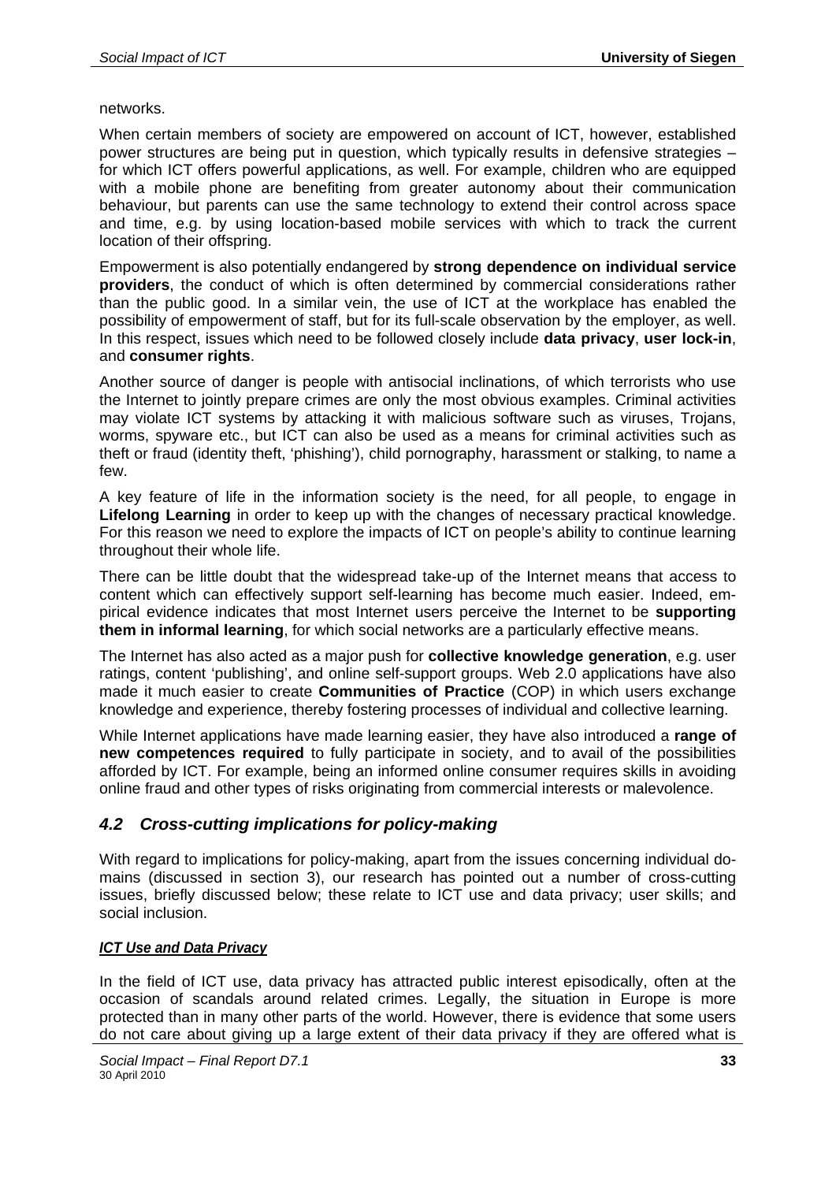networks.

When certain members of society are empowered on account of ICT, however, established power structures are being put in question, which typically results in defensive strategies – for which ICT offers powerful applications, as well. For example, children who are equipped with a mobile phone are benefiting from greater autonomy about their communication behaviour, but parents can use the same technology to extend their control across space and time, e.g. by using location-based mobile services with which to track the current location of their offspring.

Empowerment is also potentially endangered by **strong dependence on individual service providers**, the conduct of which is often determined by commercial considerations rather than the public good. In a similar vein, the use of ICT at the workplace has enabled the possibility of empowerment of staff, but for its full-scale observation by the employer, as well. In this respect, issues which need to be followed closely include **data privacy**, **user lock-in**, and **consumer rights**.

Another source of danger is people with antisocial inclinations, of which terrorists who use the Internet to jointly prepare crimes are only the most obvious examples. Criminal activities may violate ICT systems by attacking it with malicious software such as viruses, Trojans, worms, spyware etc., but ICT can also be used as a means for criminal activities such as theft or fraud (identity theft, 'phishing'), child pornography, harassment or stalking, to name a few.

A key feature of life in the information society is the need, for all people, to engage in **Lifelong Learning** in order to keep up with the changes of necessary practical knowledge. For this reason we need to explore the impacts of ICT on people's ability to continue learning throughout their whole life.

There can be little doubt that the widespread take-up of the Internet means that access to content which can effectively support self-learning has become much easier. Indeed, empirical evidence indicates that most Internet users perceive the Internet to be **supporting them in informal learning**, for which social networks are a particularly effective means.

The Internet has also acted as a major push for **collective knowledge generation**, e.g. user ratings, content 'publishing', and online self-support groups. Web 2.0 applications have also made it much easier to create **Communities of Practice** (COP) in which users exchange knowledge and experience, thereby fostering processes of individual and collective learning.

While Internet applications have made learning easier, they have also introduced a **range of new competences required** to fully participate in society, and to avail of the possibilities afforded by ICT. For example, being an informed online consumer requires skills in avoiding online fraud and other types of risks originating from commercial interests or malevolence.

## *4.2 Cross-cutting implications for policy-making*

With regard to implications for policy-making, apart from the issues concerning individual domains (discussed in section 3), our research has pointed out a number of cross-cutting issues, briefly discussed below; these relate to ICT use and data privacy; user skills; and social inclusion.

***ICT Use and Data Privacy***

In the field of ICT use, data privacy has attracted public interest episodically, often at the occasion of scandals around related crimes. Legally, the situation in Europe is more protected than in many other parts of the world. However, there is evidence that some users do not care about giving up a large extent of their data privacy if they are offered what is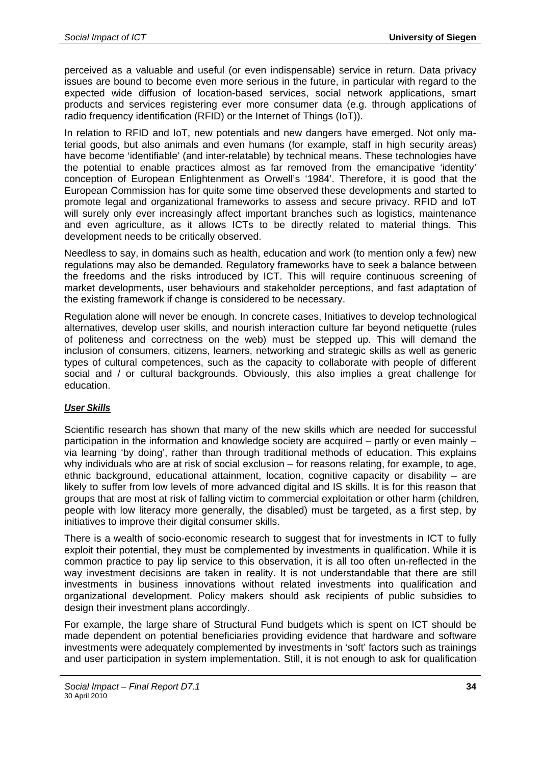perceived as a valuable and useful (or even indispensable) service in return. Data privacy issues are bound to become even more serious in the future, in particular with regard to the expected wide diffusion of location-based services, social network applications, smart products and services registering ever more consumer data (e.g. through applications of radio frequency identification (RFID) or the Internet of Things (IoT)).

In relation to RFID and IoT, new potentials and new dangers have emerged. Not only material goods, but also animals and even humans (for example, staff in high security areas) have become 'identifiable' (and inter-relatable) by technical means. These technologies have the potential to enable practices almost as far removed from the emancipative 'identity' conception of European Enlightenment as Orwell's '1984'. Therefore, it is good that the European Commission has for quite some time observed these developments and started to promote legal and organizational frameworks to assess and secure privacy. RFID and IoT will surely only ever increasingly affect important branches such as logistics, maintenance and even agriculture, as it allows ICTs to be directly related to material things. This development needs to be critically observed.

Needless to say, in domains such as health, education and work (to mention only a few) new regulations may also be demanded. Regulatory frameworks have to seek a balance between the freedoms and the risks introduced by ICT. This will require continuous screening of market developments, user behaviours and stakeholder perceptions, and fast adaptation of the existing framework if change is considered to be necessary.

Regulation alone will never be enough. In concrete cases, Initiatives to develop technological alternatives, develop user skills, and nourish interaction culture far beyond netiquette (rules of politeness and correctness on the web) must be stepped up. This will demand the inclusion of consumers, citizens, learners, networking and strategic skills as well as generic types of cultural competences, such as the capacity to collaborate with people of different social and / or cultural backgrounds. Obviously, this also implies a great challenge for education.

***User Skills***

Scientific research has shown that many of the new skills which are needed for successful participation in the information and knowledge society are acquired – partly or even mainly – via learning 'by doing', rather than through traditional methods of education. This explains why individuals who are at risk of social exclusion – for reasons relating, for example, to age, ethnic background, educational attainment, location, cognitive capacity or disability – are likely to suffer from low levels of more advanced digital and IS skills. It is for this reason that groups that are most at risk of falling victim to commercial exploitation or other harm (children, people with low literacy more generally, the disabled) must be targeted, as a first step, by initiatives to improve their digital consumer skills.

There is a wealth of socio-economic research to suggest that for investments in ICT to fully exploit their potential, they must be complemented by investments in qualification. While it is common practice to pay lip service to this observation, it is all too often un-reflected in the way investment decisions are taken in reality. It is not understandable that there are still investments in business innovations without related investments into qualification and organizational development. Policy makers should ask recipients of public subsidies to design their investment plans accordingly.

For example, the large share of Structural Fund budgets which is spent on ICT should be made dependent on potential beneficiaries providing evidence that hardware and software investments were adequately complemented by investments in 'soft' factors such as trainings and user participation in system implementation. Still, it is not enough to ask for qualification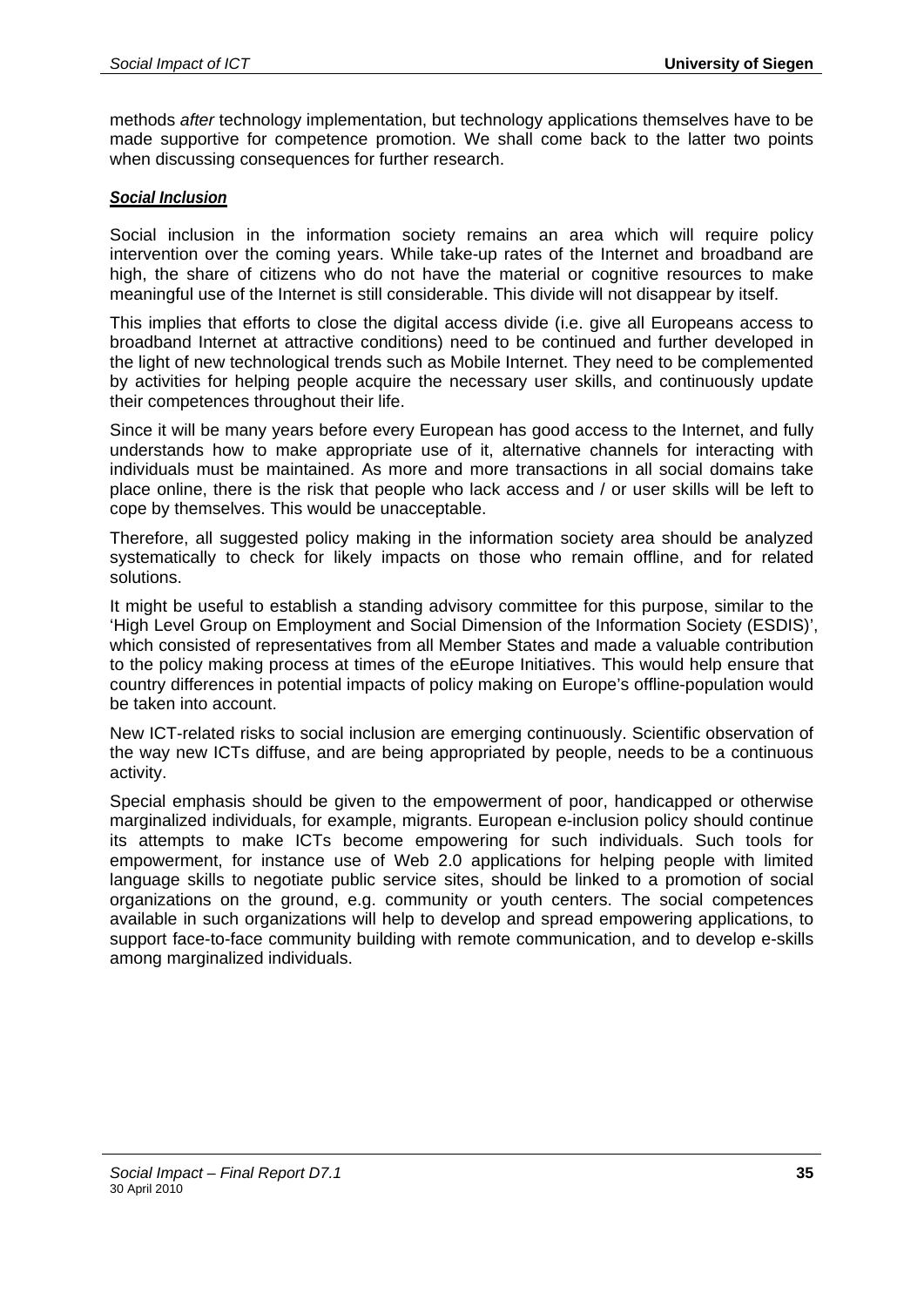methods *after* technology implementation, but technology applications themselves have to be made supportive for competence promotion. We shall come back to the latter two points when discussing consequences for further research.

***Social Inclusion***

Social inclusion in the information society remains an area which will require policy intervention over the coming years. While take-up rates of the Internet and broadband are high, the share of citizens who do not have the material or cognitive resources to make meaningful use of the Internet is still considerable. This divide will not disappear by itself.

This implies that efforts to close the digital access divide (i.e. give all Europeans access to broadband Internet at attractive conditions) need to be continued and further developed in the light of new technological trends such as Mobile Internet. They need to be complemented by activities for helping people acquire the necessary user skills, and continuously update their competences throughout their life.

Since it will be many years before every European has good access to the Internet, and fully understands how to make appropriate use of it, alternative channels for interacting with individuals must be maintained. As more and more transactions in all social domains take place online, there is the risk that people who lack access and / or user skills will be left to cope by themselves. This would be unacceptable.

Therefore, all suggested policy making in the information society area should be analyzed systematically to check for likely impacts on those who remain offline, and for related solutions.

It might be useful to establish a standing advisory committee for this purpose, similar to the 'High Level Group on Employment and Social Dimension of the Information Society (ESDIS)', which consisted of representatives from all Member States and made a valuable contribution to the policy making process at times of the eEurope Initiatives. This would help ensure that country differences in potential impacts of policy making on Europe's offline-population would be taken into account.

New ICT-related risks to social inclusion are emerging continuously. Scientific observation of the way new ICTs diffuse, and are being appropriated by people, needs to be a continuous activity.

Special emphasis should be given to the empowerment of poor, handicapped or otherwise marginalized individuals, for example, migrants. European e-inclusion policy should continue its attempts to make ICTs become empowering for such individuals. Such tools for empowerment, for instance use of Web 2.0 applications for helping people with limited language skills to negotiate public service sites, should be linked to a promotion of social organizations on the ground, e.g. community or youth centers. The social competences available in such organizations will help to develop and spread empowering applications, to support face-to-face community building with remote communication, and to develop e-skills among marginalized individuals.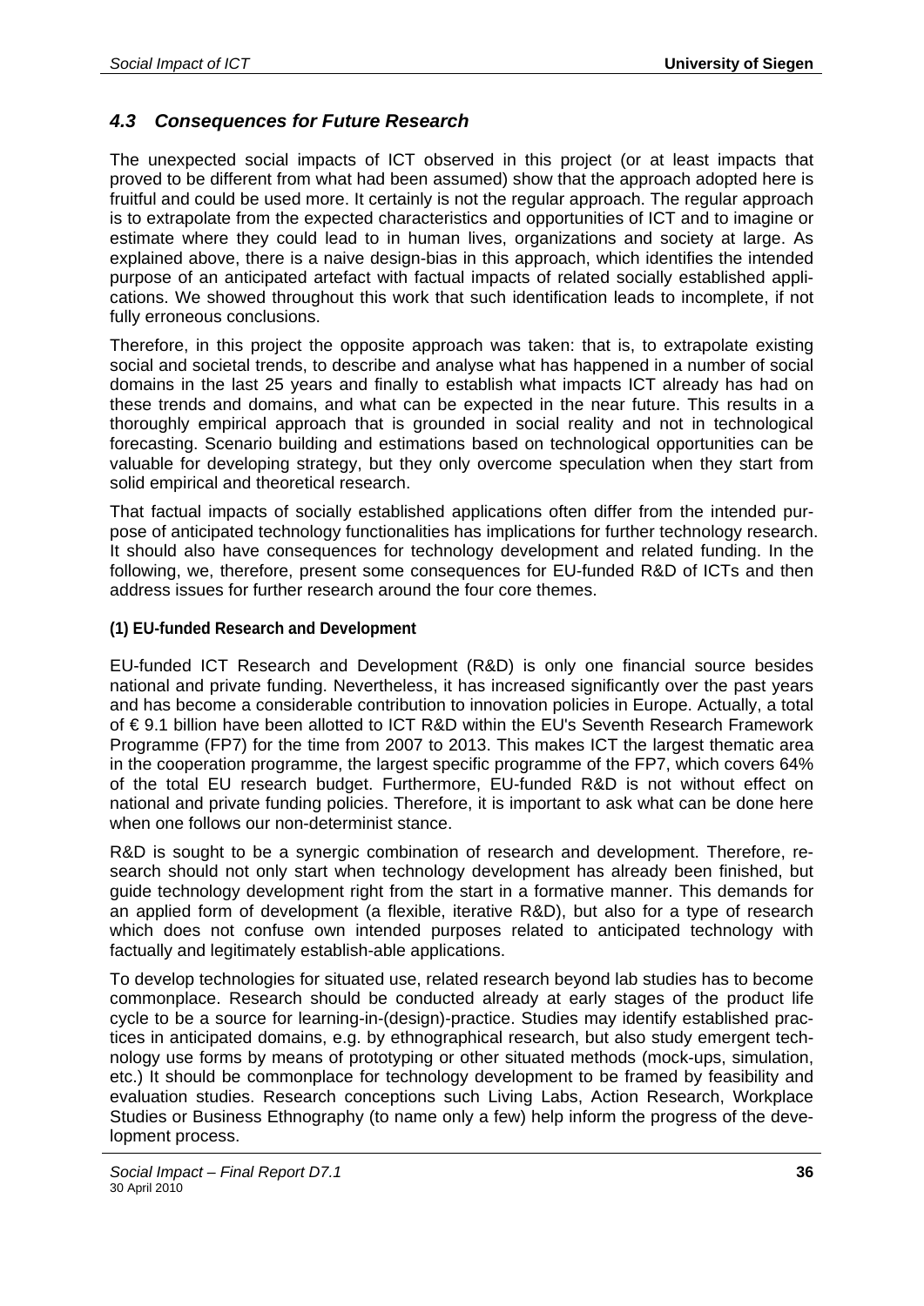## *4.3 Consequences for Future Research*

The unexpected social impacts of ICT observed in this project (or at least impacts that proved to be different from what had been assumed) show that the approach adopted here is fruitful and could be used more. It certainly is not the regular approach. The regular approach is to extrapolate from the expected characteristics and opportunities of ICT and to imagine or estimate where they could lead to in human lives, organizations and society at large. As explained above, there is a naive design-bias in this approach, which identifies the intended purpose of an anticipated artefact with factual impacts of related socially established applications. We showed throughout this work that such identification leads to incomplete, if not fully erroneous conclusions.

Therefore, in this project the opposite approach was taken: that is, to extrapolate existing social and societal trends, to describe and analyse what has happened in a number of social domains in the last 25 years and finally to establish what impacts ICT already has had on these trends and domains, and what can be expected in the near future. This results in a thoroughly empirical approach that is grounded in social reality and not in technological forecasting. Scenario building and estimations based on technological opportunities can be valuable for developing strategy, but they only overcome speculation when they start from solid empirical and theoretical research.

That factual impacts of socially established applications often differ from the intended purpose of anticipated technology functionalities has implications for further technology research. It should also have consequences for technology development and related funding. In the following, we, therefore, present some consequences for EU-funded R&D of ICTs and then address issues for further research around the four core themes.

**(1) EU-funded Research and Development**

EU-funded ICT Research and Development (R&D) is only one financial source besides national and private funding. Nevertheless, it has increased significantly over the past years and has become a considerable contribution to innovation policies in Europe. Actually, a total of € 9.1 billion have been allotted to ICT R&D within the EU's Seventh Research Framework Programme (FP7) for the time from 2007 to 2013. This makes ICT the largest thematic area in the cooperation programme, the largest specific programme of the FP7, which covers 64% of the total EU research budget. Furthermore, EU-funded R&D is not without effect on national and private funding policies. Therefore, it is important to ask what can be done here when one follows our non-determinist stance.

R&D is sought to be a synergic combination of research and development. Therefore, research should not only start when technology development has already been finished, but guide technology development right from the start in a formative manner. This demands for an applied form of development (a flexible, iterative R&D), but also for a type of research which does not confuse own intended purposes related to anticipated technology with factually and legitimately establish-able applications.

To develop technologies for situated use, related research beyond lab studies has to become commonplace. Research should be conducted already at early stages of the product life cycle to be a source for learning-in-(design)-practice. Studies may identify established practices in anticipated domains, e.g. by ethnographical research, but also study emergent technology use forms by means of prototyping or other situated methods (mock-ups, simulation, etc.) It should be commonplace for technology development to be framed by feasibility and evaluation studies. Research conceptions such Living Labs, Action Research, Workplace Studies or Business Ethnography (to name only a few) help inform the progress of the development process.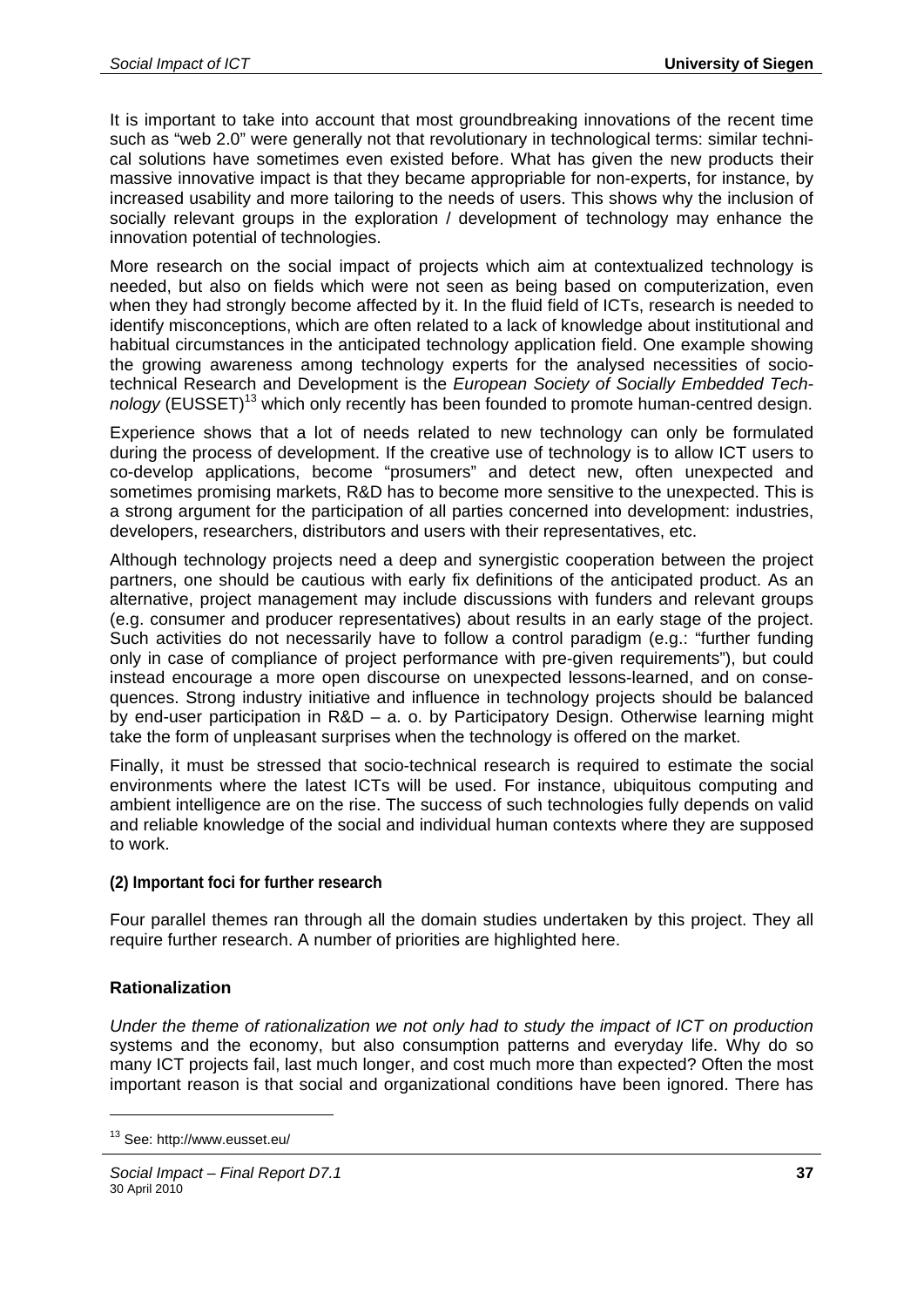It is important to take into account that most groundbreaking innovations of the recent time such as "web 2.0" were generally not that revolutionary in technological terms: similar technical solutions have sometimes even existed before. What has given the new products their massive innovative impact is that they became appropriable for non-experts, for instance, by increased usability and more tailoring to the needs of users. This shows why the inclusion of socially relevant groups in the exploration / development of technology may enhance the innovation potential of technologies.

More research on the social impact of projects which aim at contextualized technology is needed, but also on fields which were not seen as being based on computerization, even when they had strongly become affected by it. In the fluid field of ICTs, research is needed to identify misconceptions, which are often related to a lack of knowledge about institutional and habitual circumstances in the anticipated technology application field. One example showing the growing awareness among technology experts for the analysed necessities of socio-technical Research and Development is the *European Society of Socially Embedded Technology* (EUSSET)[13] which only recently has been founded to promote human-centred design.

Experience shows that a lot of needs related to new technology can only be formulated during the process of development. If the creative use of technology is to allow ICT users to co-develop applications, become "prosumers" and detect new, often unexpected and sometimes promising markets, R&D has to become more sensitive to the unexpected. This is a strong argument for the participation of all parties concerned into development: industries, developers, researchers, distributors and users with their representatives, etc.

Although technology projects need a deep and synergistic cooperation between the project partners, one should be cautious with early fix definitions of the anticipated product. As an alternative, project management may include discussions with funders and relevant groups (e.g. consumer and producer representatives) about results in an early stage of the project. Such activities do not necessarily have to follow a control paradigm (e.g.: "further funding only in case of compliance of project performance with pre-given requirements"), but could instead encourage a more open discourse on unexpected lessons-learned, and on consequences. Strong industry initiative and influence in technology projects should be balanced by end-user participation in R&D – a. o. by Participatory Design. Otherwise learning might take the form of unpleasant surprises when the technology is offered on the market.

Finally, it must be stressed that socio-technical research is required to estimate the social environments where the latest ICTs will be used. For instance, ubiquitous computing and ambient intelligence are on the rise. The success of such technologies fully depends on valid and reliable knowledge of the social and individual human contexts where they are supposed to work.

#### (2) Important foci for further research

Four parallel themes ran through all the domain studies undertaken by this project. They all require further research. A number of priorities are highlighted here.

### Rationalization

*Under the theme of rationalization we not only had to study the impact of ICT on production* systems and the economy, but also consumption patterns and everyday life. Why do so many ICT projects fail, last much longer, and cost much more than expected? Often the most important reason is that social and organizational conditions have been ignored. There has

[13] See: http://www.eusset.eu/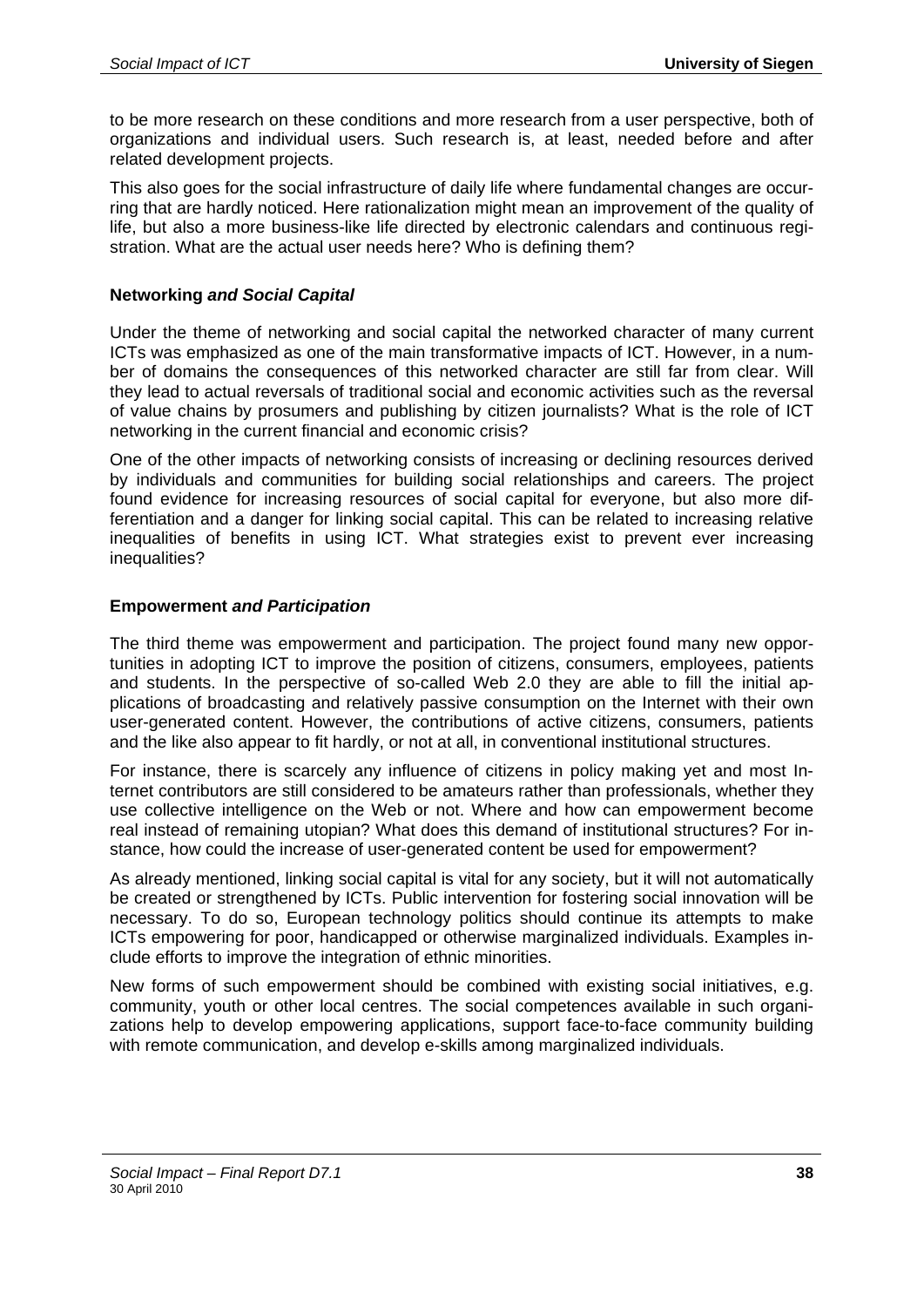to be more research on these conditions and more research from a user perspective, both of organizations and individual users. Such research is, at least, needed before and after related development projects.

This also goes for the social infrastructure of daily life where fundamental changes are occurring that are hardly noticed. Here rationalization might mean an improvement of the quality of life, but also a more business-like life directed by electronic calendars and continuous registration. What are the actual user needs here? Who is defining them?

**Networking *and Social Capital***

Under the theme of networking and social capital the networked character of many current ICTs was emphasized as one of the main transformative impacts of ICT. However, in a number of domains the consequences of this networked character are still far from clear. Will they lead to actual reversals of traditional social and economic activities such as the reversal of value chains by prosumers and publishing by citizen journalists? What is the role of ICT networking in the current financial and economic crisis?

One of the other impacts of networking consists of increasing or declining resources derived by individuals and communities for building social relationships and careers. The project found evidence for increasing resources of social capital for everyone, but also more differentiation and a danger for linking social capital. This can be related to increasing relative inequalities of benefits in using ICT. What strategies exist to prevent ever increasing inequalities?

**Empowerment *and Participation***

The third theme was empowerment and participation. The project found many new opportunities in adopting ICT to improve the position of citizens, consumers, employees, patients and students. In the perspective of so-called Web 2.0 they are able to fill the initial applications of broadcasting and relatively passive consumption on the Internet with their own user-generated content. However, the contributions of active citizens, consumers, patients and the like also appear to fit hardly, or not at all, in conventional institutional structures.

For instance, there is scarcely any influence of citizens in policy making yet and most Internet contributors are still considered to be amateurs rather than professionals, whether they use collective intelligence on the Web or not. Where and how can empowerment become real instead of remaining utopian? What does this demand of institutional structures? For instance, how could the increase of user-generated content be used for empowerment?

As already mentioned, linking social capital is vital for any society, but it will not automatically be created or strengthened by ICTs. Public intervention for fostering social innovation will be necessary. To do so, European technology politics should continue its attempts to make ICTs empowering for poor, handicapped or otherwise marginalized individuals. Examples include efforts to improve the integration of ethnic minorities.

New forms of such empowerment should be combined with existing social initiatives, e.g. community, youth or other local centres. The social competences available in such organizations help to develop empowering applications, support face-to-face community building with remote communication, and develop e-skills among marginalized individuals.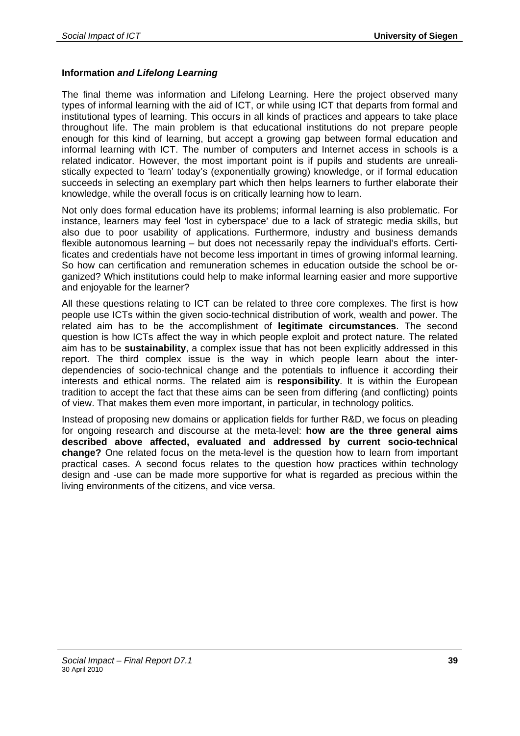**Information *and Lifelong Learning***

The final theme was information and Lifelong Learning. Here the project observed many types of informal learning with the aid of ICT, or while using ICT that departs from formal and institutional types of learning. This occurs in all kinds of practices and appears to take place throughout life. The main problem is that educational institutions do not prepare people enough for this kind of learning, but accept a growing gap between formal education and informal learning with ICT. The number of computers and Internet access in schools is a related indicator. However, the most important point is if pupils and students are unrealistically expected to 'learn' today's (exponentially growing) knowledge, or if formal education succeeds in selecting an exemplary part which then helps learners to further elaborate their knowledge, while the overall focus is on critically learning how to learn.

Not only does formal education have its problems; informal learning is also problematic. For instance, learners may feel 'lost in cyberspace' due to a lack of strategic media skills, but also due to poor usability of applications. Furthermore, industry and business demands flexible autonomous learning – but does not necessarily repay the individual's efforts. Certificates and credentials have not become less important in times of growing informal learning. So how can certification and remuneration schemes in education outside the school be organized? Which institutions could help to make informal learning easier and more supportive and enjoyable for the learner?

All these questions relating to ICT can be related to three core complexes. The first is how people use ICTs within the given socio-technical distribution of work, wealth and power. The related aim has to be the accomplishment of **legitimate circumstances**. The second question is how ICTs affect the way in which people exploit and protect nature. The related aim has to be **sustainability**, a complex issue that has not been explicitly addressed in this report. The third complex issue is the way in which people learn about the interdependencies of socio-technical change and the potentials to influence it according their interests and ethical norms. The related aim is **responsibility**. It is within the European tradition to accept the fact that these aims can be seen from differing (and conflicting) points of view. That makes them even more important, in particular, in technology politics.

Instead of proposing new domains or application fields for further R&D, we focus on pleading for ongoing research and discourse at the meta-level: **how are the three general aims described above affected, evaluated and addressed by current socio-technical change?** One related focus on the meta-level is the question how to learn from important practical cases. A second focus relates to the question how practices within technology design and -use can be made more supportive for what is regarded as precious within the living environments of the citizens, and vice versa.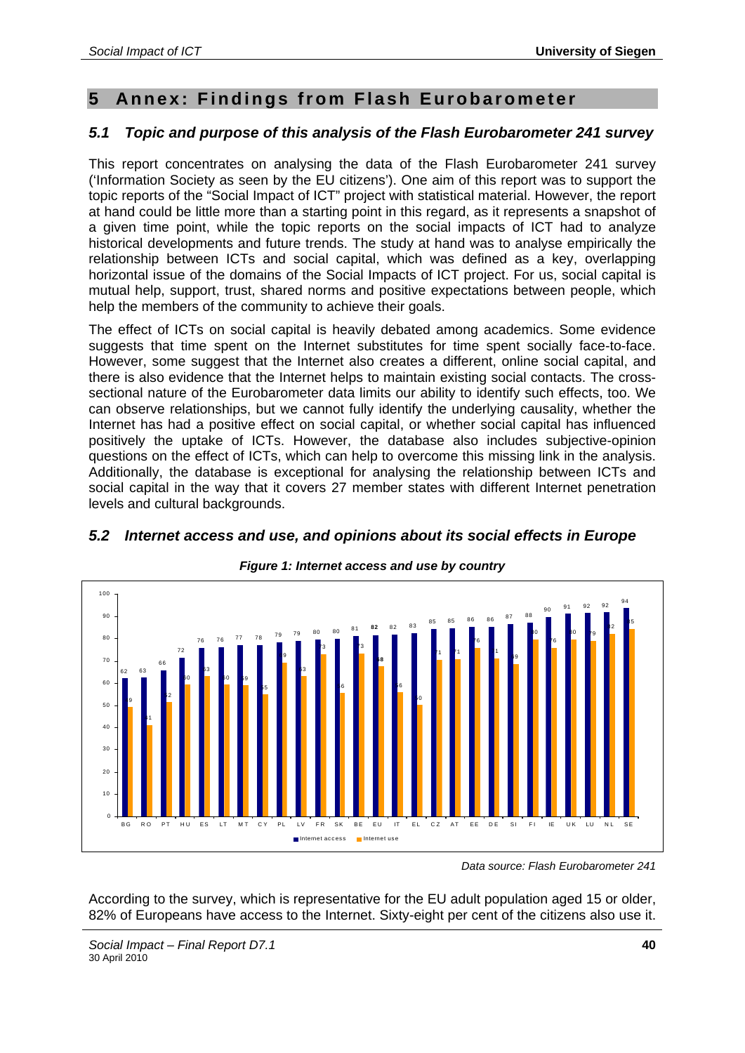# 5 Annex: Findings from Flash Eurobarometer

## 5.1 Topic and purpose of this analysis of the Flash Eurobarometer 241 survey

This report concentrates on analysing the data of the Flash Eurobarometer 241 survey ('Information Society as seen by the EU citizens'). One aim of this report was to support the topic reports of the "Social Impact of ICT" project with statistical material. However, the report at hand could be little more than a starting point in this regard, as it represents a snapshot of a given time point, while the topic reports on the social impacts of ICT had to analyze historical developments and future trends. The study at hand was to analyse empirically the relationship between ICTs and social capital, which was defined as a key, overlapping horizontal issue of the domains of the Social Impacts of ICT project. For us, social capital is mutual help, support, trust, shared norms and positive expectations between people, which help the members of the community to achieve their goals.

The effect of ICTs on social capital is heavily debated among academics. Some evidence suggests that time spent on the Internet substitutes for time spent socially face-to-face. However, some suggest that the Internet also creates a different, online social capital, and there is also evidence that the Internet helps to maintain existing social contacts. The cross-sectional nature of the Eurobarometer data limits our ability to identify such effects, too. We can observe relationships, but we cannot fully identify the underlying causality, whether the Internet has had a positive effect on social capital, or whether social capital has influenced positively the uptake of ICTs. However, the database also includes subjective-opinion questions on the effect of ICTs, which can help to overcome this missing link in the analysis. Additionally, the database is exceptional for analysing the relationship between ICTs and social capital in the way that it covers 27 member states with different Internet penetration levels and cultural backgrounds.

## 5.2 Internet access and use, and opinions about its social effects in Europe

***Figure 1: Internet access and use by country***

| Country | Internet access | Internet use |
|---|---|---|
| BG | 62 | 49 |
| RO | 63 | 41 |
| PT | 66 | 52 |
| HU | 72 | 60 |
| ES | 76 | 63 |
| LT | 76 | 60 |
| MT | 77 | 59 |
| CY | 78 | 55 |
| PL | 79 | 69 |
| LV | 79 | 63 |
| FR | 80 | 73 |
| SK | 80 | 56 |
| BE | 81 | 73 |
| EU | **82** | **68** |
| IT | 82 | 56 |
| EL | 83 | 50 |
| CZ | 85 | 71 |
| AT | 85 | 71 |
| EE | 86 | 76 |
| DE | 86 | 71 |
| SI | 87 | 69 |
| FI | 88 | 80 |
| IE | 90 | 76 |
| UK | 91 | 80 |
| LU | 92 | 79 |
| NL | 92 | 82 |
| SE | 94 | 85 |

*Data source: Flash Eurobarometer 241*

According to the survey, which is representative for the EU adult population aged 15 or older, 82% of Europeans have access to the Internet. Sixty-eight per cent of the citizens also use it.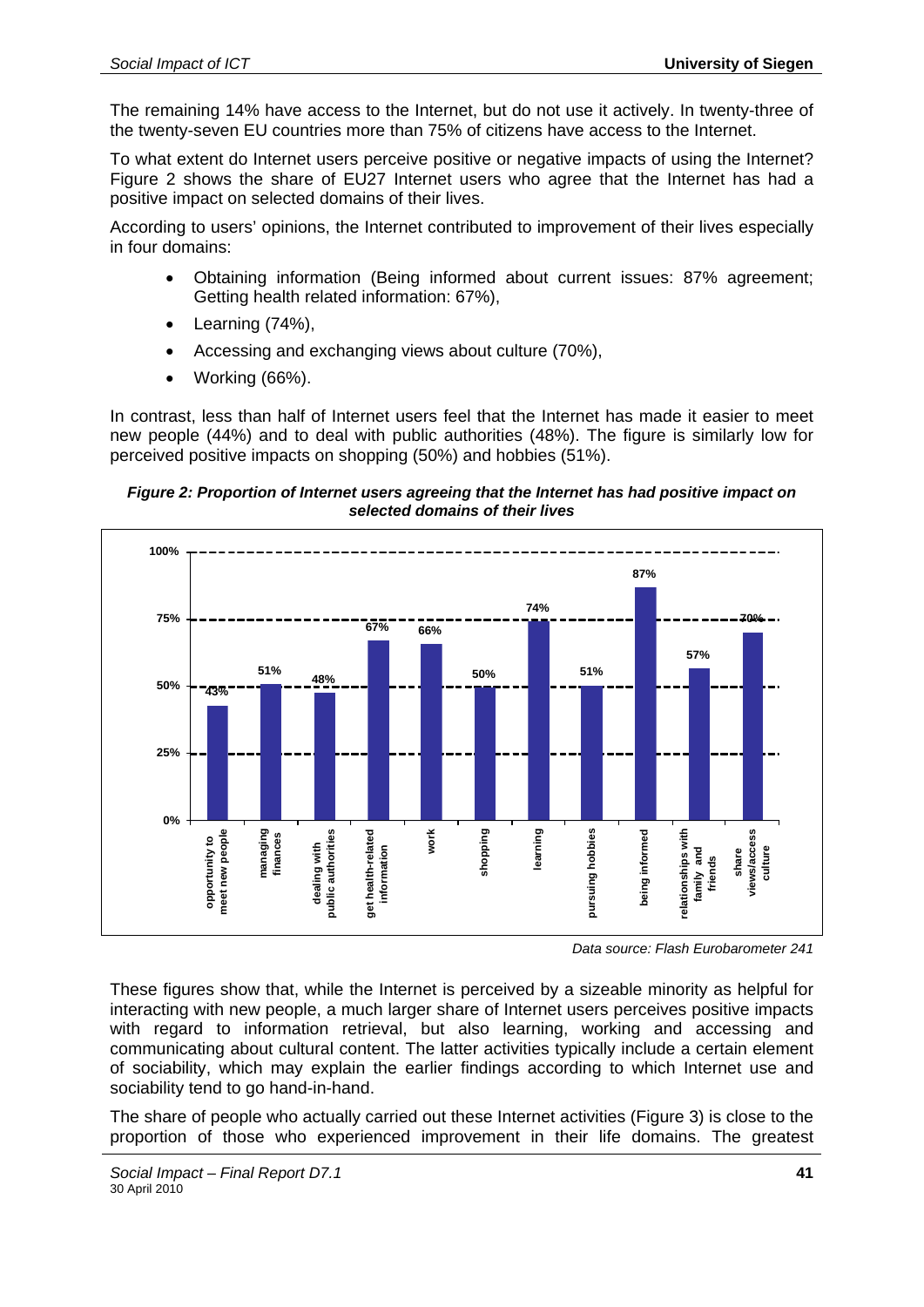The remaining 14% have access to the Internet, but do not use it actively. In twenty-three of the twenty-seven EU countries more than 75% of citizens have access to the Internet.

To what extent do Internet users perceive positive or negative impacts of using the Internet? Figure 2 shows the share of EU27 Internet users who agree that the Internet has had a positive impact on selected domains of their lives.

According to users' opinions, the Internet contributed to improvement of their lives especially in four domains:

- Obtaining information (Being informed about current issues: 87% agreement; Getting health related information: 67%),
- Learning (74%),
- Accessing and exchanging views about culture (70%),
- Working (66%).

In contrast, less than half of Internet users feel that the Internet has made it easier to meet new people (44%) and to deal with public authorities (48%). The figure is similarly low for perceived positive impacts on shopping (50%) and hobbies (51%).

***Figure 2: Proportion of Internet users agreeing that the Internet has had positive impact on selected domains of their lives***

| Domain | Share |
|---|---|
| opportunity to meet new people | 43% |
| managing finances | 51% |
| dealing with public authorities | 48% |
| get health-related information | 67% |
| work | 66% |
| shopping | 50% |
| learning | 74% |
| pursuing hobbies | 51% |
| being informed | 87% |
| relationships with family and friends | 57% |
| share views/access culture | 70% |

*Data source: Flash Eurobarometer 241*

These figures show that, while the Internet is perceived by a sizeable minority as helpful for interacting with new people, a much larger share of Internet users perceives positive impacts with regard to information retrieval, but also learning, working and accessing and communicating about cultural content. The latter activities typically include a certain element of sociability, which may explain the earlier findings according to which Internet use and sociability tend to go hand-in-hand.

The share of people who actually carried out these Internet activities (Figure 3) is close to the proportion of those who experienced improvement in their life domains. The greatest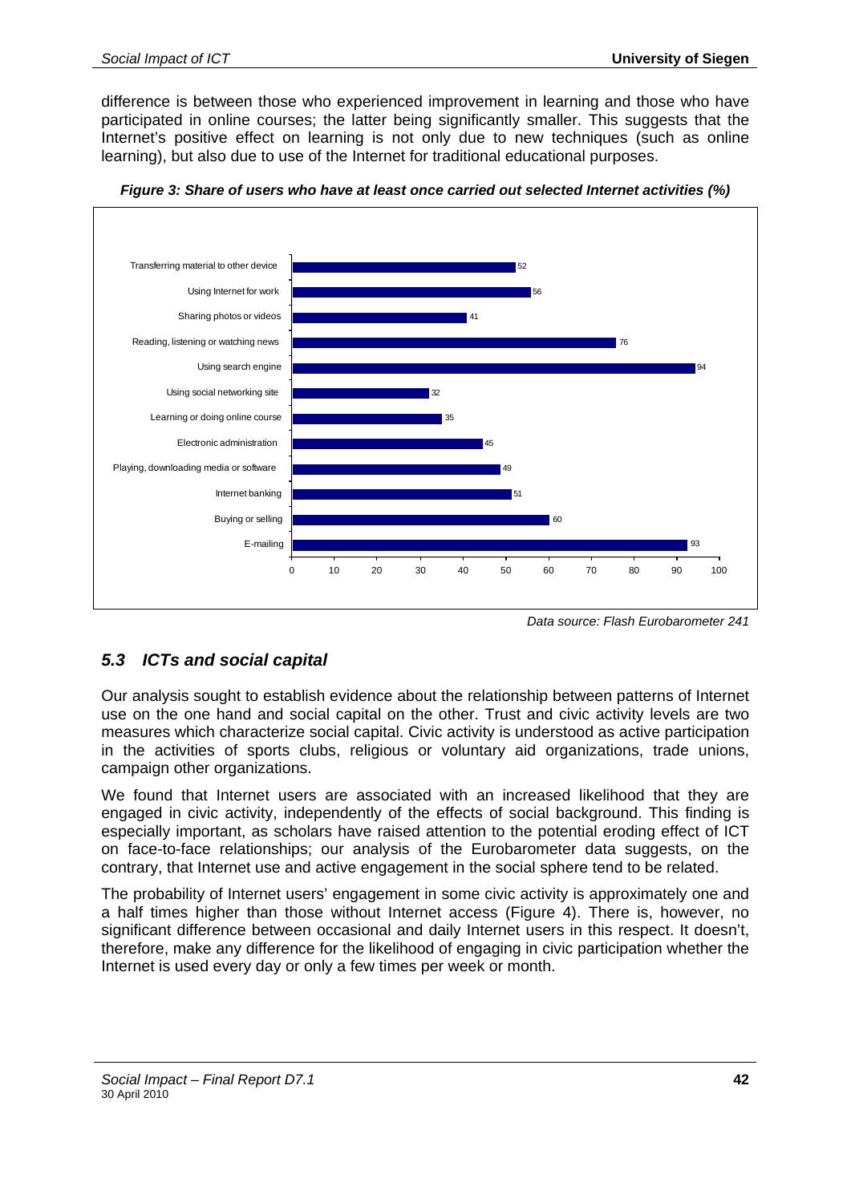difference is between those who experienced improvement in learning and those who have participated in online courses; the latter being significantly smaller. This suggests that the Internet's positive effect on learning is not only due to new techniques (such as online learning), but also due to use of the Internet for traditional educational purposes.

***Figure 3: Share of users who have at least once carried out selected Internet activities (%)***

| Activity | % |
|---|---|
| Transferring material to other device | 52 |
| Using Internet for work | 56 |
| Sharing photos or videos | 41 |
| Reading, listening or watching news | 76 |
| Using search engine | 94 |
| Using social networking site | 32 |
| Learning or doing online course | 35 |
| Electronic administration | 45 |
| Playing, downloading media or software | 49 |
| Internet banking | 51 |
| Buying or selling | 60 |
| E-mailing | 93 |

*Data source: Flash Eurobarometer 241*

## *5.3 ICTs and social capital*

Our analysis sought to establish evidence about the relationship between patterns of Internet use on the one hand and social capital on the other. Trust and civic activity levels are two measures which characterize social capital. Civic activity is understood as active participation in the activities of sports clubs, religious or voluntary aid organizations, trade unions, campaign other organizations.

We found that Internet users are associated with an increased likelihood that they are engaged in civic activity, independently of the effects of social background. This finding is especially important, as scholars have raised attention to the potential eroding effect of ICT on face-to-face relationships; our analysis of the Eurobarometer data suggests, on the contrary, that Internet use and active engagement in the social sphere tend to be related.

The probability of Internet users' engagement in some civic activity is approximately one and a half times higher than those without Internet access (Figure 4). There is, however, no significant difference between occasional and daily Internet users in this respect. It doesn't, therefore, make any difference for the likelihood of engaging in civic participation whether the Internet is used every day or only a few times per week or month.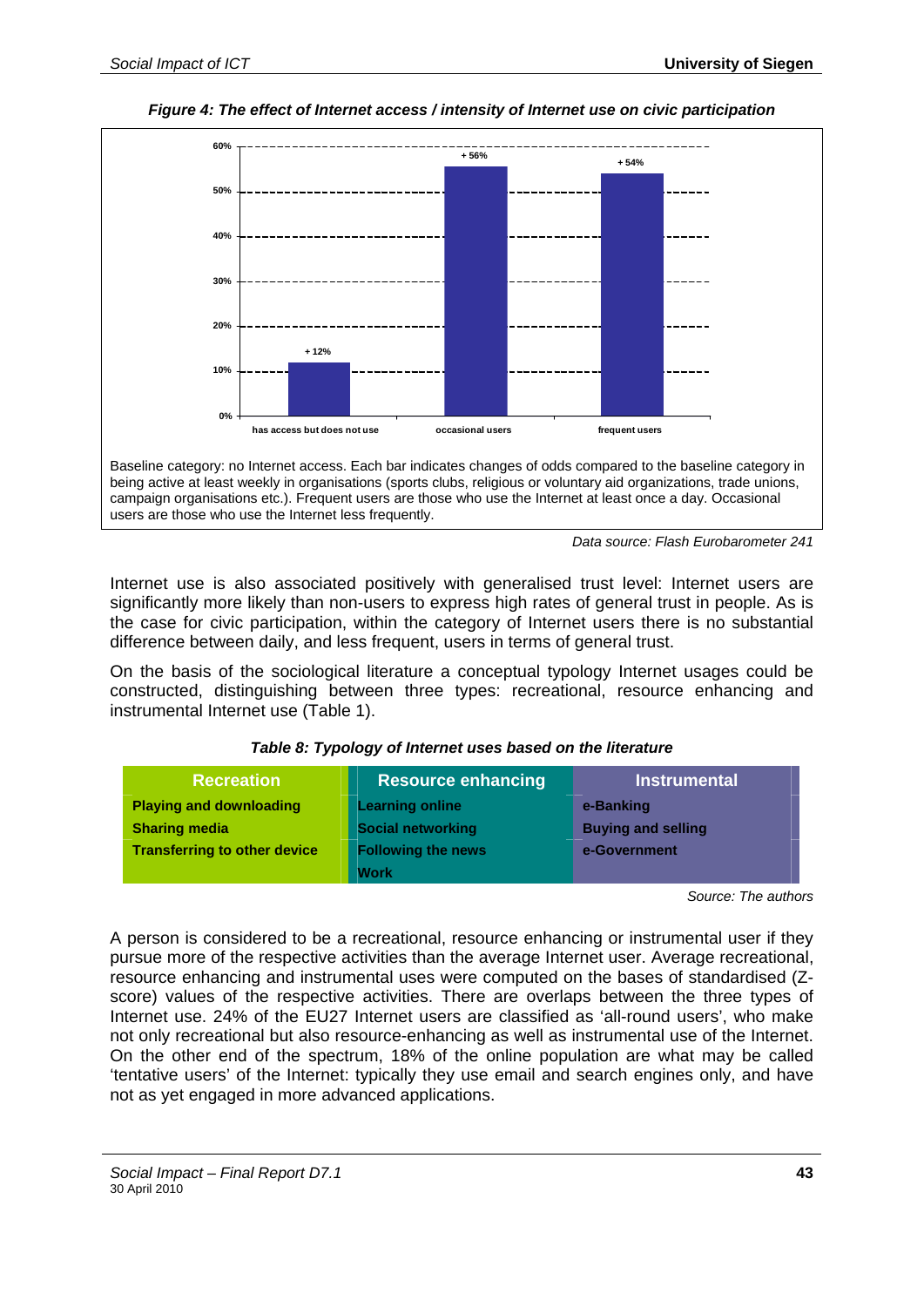*Figure 4: The effect of Internet access / intensity of Internet use on civic participation*

| | has access but does not use | occasional users | frequent users |
|---|---|---|---|
| Change of odds | + 12% | + 56% | + 54% |

Baseline category: no Internet access. Each bar indicates changes of odds compared to the baseline category in being active at least weekly in organisations (sports clubs, religious or voluntary aid organizations, trade unions, campaign organisations etc.). Frequent users are those who use the Internet at least once a day. Occasional users are those who use the Internet less frequently.

*Data source: Flash Eurobarometer 241*

Internet use is also associated positively with generalised trust level: Internet users are significantly more likely than non-users to express high rates of general trust in people. As is the case for civic participation, within the category of Internet users there is no substantial difference between daily, and less frequent, users in terms of general trust.

On the basis of the sociological literature a conceptual typology Internet usages could be constructed, distinguishing between three types: recreational, resource enhancing and instrumental Internet use (Table 1).

***Table 8: Typology of Internet uses based on the literature***

| Recreation | Resource enhancing | Instrumental |
|---|---|---|
| **Playing and downloading** | **Learning online** | **e-Banking** |
| **Sharing media** | **Social networking** | **Buying and selling** |
| **Transferring to other device** | **Following the news** | **e-Government** |
| | **Work** | |

*Source: The authors*

A person is considered to be a recreational, resource enhancing or instrumental user if they pursue more of the respective activities than the average Internet user. Average recreational, resource enhancing and instrumental uses were computed on the bases of standardised (Z-score) values of the respective activities. There are overlaps between the three types of Internet use. 24% of the EU27 Internet users are classified as 'all-round users', who make not only recreational but also resource-enhancing as well as instrumental use of the Internet. On the other end of the spectrum, 18% of the online population are what may be called 'tentative users' of the Internet: typically they use email and search engines only, and have not as yet engaged in more advanced applications.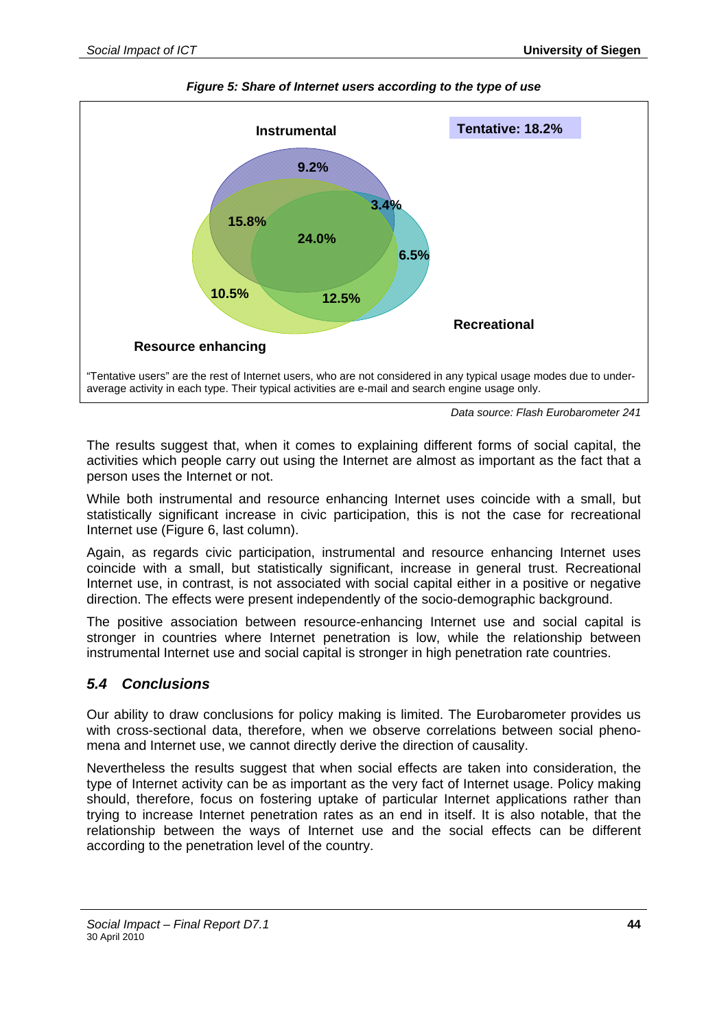*Figure 5: Share of Internet users according to the type of use*

Instrumental

Tentative: 18.2%

9.2%

3.4%

15.8%

24.0%

6.5%

10.5%

12.5%

Recreational

Resource enhancing

"Tentative users" are the rest of Internet users, who are not considered in any typical usage modes due to under-average activity in each type. Their typical activities are e-mail and search engine usage only.

*Data source: Flash Eurobarometer 241*

The results suggest that, when it comes to explaining different forms of social capital, the activities which people carry out using the Internet are almost as important as the fact that a person uses the Internet or not.

While both instrumental and resource enhancing Internet uses coincide with a small, but statistically significant increase in civic participation, this is not the case for recreational Internet use (Figure 6, last column).

Again, as regards civic participation, instrumental and resource enhancing Internet uses coincide with a small, but statistically significant, increase in general trust. Recreational Internet use, in contrast, is not associated with social capital either in a positive or negative direction. The effects were present independently of the socio-demographic background.

The positive association between resource-enhancing Internet use and social capital is stronger in countries where Internet penetration is low, while the relationship between instrumental Internet use and social capital is stronger in high penetration rate countries.

## *5.4 Conclusions*

Our ability to draw conclusions for policy making is limited. The Eurobarometer provides us with cross-sectional data, therefore, when we observe correlations between social phenomena and Internet use, we cannot directly derive the direction of causality.

Nevertheless the results suggest that when social effects are taken into consideration, the type of Internet activity can be as important as the very fact of Internet usage. Policy making should, therefore, focus on fostering uptake of particular Internet applications rather than trying to increase Internet penetration rates as an end in itself. It is also notable, that the relationship between the ways of Internet use and the social effects can be different according to the penetration level of the country.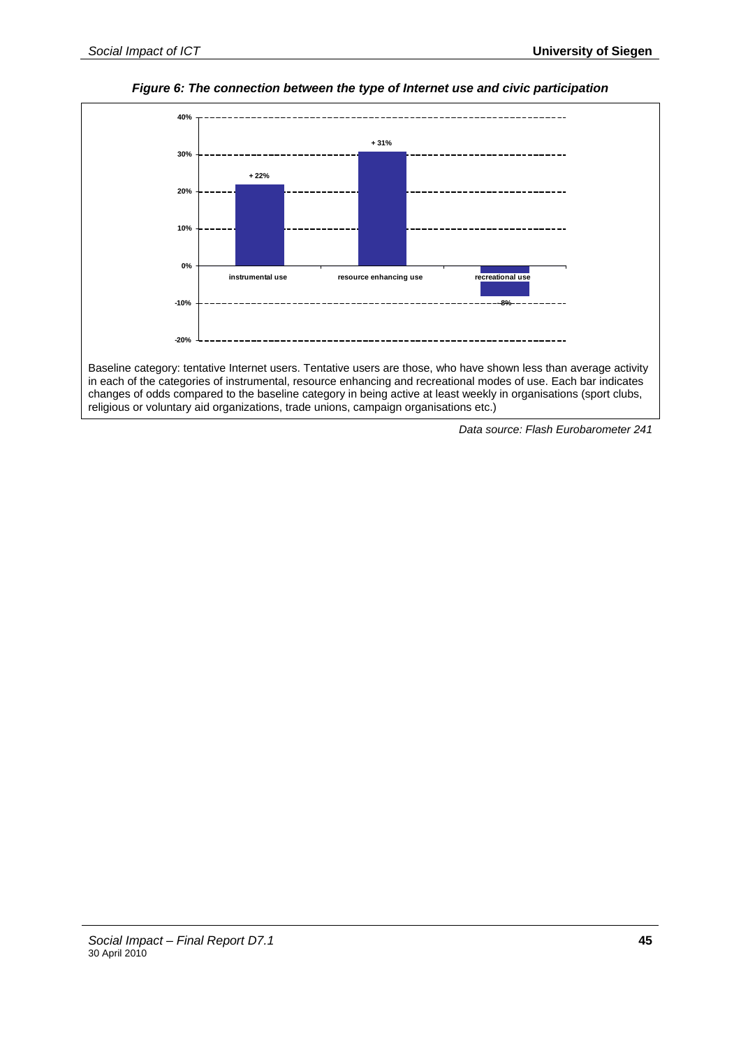***Figure 6: The connection between the type of Internet use and civic participation***

40%

30%

20%

10%

0%

-10%

-20%

+ 22%

+ 31%

-8%

instrumental use

resource enhancing use

recreational use

Baseline category: tentative Internet users. Tentative users are those, who have shown less than average activity in each of the categories of instrumental, resource enhancing and recreational modes of use. Each bar indicates changes of odds compared to the baseline category in being active at least weekly in organisations (sport clubs, religious or voluntary aid organizations, trade unions, campaign organisations etc.)

*Data source: Flash Eurobarometer 241*